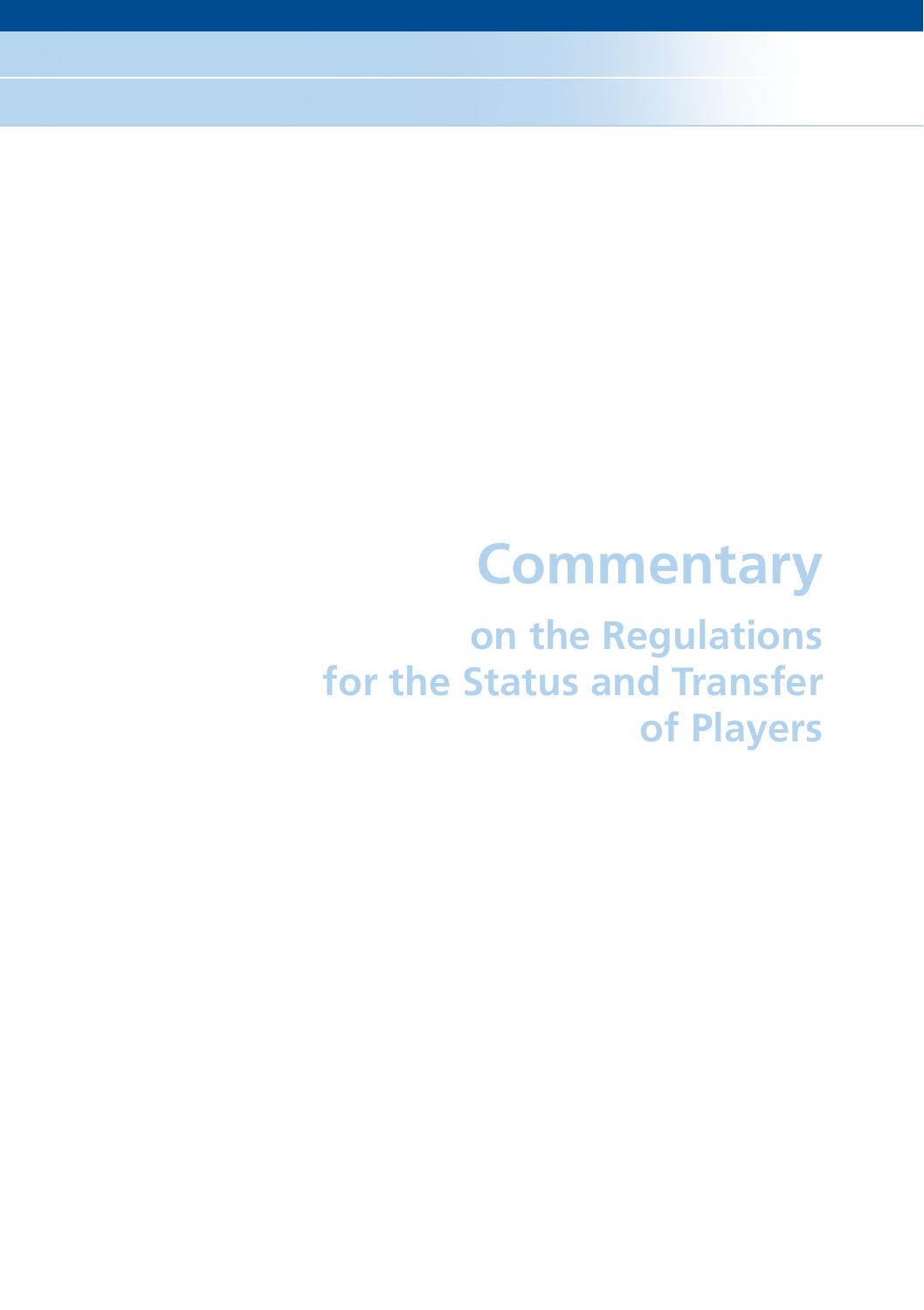# Commentary

## on the Regulations for the Status and Transfer of Players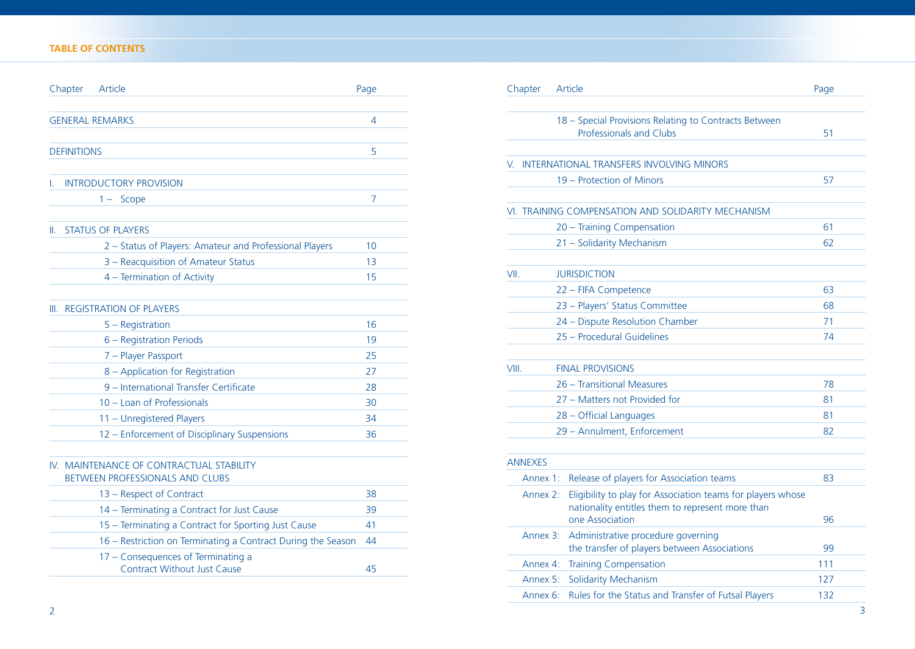# TABLE OF CONTENTS

| Chapter | Article | Page |
|---|---|---|
| GENERAL REMARKS | | 4 |
| DEFINITIONS | | 5 |
| I. INTRODUCTORY PROVISION | | |
| | 1 – Scope | 7 |
| II. STATUS OF PLAYERS | | |
| | 2 – Status of Players: Amateur and Professional Players | 10 |
| | 3 – Reacquisition of Amateur Status | 13 |
| | 4 – Termination of Activity | 15 |
| III. REGISTRATION OF PLAYERS | | |
| | 5 – Registration | 16 |
| | 6 – Registration Periods | 19 |
| | 7 – Player Passport | 25 |
| | 8 – Application for Registration | 27 |
| | 9 – International Transfer Certificate | 28 |
| | 10 – Loan of Professionals | 30 |
| | 11 – Unregistered Players | 34 |
| | 12 – Enforcement of Disciplinary Suspensions | 36 |
| IV. MAINTENANCE OF CONTRACTUAL STABILITY BETWEEN PROFESSIONALS AND CLUBS | | |
| | 13 – Respect of Contract | 38 |
| | 14 – Terminating a Contract for Just Cause | 39 |
| | 15 – Terminating a Contract for Sporting Just Cause | 41 |
| | 16 – Restriction on Terminating a Contract During the Season | 44 |
| | 17 – Consequences of Terminating a Contract Without Just Cause | 45 |
| | 18 – Special Provisions Relating to Contracts Between Professionals and Clubs | 51 |
| V. INTERNATIONAL TRANSFERS INVOLVING MINORS | | |
| | 19 – Protection of Minors | 57 |
| VI. TRAINING COMPENSATION AND SOLIDARITY MECHANISM | | |
| | 20 – Training Compensation | 61 |
| | 21 – Solidarity Mechanism | 62 |
| VII. JURISDICTION | | |
| | 22 – FIFA Competence | 63 |
| | 23 – Players' Status Committee | 68 |
| | 24 – Dispute Resolution Chamber | 71 |
| | 25 – Procedural Guidelines | 74 |
| VIII. FINAL PROVISIONS | | |
| | 26 – Transitional Measures | 78 |
| | 27 – Matters not Provided for | 81 |
| | 28 – Official Languages | 81 |
| | 29 – Annulment, Enforcement | 82 |
| ANNEXES | | |
| Annex 1: | Release of players for Association teams | 83 |
| Annex 2: | Eligibility to play for Association teams for players whose nationality entitles them to represent more than one Association | 96 |
| Annex 3: | Administrative procedure governing the transfer of players between Associations | 99 |
| Annex 4: | Training Compensation | 111 |
| Annex 5: | Solidarity Mechanism | 127 |
| Annex 6: | Rules for the Status and Transfer of Futsal Players | 132 |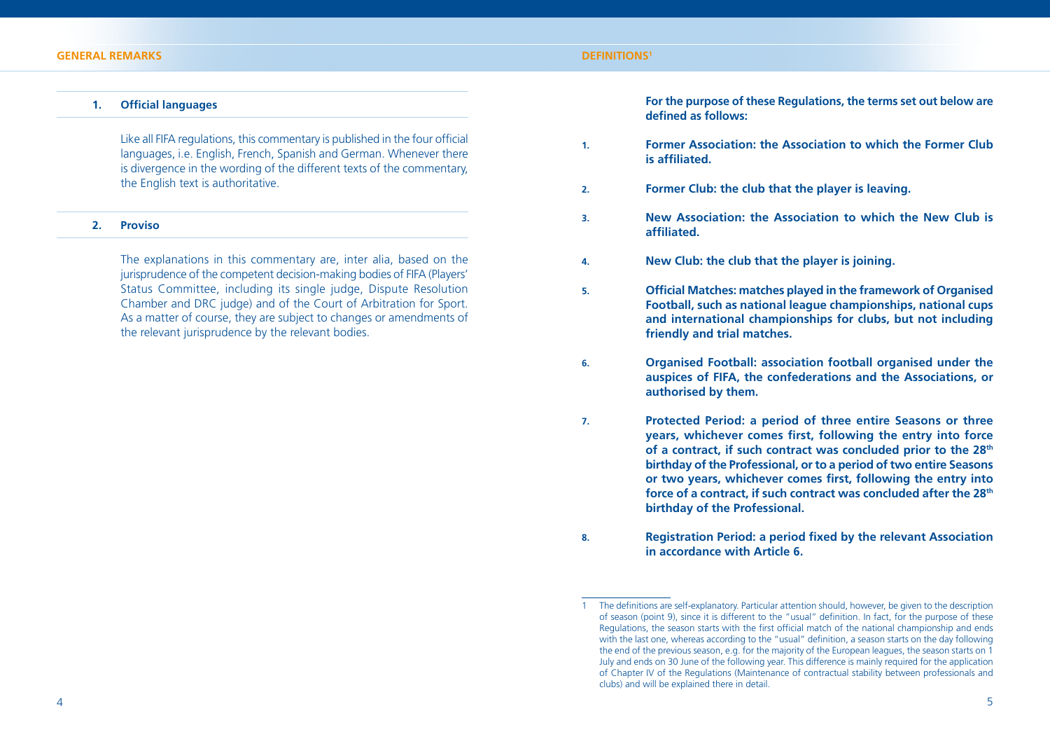# GENERAL REMARKS

## 1. Official languages

Like all FIFA regulations, this commentary is published in the four official languages, i.e. English, French, Spanish and German. Whenever there is divergence in the wording of the different texts of the commentary, the English text is authoritative.

## 2. Proviso

The explanations in this commentary are, inter alia, based on the jurisprudence of the competent decision-making bodies of FIFA (Players' Status Committee, including its single judge, Dispute Resolution Chamber and DRC judge) and of the Court of Arbitration for Sport. As a matter of course, they are subject to changes or amendments of the relevant jurisprudence by the relevant bodies.

# DEFINITIONS[1]

**For the purpose of these Regulations, the terms set out below are defined as follows:**

1. **Former Association: the Association to which the Former Club is affiliated.**
2. **Former Club: the club that the player is leaving.**
3. **New Association: the Association to which the New Club is affiliated.**
4. **New Club: the club that the player is joining.**
5. **Official Matches: matches played in the framework of Organised Football, such as national league championships, national cups and international championships for clubs, but not including friendly and trial matches.**
6. **Organised Football: association football organised under the auspices of FIFA, the confederations and the Associations, or authorised by them.**
7. **Protected Period: a period of three entire Seasons or three years, whichever comes first, following the entry into force of a contract, if such contract was concluded prior to the 28th birthday of the Professional, or to a period of two entire Seasons or two years, whichever comes first, following the entry into force of a contract, if such contract was concluded after the 28th birthday of the Professional.**
8. **Registration Period: a period fixed by the relevant Association in accordance with Article 6.**

[1] The definitions are self-explanatory. Particular attention should, however, be given to the description of season (point 9), since it is different to the "usual" definition. In fact, for the purpose of these Regulations, the season starts with the first official match of the national championship and ends with the last one, whereas according to the "usual" definition, a season starts on the day following the end of the previous season, e.g. for the majority of the European leagues, the season starts on 1 July and ends on 30 June of the following year. This difference is mainly required for the application of Chapter IV of the Regulations (Maintenance of contractual stability between professionals and clubs) and will be explained there in detail.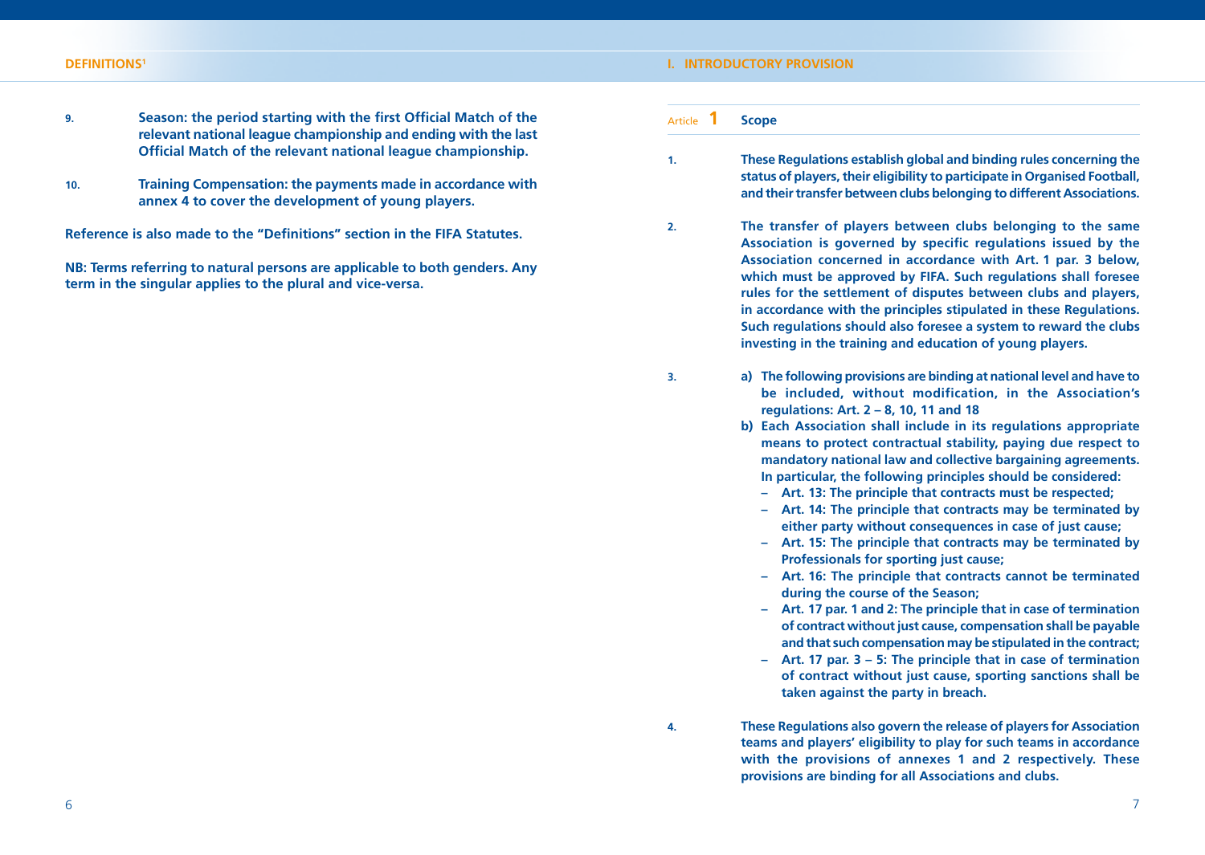9. Season: the period starting with the first Official Match of the relevant national league championship and ending with the last Official Match of the relevant national league championship.

10. Training Compensation: the payments made in accordance with annex 4 to cover the development of young players.

Reference is also made to the "Definitions" section in the FIFA Statutes.

NB: Terms referring to natural persons are applicable to both genders. Any term in the singular applies to the plural and vice-versa.

# I. INTRODUCTORY PROVISION

## Article 1 Scope

1. These Regulations establish global and binding rules concerning the status of players, their eligibility to participate in Organised Football, and their transfer between clubs belonging to different Associations.

2. The transfer of players between clubs belonging to the same Association is governed by specific regulations issued by the Association concerned in accordance with Art. 1 par. 3 below, which must be approved by FIFA. Such regulations shall foresee rules for the settlement of disputes between clubs and players, in accordance with the principles stipulated in these Regulations. Such regulations should also foresee a system to reward the clubs investing in the training and education of young players.

3. a) The following provisions are binding at national level and have to be included, without modification, in the Association's regulations: Art. 2 – 8, 10, 11 and 18
   b) Each Association shall include in its regulations appropriate means to protect contractual stability, paying due respect to mandatory national law and collective bargaining agreements. In particular, the following principles should be considered:
      – Art. 13: The principle that contracts must be respected;
      – Art. 14: The principle that contracts may be terminated by either party without consequences in case of just cause;
      – Art. 15: The principle that contracts may be terminated by Professionals for sporting just cause;
      – Art. 16: The principle that contracts cannot be terminated during the course of the Season;
      – Art. 17 par. 1 and 2: The principle that in case of termination of contract without just cause, compensation shall be payable and that such compensation may be stipulated in the contract;
      – Art. 17 par. 3 – 5: The principle that in case of termination of contract without just cause, sporting sanctions shall be taken against the party in breach.

4. These Regulations also govern the release of players for Association teams and players' eligibility to play for such teams in accordance with the provisions of annexes 1 and 2 respectively. These provisions are binding for all Associations and clubs.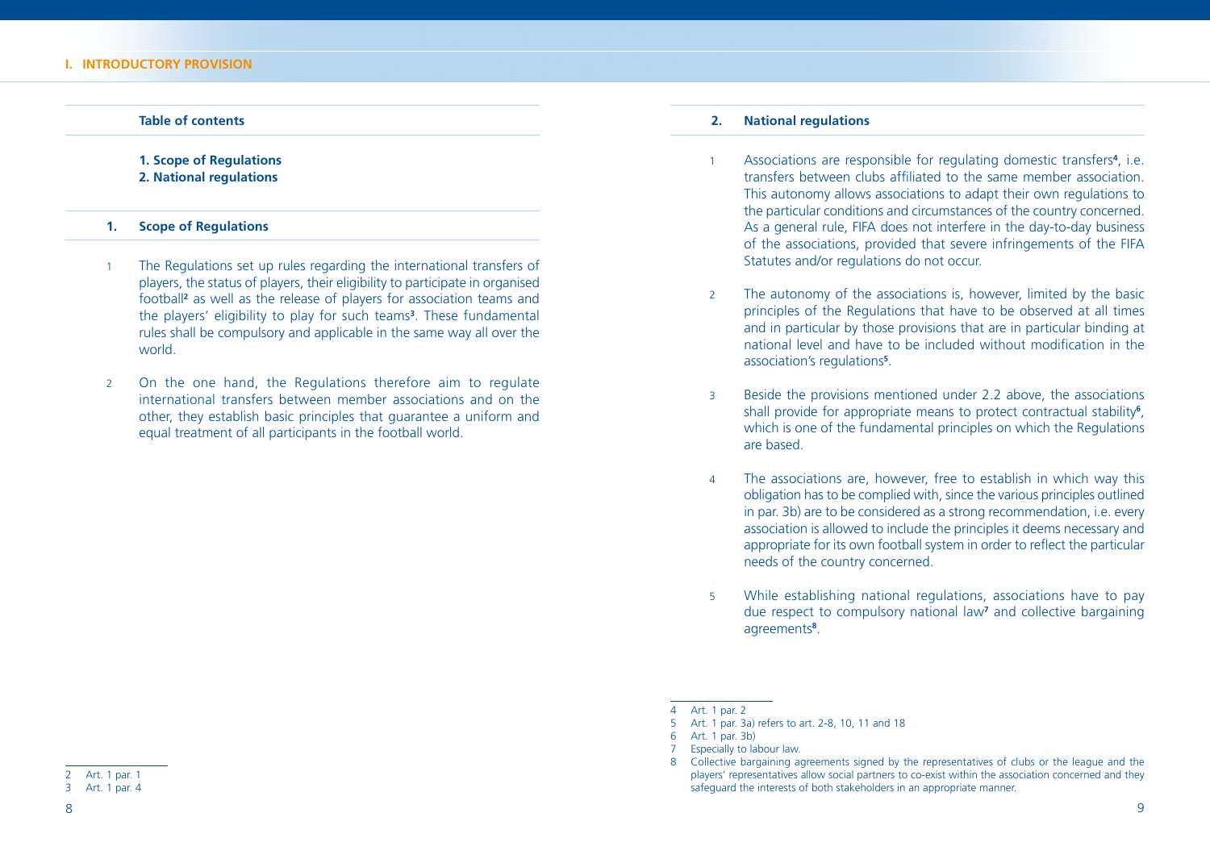# I. INTRODUCTORY PROVISION

**Table of contents**

**1. Scope of Regulations**
**2. National regulations**

## 1. Scope of Regulations

1 The Regulations set up rules regarding the international transfers of players, the status of players, their eligibility to participate in organised football[2] as well as the release of players for association teams and the players' eligibility to play for such teams[3]. These fundamental rules shall be compulsory and applicable in the same way all over the world.

2 On the one hand, the Regulations therefore aim to regulate international transfers between member associations and on the other, they establish basic principles that guarantee a uniform and equal treatment of all participants in the football world.

---

2 Art. 1 par. 1
3 Art. 1 par. 4

## 2. National regulations

1 Associations are responsible for regulating domestic transfers[4], i.e. transfers between clubs affiliated to the same member association. This autonomy allows associations to adapt their own regulations to the particular conditions and circumstances of the country concerned. As a general rule, FIFA does not interfere in the day-to-day business of the associations, provided that severe infringements of the FIFA Statutes and/or regulations do not occur.

2 The autonomy of the associations is, however, limited by the basic principles of the Regulations that have to be observed at all times and in particular by those provisions that are in particular binding at national level and have to be included without modification in the association's regulations[5].

3 Beside the provisions mentioned under 2.2 above, the associations shall provide for appropriate means to protect contractual stability[6], which is one of the fundamental principles on which the Regulations are based.

4 The associations are, however, free to establish in which way this obligation has to be complied with, since the various principles outlined in par. 3b) are to be considered as a strong recommendation, i.e. every association is allowed to include the principles it deems necessary and appropriate for its own football system in order to reflect the particular needs of the country concerned.

5 While establishing national regulations, associations have to pay due respect to compulsory national law[7] and collective bargaining agreements[8].

---

4 Art. 1 par. 2
5 Art. 1 par. 3a) refers to art. 2-8, 10, 11 and 18
6 Art. 1 par. 3b)
7 Especially to labour law.
8 Collective bargaining agreements signed by the representatives of clubs or the league and the players' representatives allow social partners to co-exist within the association concerned and they safeguard the interests of both stakeholders in an appropriate manner.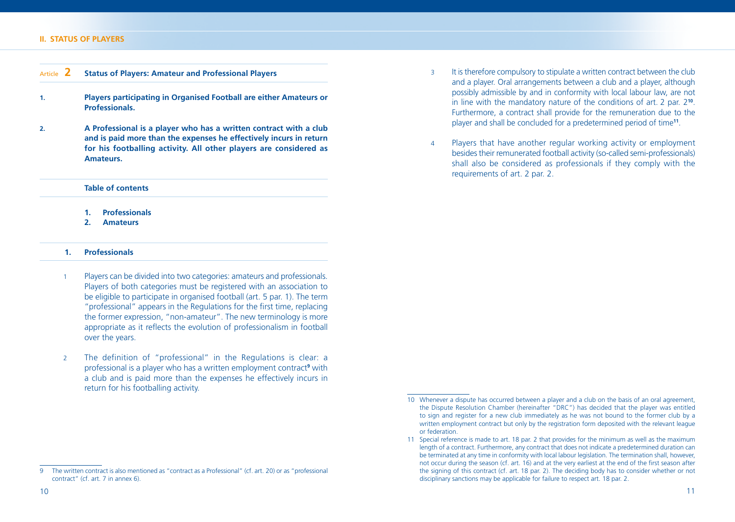## Article 2 Status of Players: Amateur and Professional Players

**1. Players participating in Organised Football are either Amateurs or Professionals.**

**2. A Professional is a player who has a written contract with a club and is paid more than the expenses he effectively incurs in return for his footballing activity. All other players are considered as Amateurs.**

**Table of contents**

1. **Professionals**
2. **Amateurs**

### 1. Professionals

1 Players can be divided into two categories: amateurs and professionals. Players of both categories must be registered with an association to be eligible to participate in organised football (art. 5 par. 1). The term "professional" appears in the Regulations for the first time, replacing the former expression, "non-amateur". The new terminology is more appropriate as it reflects the evolution of professionalism in football over the years.

2 The definition of "professional" in the Regulations is clear: a professional is a player who has a written employment contract[9] with a club and is paid more than the expenses he effectively incurs in return for his footballing activity.

3 It is therefore compulsory to stipulate a written contract between the club and a player. Oral arrangements between a club and a player, although possibly admissible by and in conformity with local labour law, are not in line with the mandatory nature of the conditions of art. 2 par. 2[10]. Furthermore, a contract shall provide for the remuneration due to the player and shall be concluded for a predetermined period of time[11].

4 Players that have another regular working activity or employment besides their remunerated football activity (so-called semi-professionals) shall also be considered as professionals if they comply with the requirements of art. 2 par. 2.

---

9 The written contract is also mentioned as "contract as a Professional" (cf. art. 20) or as "professional contract" (cf. art. 7 in annex 6).

10 Whenever a dispute has occurred between a player and a club on the basis of an oral agreement, the Dispute Resolution Chamber (hereinafter "DRC") has decided that the player was entitled to sign and register for a new club immediately as he was not bound to the former club by a written employment contract but only by the registration form deposited with the relevant league or federation.

11 Special reference is made to art. 18 par. 2 that provides for the minimum as well as the maximum length of a contract. Furthermore, any contract that does not indicate a predetermined duration can be terminated at any time in conformity with local labour legislation. The termination shall, however, not occur during the season (cf. art. 16) and at the very earliest at the end of the first season after the signing of this contract (cf. art. 18 par. 2). The deciding body has to consider whether or not disciplinary sanctions may be applicable for failure to respect art. 18 par. 2.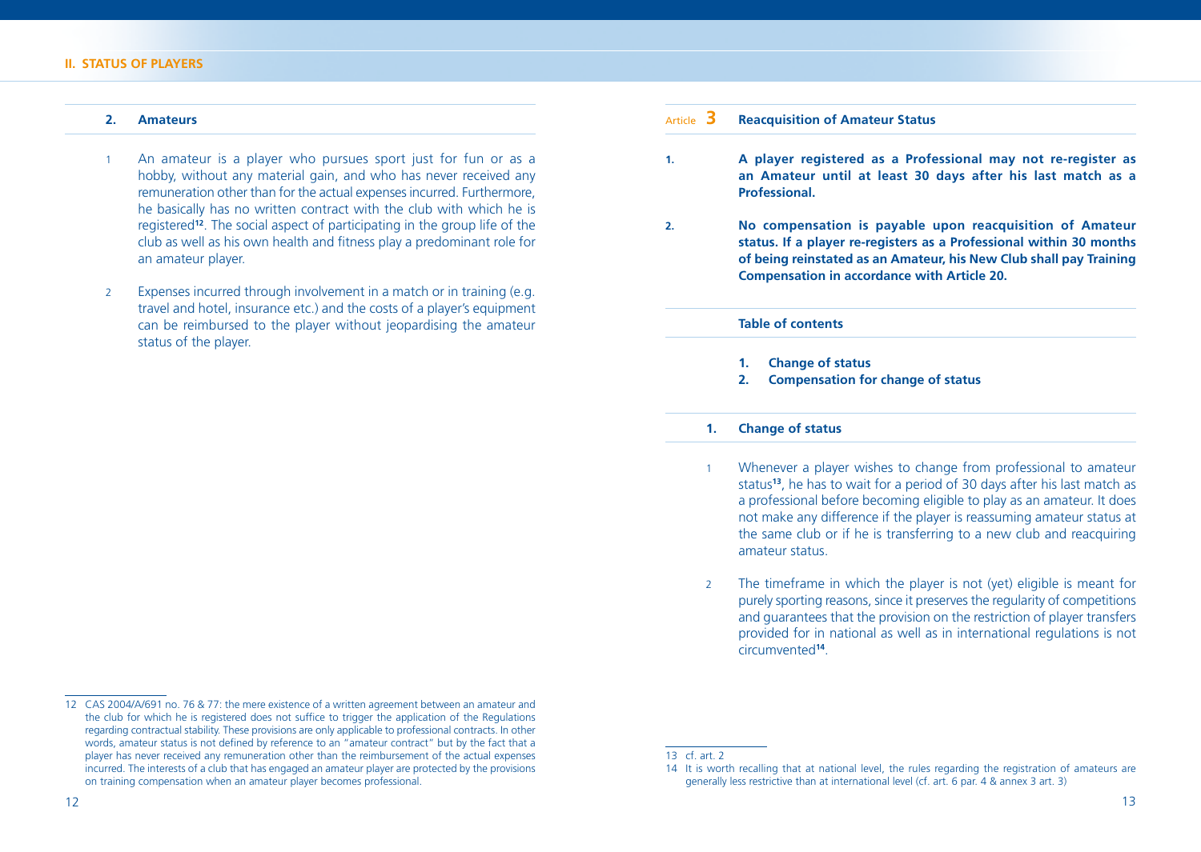### 2. Amateurs

1 An amateur is a player who pursues sport just for fun or as a hobby, without any material gain, and who has never received any remuneration other than for the actual expenses incurred. Furthermore, he basically has no written contract with the club with which he is registered[12]. The social aspect of participating in the group life of the club as well as his own health and fitness play a predominant role for an amateur player.

2 Expenses incurred through involvement in a match or in training (e.g. travel and hotel, insurance etc.) and the costs of a player's equipment can be reimbursed to the player without jeopardising the amateur status of the player.

12 CAS 2004/A/691 no. 76 & 77: the mere existence of a written agreement between an amateur and the club for which he is registered does not suffice to trigger the application of the Regulations regarding contractual stability. These provisions are only applicable to professional contracts. In other words, amateur status is not defined by reference to an "amateur contract" but by the fact that a player has never received any remuneration other than the reimbursement of the actual expenses incurred. The interests of a club that has engaged an amateur player are protected by the provisions on training compensation when an amateur player becomes professional.

## Article 3 Reacquisition of Amateur Status

**1. A player registered as a Professional may not re-register as an Amateur until at least 30 days after his last match as a Professional.**

**2. No compensation is payable upon reacquisition of Amateur status. If a player re-registers as a Professional within 30 months of being reinstated as an Amateur, his New Club shall pay Training Compensation in accordance with Article 20.**

**Table of contents**

1. **Change of status**
2. **Compensation for change of status**

### 1. Change of status

1 Whenever a player wishes to change from professional to amateur status[13], he has to wait for a period of 30 days after his last match as a professional before becoming eligible to play as an amateur. It does not make any difference if the player is reassuming amateur status at the same club or if he is transferring to a new club and reacquiring amateur status.

2 The timeframe in which the player is not (yet) eligible is meant for purely sporting reasons, since it preserves the regularity of competitions and guarantees that the provision on the restriction of player transfers provided for in national as well as in international regulations is not circumvented[14].

13 cf. art. 2

14 It is worth recalling that at national level, the rules regarding the registration of amateurs are generally less restrictive than at international level (cf. art. 6 par. 4 & annex 3 art. 3)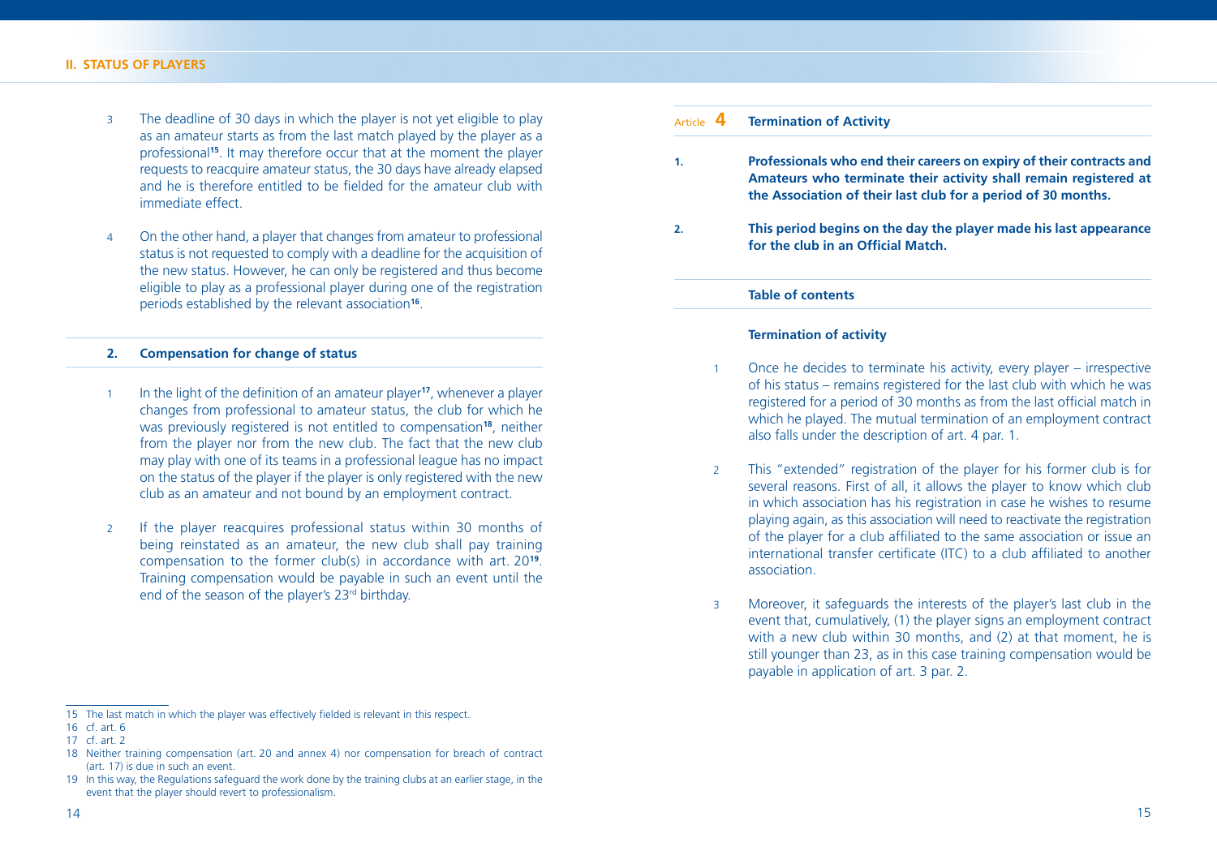3 The deadline of 30 days in which the player is not yet eligible to play as an amateur starts as from the last match played by the player as a professional[15]. It may therefore occur that at the moment the player requests to reacquire amateur status, the 30 days have already elapsed and he is therefore entitled to be fielded for the amateur club with immediate effect.

4 On the other hand, a player that changes from amateur to professional status is not requested to comply with a deadline for the acquisition of the new status. However, he can only be registered and thus become eligible to play as a professional player during one of the registration periods established by the relevant association[16].

### 2. Compensation for change of status

1 In the light of the definition of an amateur player[17], whenever a player changes from professional to amateur status, the club for which he was previously registered is not entitled to compensation[18], neither from the player nor from the new club. The fact that the new club may play with one of its teams in a professional league has no impact on the status of the player if the player is only registered with the new club as an amateur and not bound by an employment contract.

2 If the player reacquires professional status within 30 months of being reinstated as an amateur, the new club shall pay training compensation to the former club(s) in accordance with art. 20[19]. Training compensation would be payable in such an event until the end of the season of the player's 23rd birthday.

15 The last match in which the player was effectively fielded is relevant in this respect.

16 cf. art. 6

17 cf. art. 2

18 Neither training compensation (art. 20 and annex 4) nor compensation for breach of contract (art. 17) is due in such an event.

19 In this way, the Regulations safeguard the work done by the training clubs at an earlier stage, in the event that the player should revert to professionalism.

## Article 4 Termination of Activity

**1. Professionals who end their careers on expiry of their contracts and Amateurs who terminate their activity shall remain registered at the Association of their last club for a period of 30 months.**

**2. This period begins on the day the player made his last appearance for the club in an Official Match.**

### Table of contents

**Termination of activity**

1 Once he decides to terminate his activity, every player – irrespective of his status – remains registered for the last club with which he was registered for a period of 30 months as from the last official match in which he played. The mutual termination of an employment contract also falls under the description of art. 4 par. 1.

2 This "extended" registration of the player for his former club is for several reasons. First of all, it allows the player to know which club in which association has his registration in case he wishes to resume playing again, as this association will need to reactivate the registration of the player for a club affiliated to the same association or issue an international transfer certificate (ITC) to a club affiliated to another association.

3 Moreover, it safeguards the interests of the player's last club in the event that, cumulatively, (1) the player signs an employment contract with a new club within 30 months, and (2) at that moment, he is still younger than 23, as in this case training compensation would be payable in application of art. 3 par. 2.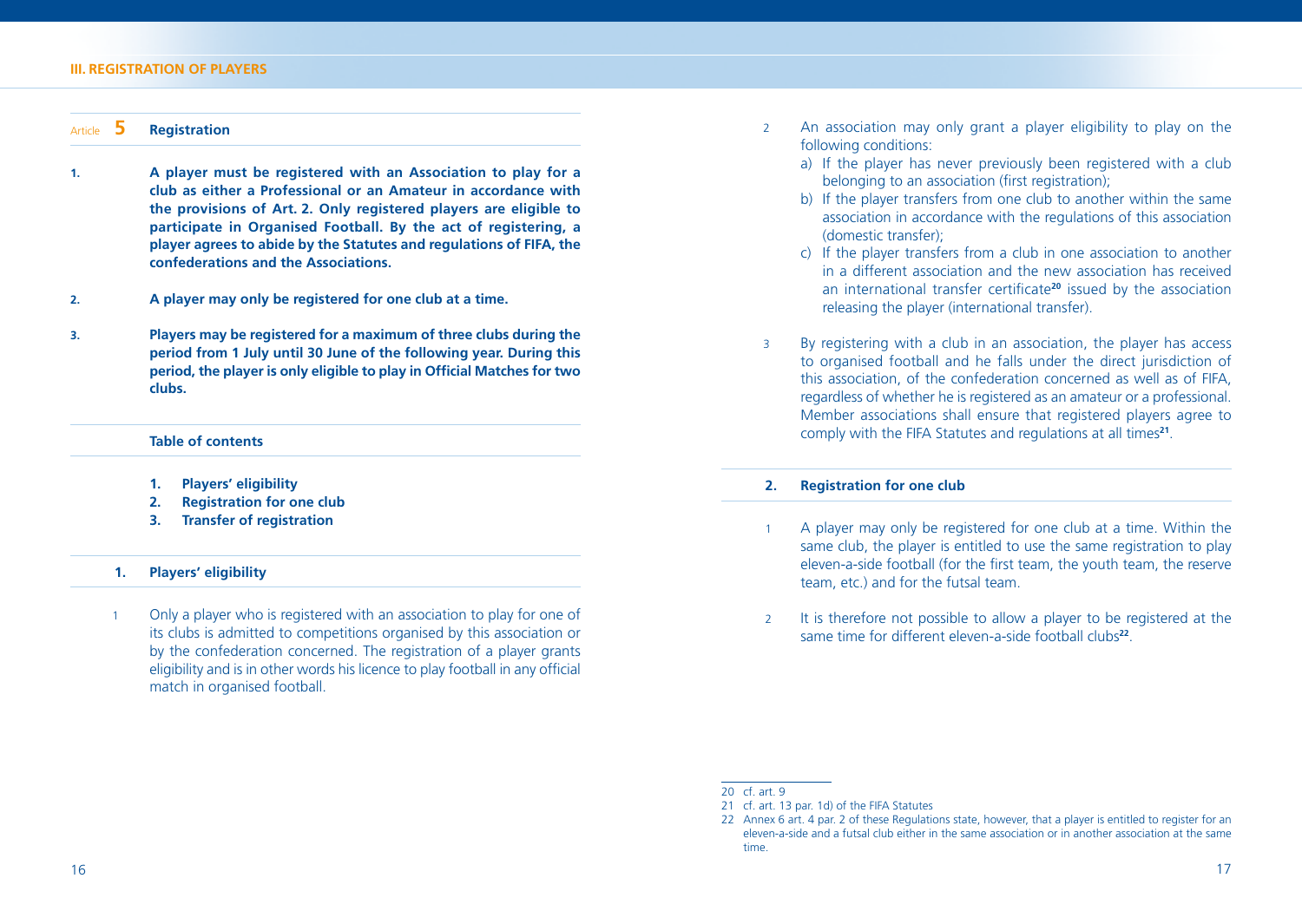## Article 5 Registration

**1. A player must be registered with an Association to play for a club as either a Professional or an Amateur in accordance with the provisions of Art. 2. Only registered players are eligible to participate in Organised Football. By the act of registering, a player agrees to abide by the Statutes and regulations of FIFA, the confederations and the Associations.**

**2. A player may only be registered for one club at a time.**

**3. Players may be registered for a maximum of three clubs during the period from 1 July until 30 June of the following year. During this period, the player is only eligible to play in Official Matches for two clubs.**

**Table of contents**

1. **Players' eligibility**
2. **Registration for one club**
3. **Transfer of registration**

### 1. Players' eligibility

1 Only a player who is registered with an association to play for one of its clubs is admitted to competitions organised by this association or by the confederation concerned. The registration of a player grants eligibility and is in other words his licence to play football in any official match in organised football.

2 An association may only grant a player eligibility to play on the following conditions:

a) If the player has never previously been registered with a club belonging to an association (first registration);

b) If the player transfers from one club to another within the same association in accordance with the regulations of this association (domestic transfer);

c) If the player transfers from a club in one association to another in a different association and the new association has received an international transfer certificate[20] issued by the association releasing the player (international transfer).

3 By registering with a club in an association, the player has access to organised football and he falls under the direct jurisdiction of this association, of the confederation concerned as well as of FIFA, regardless of whether he is registered as an amateur or a professional. Member associations shall ensure that registered players agree to comply with the FIFA Statutes and regulations at all times[21].

### 2. Registration for one club

1 A player may only be registered for one club at a time. Within the same club, the player is entitled to use the same registration to play eleven-a-side football (for the first team, the youth team, the reserve team, etc.) and for the futsal team.

2 It is therefore not possible to allow a player to be registered at the same time for different eleven-a-side football clubs[22].

---

20 cf. art. 9

21 cf. art. 13 par. 1d) of the FIFA Statutes

22 Annex 6 art. 4 par. 2 of these Regulations state, however, that a player is entitled to register for an eleven-a-side and a futsal club either in the same association or in another association at the same time.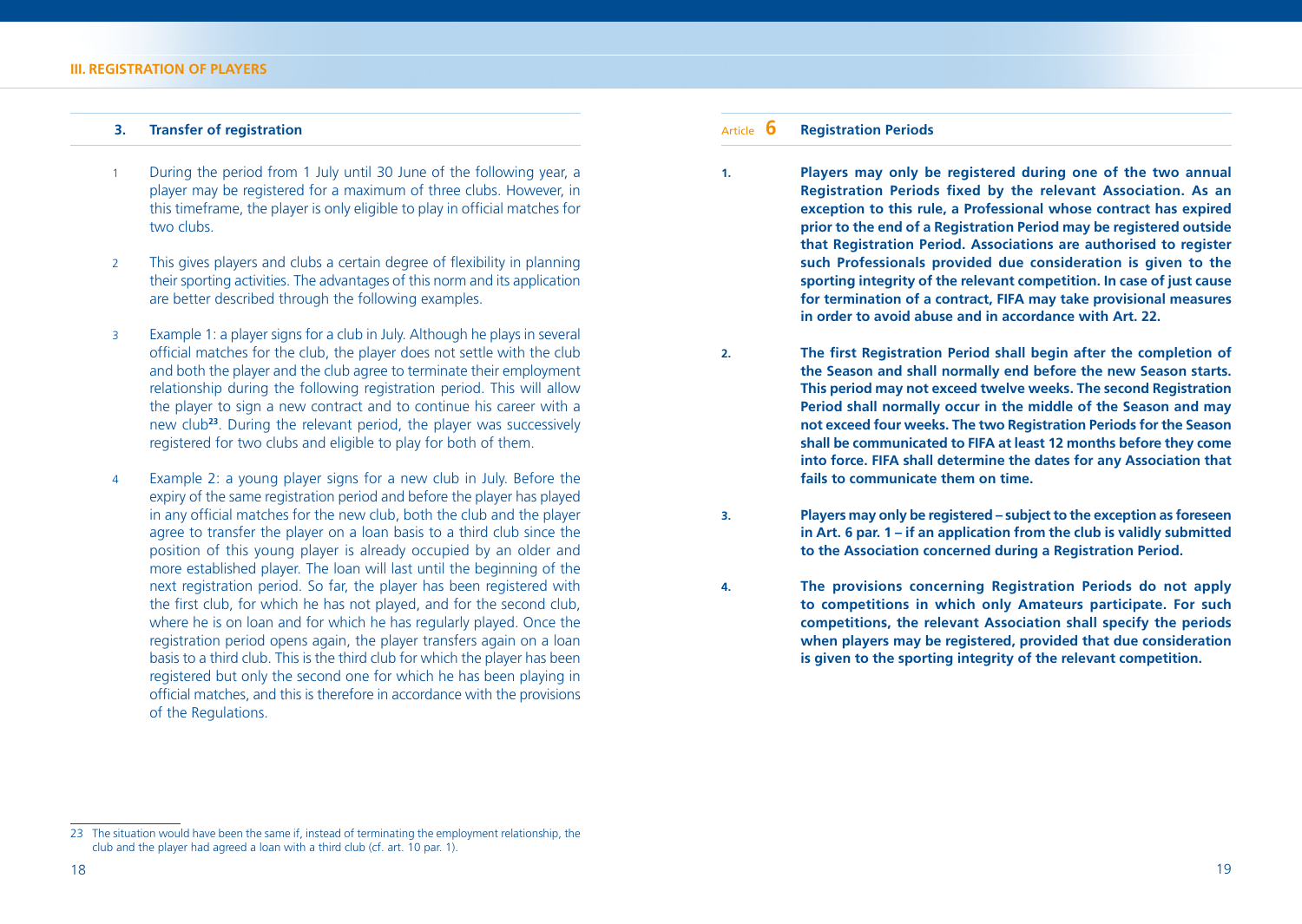### 3. Transfer of registration

1 During the period from 1 July until 30 June of the following year, a player may be registered for a maximum of three clubs. However, in this timeframe, the player is only eligible to play in official matches for two clubs.

2 This gives players and clubs a certain degree of flexibility in planning their sporting activities. The advantages of this norm and its application are better described through the following examples.

3 Example 1: a player signs for a club in July. Although he plays in several official matches for the club, the player does not settle with the club and both the player and the club agree to terminate their employment relationship during the following registration period. This will allow the player to sign a new contract and to continue his career with a new club[23]. During the relevant period, the player was successively registered for two clubs and eligible to play for both of them.

4 Example 2: a young player signs for a new club in July. Before the expiry of the same registration period and before the player has played in any official matches for the new club, both the club and the player agree to transfer the player on a loan basis to a third club since the position of this young player is already occupied by an older and more established player. The loan will last until the beginning of the next registration period. So far, the player has been registered with the first club, for which he has not played, and for the second club, where he is on loan and for which he has regularly played. Once the registration period opens again, the player transfers again on a loan basis to a third club. This is the third club for which the player has been registered but only the second one for which he has been playing in official matches, and this is therefore in accordance with the provisions of the Regulations.

23 The situation would have been the same if, instead of terminating the employment relationship, the club and the player had agreed a loan with a third club (cf. art. 10 par. 1).

### Article 6 Registration Periods

**1. Players may only be registered during one of the two annual Registration Periods fixed by the relevant Association. As an exception to this rule, a Professional whose contract has expired prior to the end of a Registration Period may be registered outside that Registration Period. Associations are authorised to register such Professionals provided due consideration is given to the sporting integrity of the relevant competition. In case of just cause for termination of a contract, FIFA may take provisional measures in order to avoid abuse and in accordance with Art. 22.**

**2. The first Registration Period shall begin after the completion of the Season and shall normally end before the new Season starts. This period may not exceed twelve weeks. The second Registration Period shall normally occur in the middle of the Season and may not exceed four weeks. The two Registration Periods for the Season shall be communicated to FIFA at least 12 months before they come into force. FIFA shall determine the dates for any Association that fails to communicate them on time.**

**3. Players may only be registered – subject to the exception as foreseen in Art. 6 par. 1 – if an application from the club is validly submitted to the Association concerned during a Registration Period.**

**4. The provisions concerning Registration Periods do not apply to competitions in which only Amateurs participate. For such competitions, the relevant Association shall specify the periods when players may be registered, provided that due consideration is given to the sporting integrity of the relevant competition.**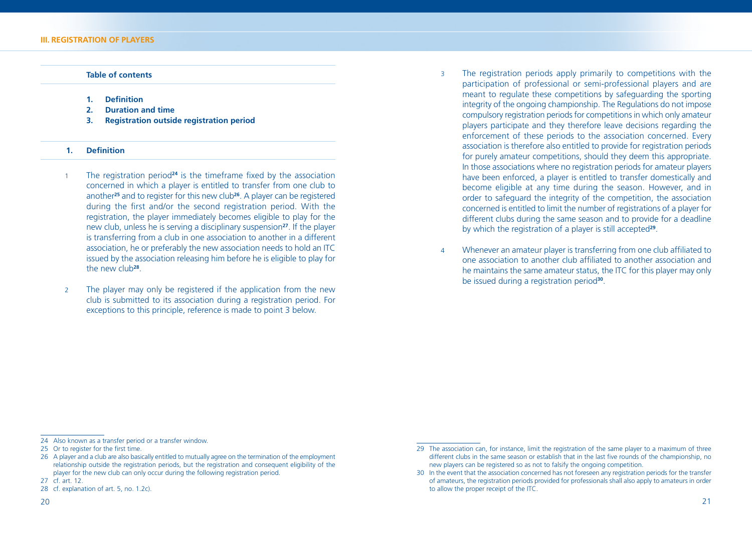## III. REGISTRATION OF PLAYERS

**Table of contents**

1. **Definition**
2. **Duration and time**
3. **Registration outside registration period**

### 1. Definition

1 The registration period[24] is the timeframe fixed by the association concerned in which a player is entitled to transfer from one club to another[25] and to register for this new club[26]. A player can be registered during the first and/or the second registration period. With the registration, the player immediately becomes eligible to play for the new club, unless he is serving a disciplinary suspension[27]. If the player is transferring from a club in one association to another in a different association, he or preferably the new association needs to hold an ITC issued by the association releasing him before he is eligible to play for the new club[28].

2 The player may only be registered if the application from the new club is submitted to its association during a registration period. For exceptions to this principle, reference is made to point 3 below.

3 The registration periods apply primarily to competitions with the participation of professional or semi-professional players and are meant to regulate these competitions by safeguarding the sporting integrity of the ongoing championship. The Regulations do not impose compulsory registration periods for competitions in which only amateur players participate and they therefore leave decisions regarding the enforcement of these periods to the association concerned. Every association is therefore also entitled to provide for registration periods for purely amateur competitions, should they deem this appropriate. In those associations where no registration periods for amateur players have been enforced, a player is entitled to transfer domestically and become eligible at any time during the season. However, and in order to safeguard the integrity of the competition, the association concerned is entitled to limit the number of registrations of a player for different clubs during the same season and to provide for a deadline by which the registration of a player is still accepted[29].

4 Whenever an amateur player is transferring from one club affiliated to one association to another club affiliated to another association and he maintains the same amateur status, the ITC for this player may only be issued during a registration period[30].

---

24 Also known as a transfer period or a transfer window.

25 Or to register for the first time.

26 A player and a club are also basically entitled to mutually agree on the termination of the employment relationship outside the registration periods, but the registration and consequent eligibility of the player for the new club can only occur during the following registration period.

27 cf. art. 12.

28 cf. explanation of art. 5, no. 1.2c).

29 The association can, for instance, limit the registration of the same player to a maximum of three different clubs in the same season or establish that in the last five rounds of the championship, no new players can be registered so as not to falsify the ongoing competition.

30 In the event that the association concerned has not foreseen any registration periods for the transfer of amateurs, the registration periods provided for professionals shall also apply to amateurs in order to allow the proper receipt of the ITC.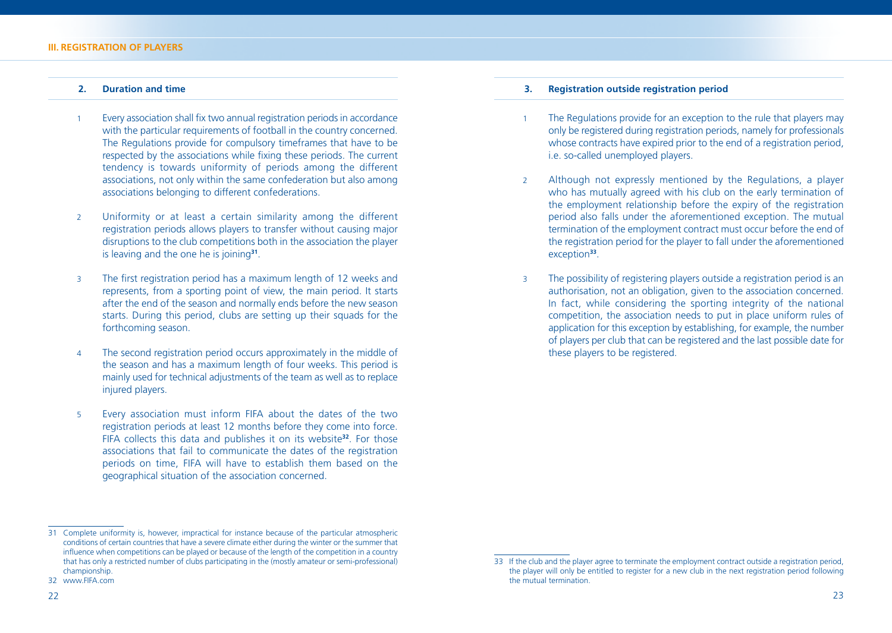## 2. Duration and time

1 Every association shall fix two annual registration periods in accordance with the particular requirements of football in the country concerned. The Regulations provide for compulsory timeframes that have to be respected by the associations while fixing these periods. The current tendency is towards uniformity of periods among the different associations, not only within the same confederation but also among associations belonging to different confederations.

2 Uniformity or at least a certain similarity among the different registration periods allows players to transfer without causing major disruptions to the club competitions both in the association the player is leaving and the one he is joining[31].

3 The first registration period has a maximum length of 12 weeks and represents, from a sporting point of view, the main period. It starts after the end of the season and normally ends before the new season starts. During this period, clubs are setting up their squads for the forthcoming season.

4 The second registration period occurs approximately in the middle of the season and has a maximum length of four weeks. This period is mainly used for technical adjustments of the team as well as to replace injured players.

5 Every association must inform FIFA about the dates of the two registration periods at least 12 months before they come into force. FIFA collects this data and publishes it on its website[32]. For those associations that fail to communicate the dates of the registration periods on time, FIFA will have to establish them based on the geographical situation of the association concerned.

31 Complete uniformity is, however, impractical for instance because of the particular atmospheric conditions of certain countries that have a severe climate either during the winter or the summer that influence when competitions can be played or because of the length of the competition in a country that has only a restricted number of clubs participating in the (mostly amateur or semi-professional) championship.

32 www.FIFA.com

## 3. Registration outside registration period

1 The Regulations provide for an exception to the rule that players may only be registered during registration periods, namely for professionals whose contracts have expired prior to the end of a registration period, i.e. so-called unemployed players.

2 Although not expressly mentioned by the Regulations, a player who has mutually agreed with his club on the early termination of the employment relationship before the expiry of the registration period also falls under the aforementioned exception. The mutual termination of the employment contract must occur before the end of the registration period for the player to fall under the aforementioned exception[33].

3 The possibility of registering players outside a registration period is an authorisation, not an obligation, given to the association concerned. In fact, while considering the sporting integrity of the national competition, the association needs to put in place uniform rules of application for this exception by establishing, for example, the number of players per club that can be registered and the last possible date for these players to be registered.

33 If the club and the player agree to terminate the employment contract outside a registration period, the player will only be entitled to register for a new club in the next registration period following the mutual termination.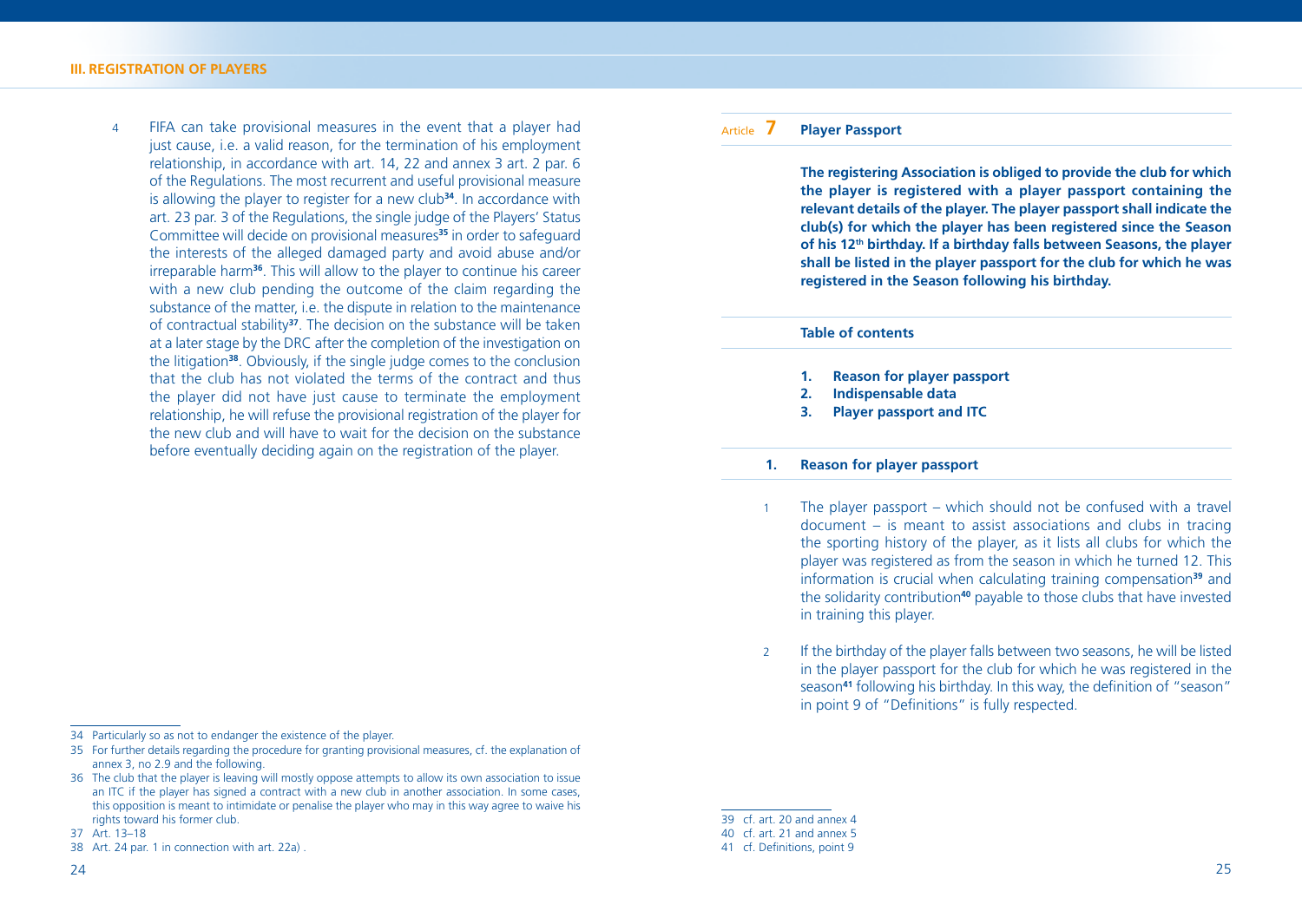4 FIFA can take provisional measures in the event that a player had just cause, i.e. a valid reason, for the termination of his employment relationship, in accordance with art. 14, 22 and annex 3 art. 2 par. 6 of the Regulations. The most recurrent and useful provisional measure is allowing the player to register for a new club[34]. In accordance with art. 23 par. 3 of the Regulations, the single judge of the Players' Status Committee will decide on provisional measures[35] in order to safeguard the interests of the alleged damaged party and avoid abuse and/or irreparable harm[36]. This will allow to the player to continue his career with a new club pending the outcome of the claim regarding the substance of the matter, i.e. the dispute in relation to the maintenance of contractual stability[37]. The decision on the substance will be taken at a later stage by the DRC after the completion of the investigation on the litigation[38]. Obviously, if the single judge comes to the conclusion that the club has not violated the terms of the contract and thus the player did not have just cause to terminate the employment relationship, he will refuse the provisional registration of the player for the new club and will have to wait for the decision on the substance before eventually deciding again on the registration of the player.

34 Particularly so as not to endanger the existence of the player.

35 For further details regarding the procedure for granting provisional measures, cf. the explanation of annex 3, no 2.9 and the following.

36 The club that the player is leaving will mostly oppose attempts to allow its own association to issue an ITC if the player has signed a contract with a new club in another association. In some cases, this opposition is meant to intimidate or penalise the player who may in this way agree to waive his rights toward his former club.

37 Art. 13–18

38 Art. 24 par. 1 in connection with art. 22a) .

## Article 7 Player Passport

**The registering Association is obliged to provide the club for which the player is registered with a player passport containing the relevant details of the player. The player passport shall indicate the club(s) for which the player has been registered since the Season of his 12th birthday. If a birthday falls between Seasons, the player shall be listed in the player passport for the club for which he was registered in the Season following his birthday.**

**Table of contents**

1. **Reason for player passport**
2. **Indispensable data**
3. **Player passport and ITC**

### 1. Reason for player passport

1 The player passport – which should not be confused with a travel document – is meant to assist associations and clubs in tracing the sporting history of the player, as it lists all clubs for which the player was registered as from the season in which he turned 12. This information is crucial when calculating training compensation[39] and the solidarity contribution[40] payable to those clubs that have invested in training this player.

2 If the birthday of the player falls between two seasons, he will be listed in the player passport for the club for which he was registered in the season[41] following his birthday. In this way, the definition of "season" in point 9 of "Definitions" is fully respected.

39 cf. art. 20 and annex 4

40 cf. art. 21 and annex 5

41 cf. Definitions, point 9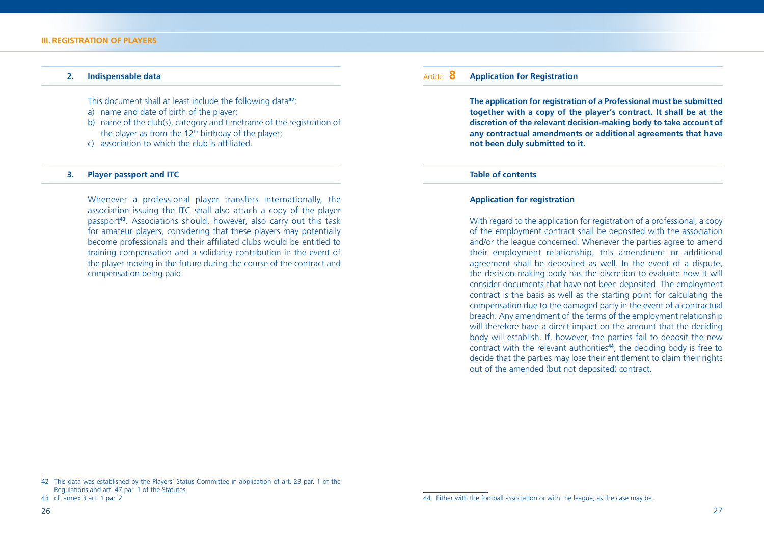### 2. Indispensable data

This document shall at least include the following data[42]:

a) name and date of birth of the player;
b) name of the club(s), category and timeframe of the registration of the player as from the 12th birthday of the player;
c) association to which the club is affiliated.

### 3. Player passport and ITC

Whenever a professional player transfers internationally, the association issuing the ITC shall also attach a copy of the player passport[43]. Associations should, however, also carry out this task for amateur players, considering that these players may potentially become professionals and their affiliated clubs would be entitled to training compensation and a solidarity contribution in the event of the player moving in the future during the course of the contract and compensation being paid.

42 This data was established by the Players' Status Committee in application of art. 23 par. 1 of the Regulations and art. 47 par. 1 of the Statutes.

43 cf. annex 3 art. 1 par. 2

## Article 8 Application for Registration

**The application for registration of a Professional must be submitted together with a copy of the player's contract. It shall be at the discretion of the relevant decision-making body to take account of any contractual amendments or additional agreements that have not been duly submitted to it.**

### Table of contents

#### Application for registration

With regard to the application for registration of a professional, a copy of the employment contract shall be deposited with the association and/or the league concerned. Whenever the parties agree to amend their employment relationship, this amendment or additional agreement shall be deposited as well. In the event of a dispute, the decision-making body has the discretion to evaluate how it will consider documents that have not been deposited. The employment contract is the basis as well as the starting point for calculating the compensation due to the damaged party in the event of a contractual breach. Any amendment of the terms of the employment relationship will therefore have a direct impact on the amount that the deciding body will establish. If, however, the parties fail to deposit the new contract with the relevant authorities[44], the deciding body is free to decide that the parties may lose their entitlement to claim their rights out of the amended (but not deposited) contract.

44 Either with the football association or with the league, as the case may be.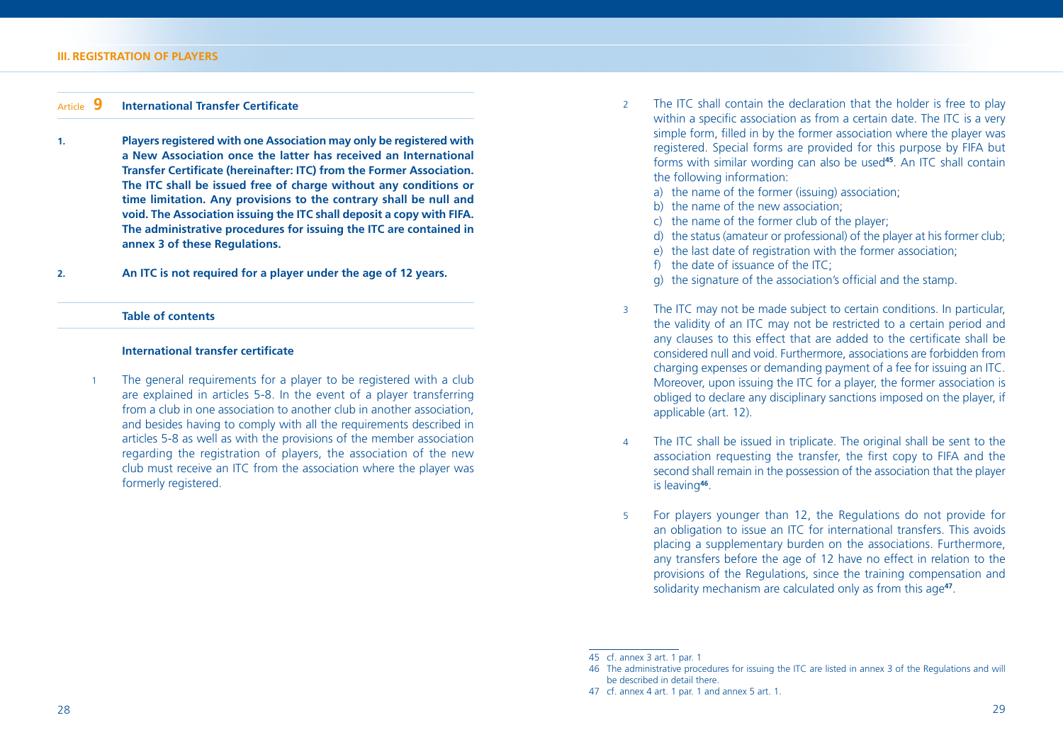## Article 9 International Transfer Certificate

**1. Players registered with one Association may only be registered with a New Association once the latter has received an International Transfer Certificate (hereinafter: ITC) from the Former Association. The ITC shall be issued free of charge without any conditions or time limitation. Any provisions to the contrary shall be null and void. The Association issuing the ITC shall deposit a copy with FIFA. The administrative procedures for issuing the ITC are contained in annex 3 of these Regulations.**

**2. An ITC is not required for a player under the age of 12 years.**

**Table of contents**

**International transfer certificate**

1 The general requirements for a player to be registered with a club are explained in articles 5-8. In the event of a player transferring from a club in one association to another club in another association, and besides having to comply with all the requirements described in articles 5-8 as well as with the provisions of the member association regarding the registration of players, the association of the new club must receive an ITC from the association where the player was formerly registered.

2 The ITC shall contain the declaration that the holder is free to play within a specific association as from a certain date. The ITC is a very simple form, filled in by the former association where the player was registered. Special forms are provided for this purpose by FIFA but forms with similar wording can also be used[45]. An ITC shall contain the following information:

a) the name of the former (issuing) association;
b) the name of the new association;
c) the name of the former club of the player;
d) the status (amateur or professional) of the player at his former club;
e) the last date of registration with the former association;
f) the date of issuance of the ITC;
g) the signature of the association's official and the stamp.

3 The ITC may not be made subject to certain conditions. In particular, the validity of an ITC may not be restricted to a certain period and any clauses to this effect that are added to the certificate shall be considered null and void. Furthermore, associations are forbidden from charging expenses or demanding payment of a fee for issuing an ITC. Moreover, upon issuing the ITC for a player, the former association is obliged to declare any disciplinary sanctions imposed on the player, if applicable (art. 12).

4 The ITC shall be issued in triplicate. The original shall be sent to the association requesting the transfer, the first copy to FIFA and the second shall remain in the possession of the association that the player is leaving[46].

5 For players younger than 12, the Regulations do not provide for an obligation to issue an ITC for international transfers. This avoids placing a supplementary burden on the associations. Furthermore, any transfers before the age of 12 have no effect in relation to the provisions of the Regulations, since the training compensation and solidarity mechanism are calculated only as from this age[47].

---

45 cf. annex 3 art. 1 par. 1

46 The administrative procedures for issuing the ITC are listed in annex 3 of the Regulations and will be described in detail there.

47 cf. annex 4 art. 1 par. 1 and annex 5 art. 1.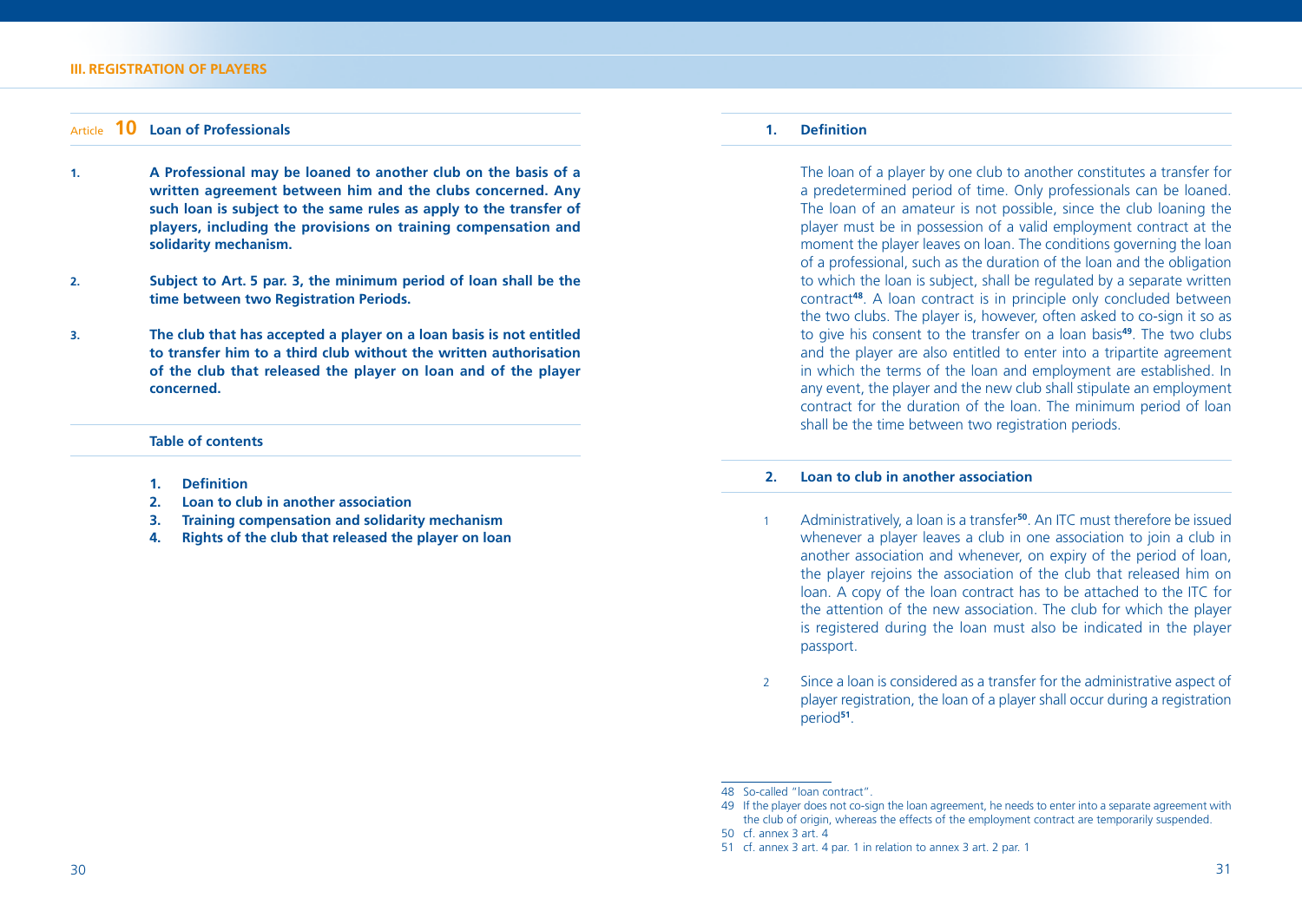## Article 10 Loan of Professionals

1. **A Professional may be loaned to another club on the basis of a written agreement between him and the clubs concerned. Any such loan is subject to the same rules as apply to the transfer of players, including the provisions on training compensation and solidarity mechanism.**

2. **Subject to Art. 5 par. 3, the minimum period of loan shall be the time between two Registration Periods.**

3. **The club that has accepted a player on a loan basis is not entitled to transfer him to a third club without the written authorisation of the club that released the player on loan and of the player concerned.**

### Table of contents

1. **Definition**
2. **Loan to club in another association**
3. **Training compensation and solidarity mechanism**
4. **Rights of the club that released the player on loan**

### 1. Definition

The loan of a player by one club to another constitutes a transfer for a predetermined period of time. Only professionals can be loaned. The loan of an amateur is not possible, since the club loaning the player must be in possession of a valid employment contract at the moment the player leaves on loan. The conditions governing the loan of a professional, such as the duration of the loan and the obligation to which the loan is subject, shall be regulated by a separate written contract[48]. A loan contract is in principle only concluded between the two clubs. The player is, however, often asked to co-sign it so as to give his consent to the transfer on a loan basis[49]. The two clubs and the player are also entitled to enter into a tripartite agreement in which the terms of the loan and employment are established. In any event, the player and the new club shall stipulate an employment contract for the duration of the loan. The minimum period of loan shall be the time between two registration periods.

### 2. Loan to club in another association

1 Administratively, a loan is a transfer[50]. An ITC must therefore be issued whenever a player leaves a club in one association to join a club in another association and whenever, on expiry of the period of loan, the player rejoins the association of the club that released him on loan. A copy of the loan contract has to be attached to the ITC for the attention of the new association. The club for which the player is registered during the loan must also be indicated in the player passport.

2 Since a loan is considered as a transfer for the administrative aspect of player registration, the loan of a player shall occur during a registration period[51].

---

48 So-called "loan contract".

49 If the player does not co-sign the loan agreement, he needs to enter into a separate agreement with the club of origin, whereas the effects of the employment contract are temporarily suspended.

50 cf. annex 3 art. 4

51 cf. annex 3 art. 4 par. 1 in relation to annex 3 art. 2 par. 1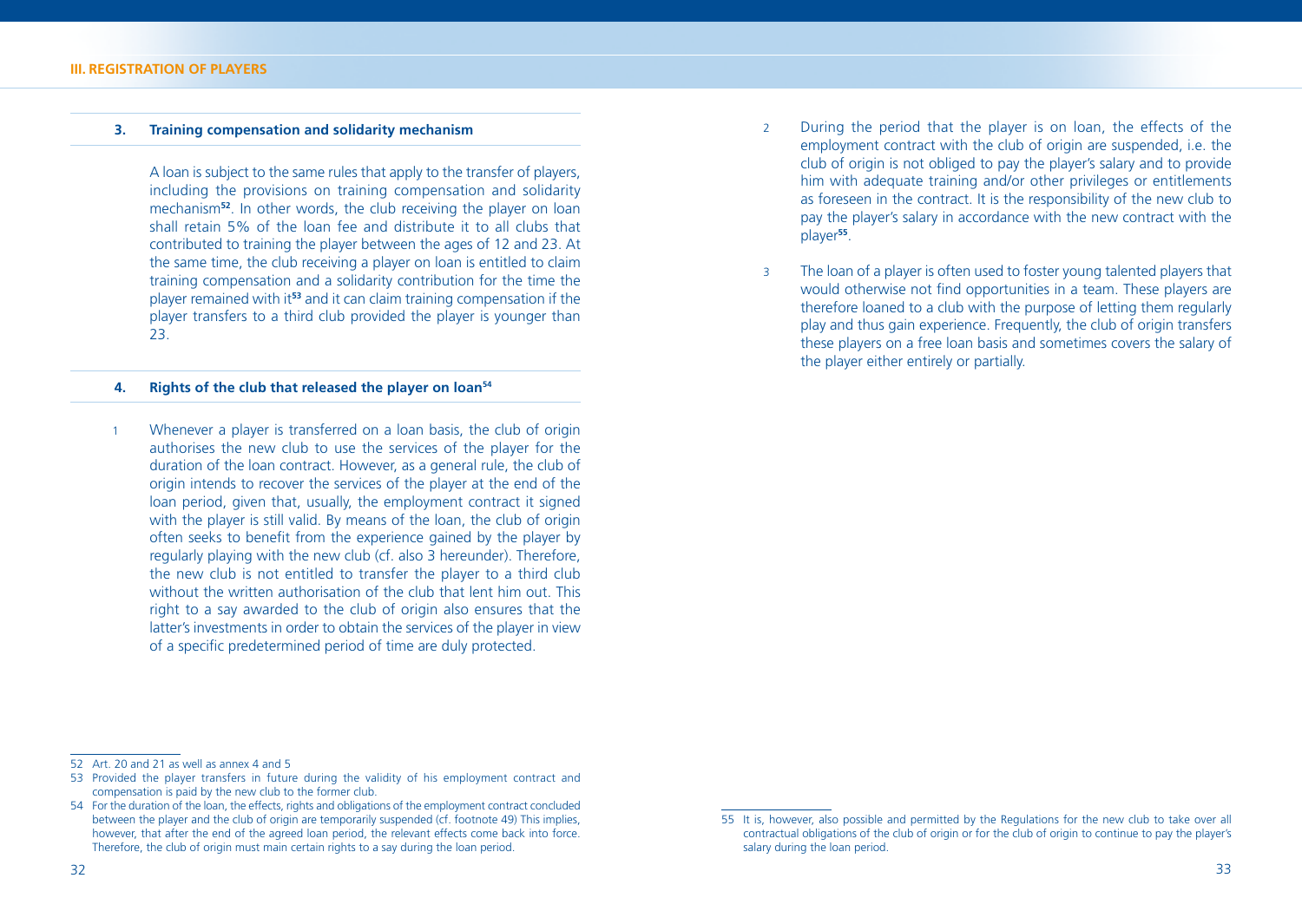### 3. Training compensation and solidarity mechanism

A loan is subject to the same rules that apply to the transfer of players, including the provisions on training compensation and solidarity mechanism[52]. In other words, the club receiving the player on loan shall retain 5% of the loan fee and distribute it to all clubs that contributed to training the player between the ages of 12 and 23. At the same time, the club receiving a player on loan is entitled to claim training compensation and a solidarity contribution for the time the player remained with it[53] and it can claim training compensation if the player transfers to a third club provided the player is younger than 23.

### 4. Rights of the club that released the player on loan[54]

1 Whenever a player is transferred on a loan basis, the club of origin authorises the new club to use the services of the player for the duration of the loan contract. However, as a general rule, the club of origin intends to recover the services of the player at the end of the loan period, given that, usually, the employment contract it signed with the player is still valid. By means of the loan, the club of origin often seeks to benefit from the experience gained by the player by regularly playing with the new club (cf. also 3 hereunder). Therefore, the new club is not entitled to transfer the player to a third club without the written authorisation of the club that lent him out. This right to a say awarded to the club of origin also ensures that the latter's investments in order to obtain the services of the player in view of a specific predetermined period of time are duly protected.

2 During the period that the player is on loan, the effects of the employment contract with the club of origin are suspended, i.e. the club of origin is not obliged to pay the player's salary and to provide him with adequate training and/or other privileges or entitlements as foreseen in the contract. It is the responsibility of the new club to pay the player's salary in accordance with the new contract with the player[55].

3 The loan of a player is often used to foster young talented players that would otherwise not find opportunities in a team. These players are therefore loaned to a club with the purpose of letting them regularly play and thus gain experience. Frequently, the club of origin transfers these players on a free loan basis and sometimes covers the salary of the player either entirely or partially.

---

52 Art. 20 and 21 as well as annex 4 and 5

53 Provided the player transfers in future during the validity of his employment contract and compensation is paid by the new club to the former club.

54 For the duration of the loan, the effects, rights and obligations of the employment contract concluded between the player and the club of origin are temporarily suspended (cf. footnote 49) This implies, however, that after the end of the agreed loan period, the relevant effects come back into force. Therefore, the club of origin must main certain rights to a say during the loan period.

55 It is, however, also possible and permitted by the Regulations for the new club to take over all contractual obligations of the club of origin or for the club of origin to continue to pay the player's salary during the loan period.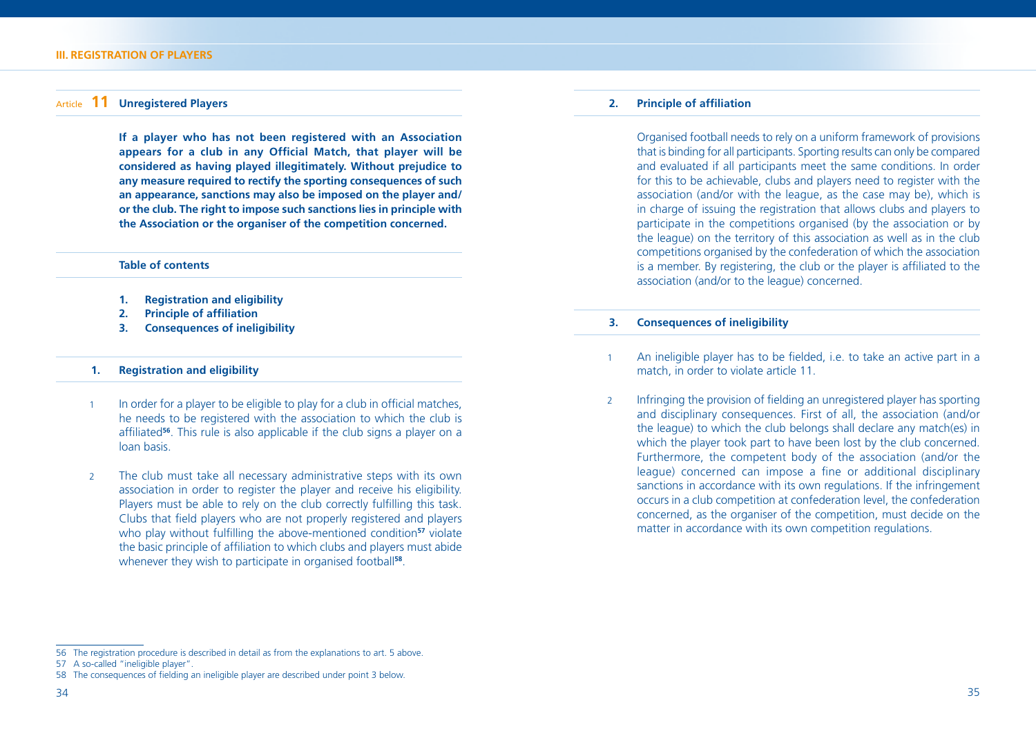## Article 11 Unregistered Players

**If a player who has not been registered with an Association appears for a club in any Official Match, that player will be considered as having played illegitimately. Without prejudice to any measure required to rectify the sporting consequences of such an appearance, sanctions may also be imposed on the player and/ or the club. The right to impose such sanctions lies in principle with the Association or the organiser of the competition concerned.**

**Table of contents**

1. **Registration and eligibility**
2. **Principle of affiliation**
3. **Consequences of ineligibility**

### 1. Registration and eligibility

1 In order for a player to be eligible to play for a club in official matches, he needs to be registered with the association to which the club is affiliated[56]. This rule is also applicable if the club signs a player on a loan basis.

2 The club must take all necessary administrative steps with its own association in order to register the player and receive his eligibility. Players must be able to rely on the club correctly fulfilling this task. Clubs that field players who are not properly registered and players who play without fulfilling the above-mentioned condition[57] violate the basic principle of affiliation to which clubs and players must abide whenever they wish to participate in organised football[58].

### 2. Principle of affiliation

Organised football needs to rely on a uniform framework of provisions that is binding for all participants. Sporting results can only be compared and evaluated if all participants meet the same conditions. In order for this to be achievable, clubs and players need to register with the association (and/or with the league, as the case may be), which is in charge of issuing the registration that allows clubs and players to participate in the competitions organised (by the association or by the league) on the territory of this association as well as in the club competitions organised by the confederation of which the association is a member. By registering, the club or the player is affiliated to the association (and/or to the league) concerned.

### 3. Consequences of ineligibility

1 An ineligible player has to be fielded, i.e. to take an active part in a match, in order to violate article 11.

2 Infringing the provision of fielding an unregistered player has sporting and disciplinary consequences. First of all, the association (and/or the league) to which the club belongs shall declare any match(es) in which the player took part to have been lost by the club concerned. Furthermore, the competent body of the association (and/or the league) concerned can impose a fine or additional disciplinary sanctions in accordance with its own regulations. If the infringement occurs in a club competition at confederation level, the confederation concerned, as the organiser of the competition, must decide on the matter in accordance with its own competition regulations.

---

56 The registration procedure is described in detail as from the explanations to art. 5 above.

57 A so-called "ineligible player".

58 The consequences of fielding an ineligible player are described under point 3 below.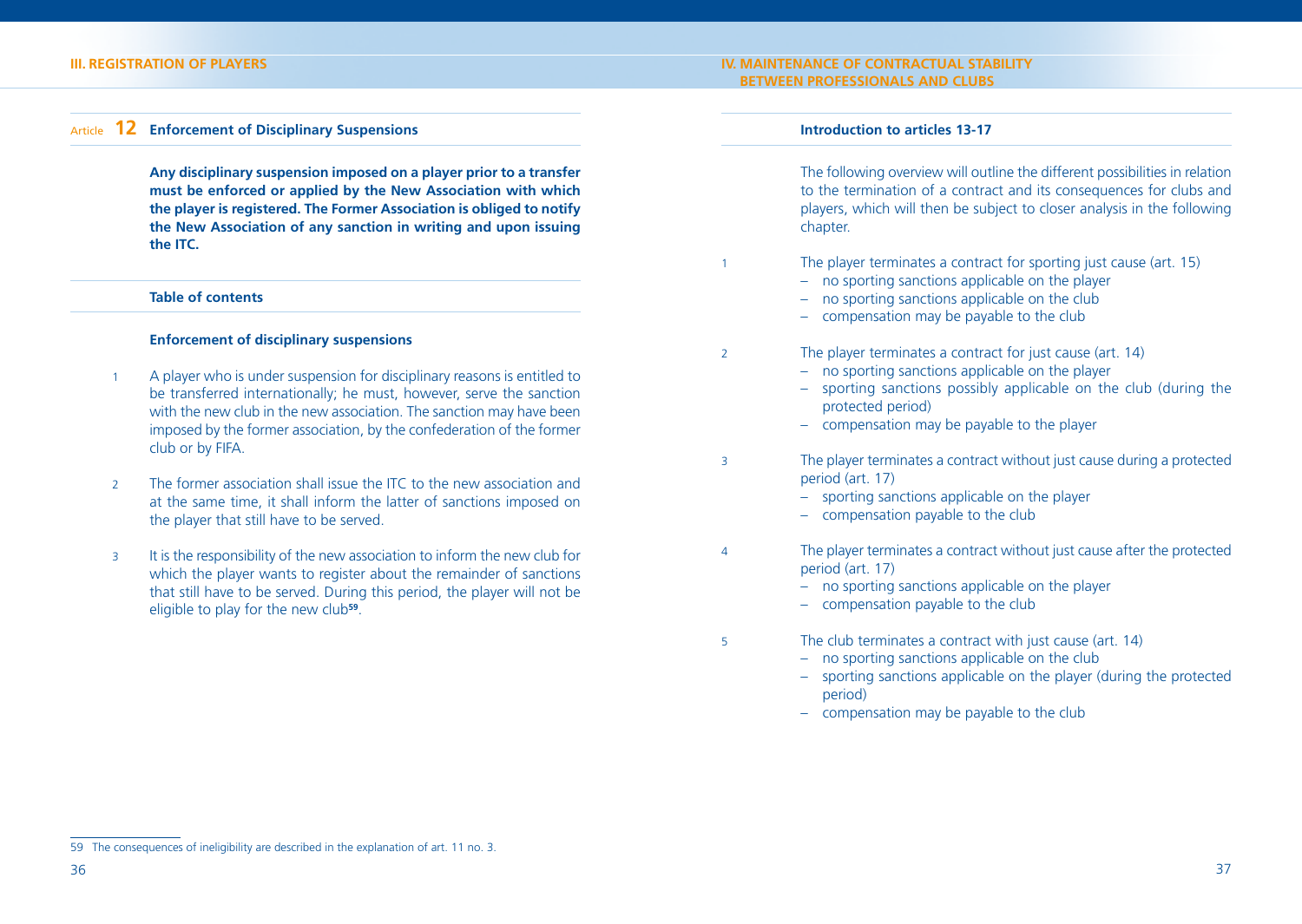## Article 12 Enforcement of Disciplinary Suspensions

**Any disciplinary suspension imposed on a player prior to a transfer must be enforced or applied by the New Association with which the player is registered. The Former Association is obliged to notify the New Association of any sanction in writing and upon issuing the ITC.**

**Table of contents**

**Enforcement of disciplinary suspensions**

1. A player who is under suspension for disciplinary reasons is entitled to be transferred internationally; he must, however, serve the sanction with the new club in the new association. The sanction may have been imposed by the former association, by the confederation of the former club or by FIFA.

2. The former association shall issue the ITC to the new association and at the same time, it shall inform the latter of sanctions imposed on the player that still have to be served.

3. It is the responsibility of the new association to inform the new club for which the player wants to register about the remainder of sanctions that still have to be served. During this period, the player will not be eligible to play for the new club[59].

[59] The consequences of ineligibility are described in the explanation of art. 11 no. 3.

# IV. MAINTENANCE OF CONTRACTUAL STABILITY BETWEEN PROFESSIONALS AND CLUBS

**Introduction to articles 13-17**

The following overview will outline the different possibilities in relation to the termination of a contract and its consequences for clubs and players, which will then be subject to closer analysis in the following chapter.

1. The player terminates a contract for sporting just cause (art. 15)
   - no sporting sanctions applicable on the player
   - no sporting sanctions applicable on the club
   - compensation may be payable to the club

2. The player terminates a contract for just cause (art. 14)
   - no sporting sanctions applicable on the player
   - sporting sanctions possibly applicable on the club (during the protected period)
   - compensation may be payable to the player

3. The player terminates a contract without just cause during a protected period (art. 17)
   - sporting sanctions applicable on the player
   - compensation payable to the club

4. The player terminates a contract without just cause after the protected period (art. 17)
   - no sporting sanctions applicable on the player
   - compensation payable to the club

5. The club terminates a contract with just cause (art. 14)
   - no sporting sanctions applicable on the club
   - sporting sanctions applicable on the player (during the protected period)
   - compensation may be payable to the club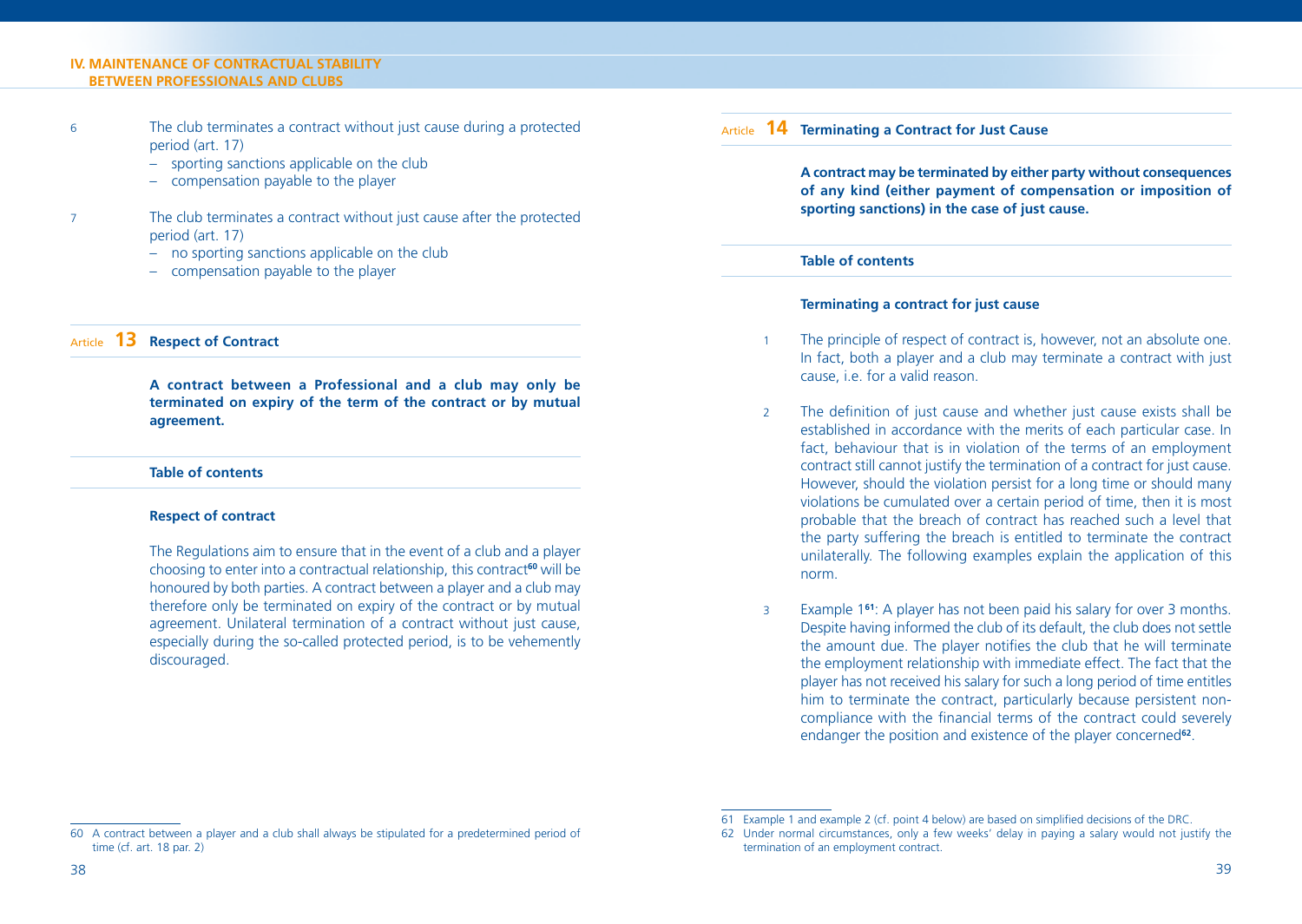6 The club terminates a contract without just cause during a protected period (art. 17)

- sporting sanctions applicable on the club
- compensation payable to the player

7 The club terminates a contract without just cause after the protected period (art. 17)

- no sporting sanctions applicable on the club
- compensation payable to the player

## Article 13 Respect of Contract

**A contract between a Professional and a club may only be terminated on expiry of the term of the contract or by mutual agreement.**

**Table of contents**

### Respect of contract

The Regulations aim to ensure that in the event of a club and a player choosing to enter into a contractual relationship, this contract[60] will be honoured by both parties. A contract between a player and a club may therefore only be terminated on expiry of the contract or by mutual agreement. Unilateral termination of a contract without just cause, especially during the so-called protected period, is to be vehemently discouraged.

[60] A contract between a player and a club shall always be stipulated for a predetermined period of time (cf. art. 18 par. 2)

## Article 14 Terminating a Contract for Just Cause

**A contract may be terminated by either party without consequences of any kind (either payment of compensation or imposition of sporting sanctions) in the case of just cause.**

**Table of contents**

### Terminating a contract for just cause

1 The principle of respect of contract is, however, not an absolute one. In fact, both a player and a club may terminate a contract with just cause, i.e. for a valid reason.

2 The definition of just cause and whether just cause exists shall be established in accordance with the merits of each particular case. In fact, behaviour that is in violation of the terms of an employment contract still cannot justify the termination of a contract for just cause. However, should the violation persist for a long time or should many violations be cumulated over a certain period of time, then it is most probable that the breach of contract has reached such a level that the party suffering the breach is entitled to terminate the contract unilaterally. The following examples explain the application of this norm.

3 Example 1[61]: A player has not been paid his salary for over 3 months. Despite having informed the club of its default, the club does not settle the amount due. The player notifies the club that he will terminate the employment relationship with immediate effect. The fact that the player has not received his salary for such a long period of time entitles him to terminate the contract, particularly because persistent non-compliance with the financial terms of the contract could severely endanger the position and existence of the player concerned[62].

[61] Example 1 and example 2 (cf. point 4 below) are based on simplified decisions of the DRC.

[62] Under normal circumstances, only a few weeks' delay in paying a salary would not justify the termination of an employment contract.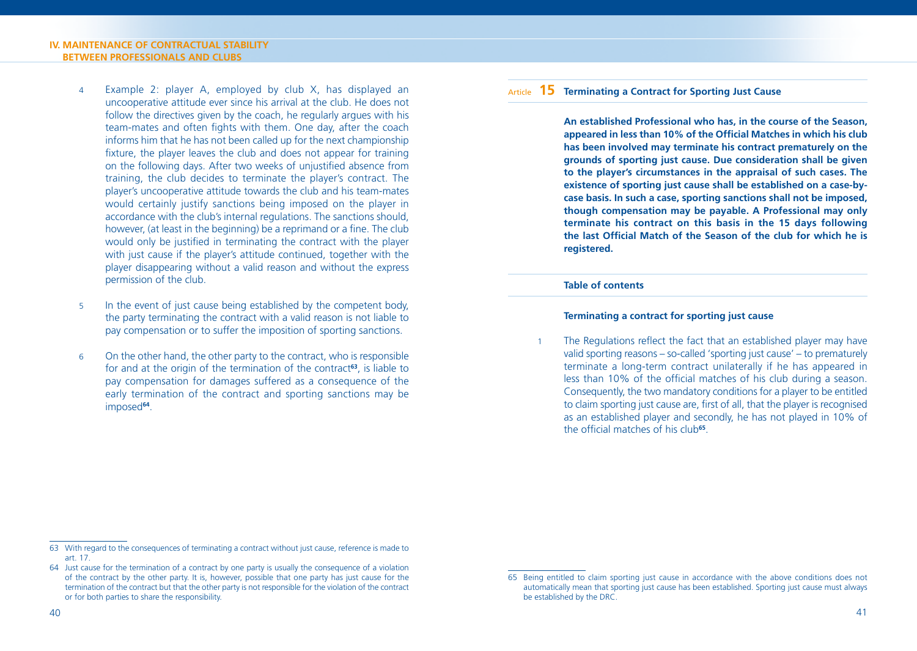4 Example 2: player A, employed by club X, has displayed an uncooperative attitude ever since his arrival at the club. He does not follow the directives given by the coach, he regularly argues with his team-mates and often fights with them. One day, after the coach informs him that he has not been called up for the next championship fixture, the player leaves the club and does not appear for training on the following days. After two weeks of unjustified absence from training, the club decides to terminate the player's contract. The player's uncooperative attitude towards the club and his team-mates would certainly justify sanctions being imposed on the player in accordance with the club's internal regulations. The sanctions should, however, (at least in the beginning) be a reprimand or a fine. The club would only be justified in terminating the contract with the player with just cause if the player's attitude continued, together with the player disappearing without a valid reason and without the express permission of the club.

5 In the event of just cause being established by the competent body, the party terminating the contract with a valid reason is not liable to pay compensation or to suffer the imposition of sporting sanctions.

6 On the other hand, the other party to the contract, who is responsible for and at the origin of the termination of the contract[63], is liable to pay compensation for damages suffered as a consequence of the early termination of the contract and sporting sanctions may be imposed[64].

63 With regard to the consequences of terminating a contract without just cause, reference is made to art. 17.

64 Just cause for the termination of a contract by one party is usually the consequence of a violation of the contract by the other party. It is, however, possible that one party has just cause for the termination of the contract but that the other party is not responsible for the violation of the contract or for both parties to share the responsibility.

## Article 15 Terminating a Contract for Sporting Just Cause

**An established Professional who has, in the course of the Season, appeared in less than 10% of the Official Matches in which his club has been involved may terminate his contract prematurely on the grounds of sporting just cause. Due consideration shall be given to the player's circumstances in the appraisal of such cases. The existence of sporting just cause shall be established on a case-by-case basis. In such a case, sporting sanctions shall not be imposed, though compensation may be payable. A Professional may only terminate his contract on this basis in the 15 days following the last Official Match of the Season of the club for which he is registered.**

**Table of contents**

**Terminating a contract for sporting just cause**

1 The Regulations reflect the fact that an established player may have valid sporting reasons – so-called 'sporting just cause' – to prematurely terminate a long-term contract unilaterally if he has appeared in less than 10% of the official matches of his club during a season. Consequently, the two mandatory conditions for a player to be entitled to claim sporting just cause are, first of all, that the player is recognised as an established player and secondly, he has not played in 10% of the official matches of his club[65].

65 Being entitled to claim sporting just cause in accordance with the above conditions does not automatically mean that sporting just cause has been established. Sporting just cause must always be established by the DRC.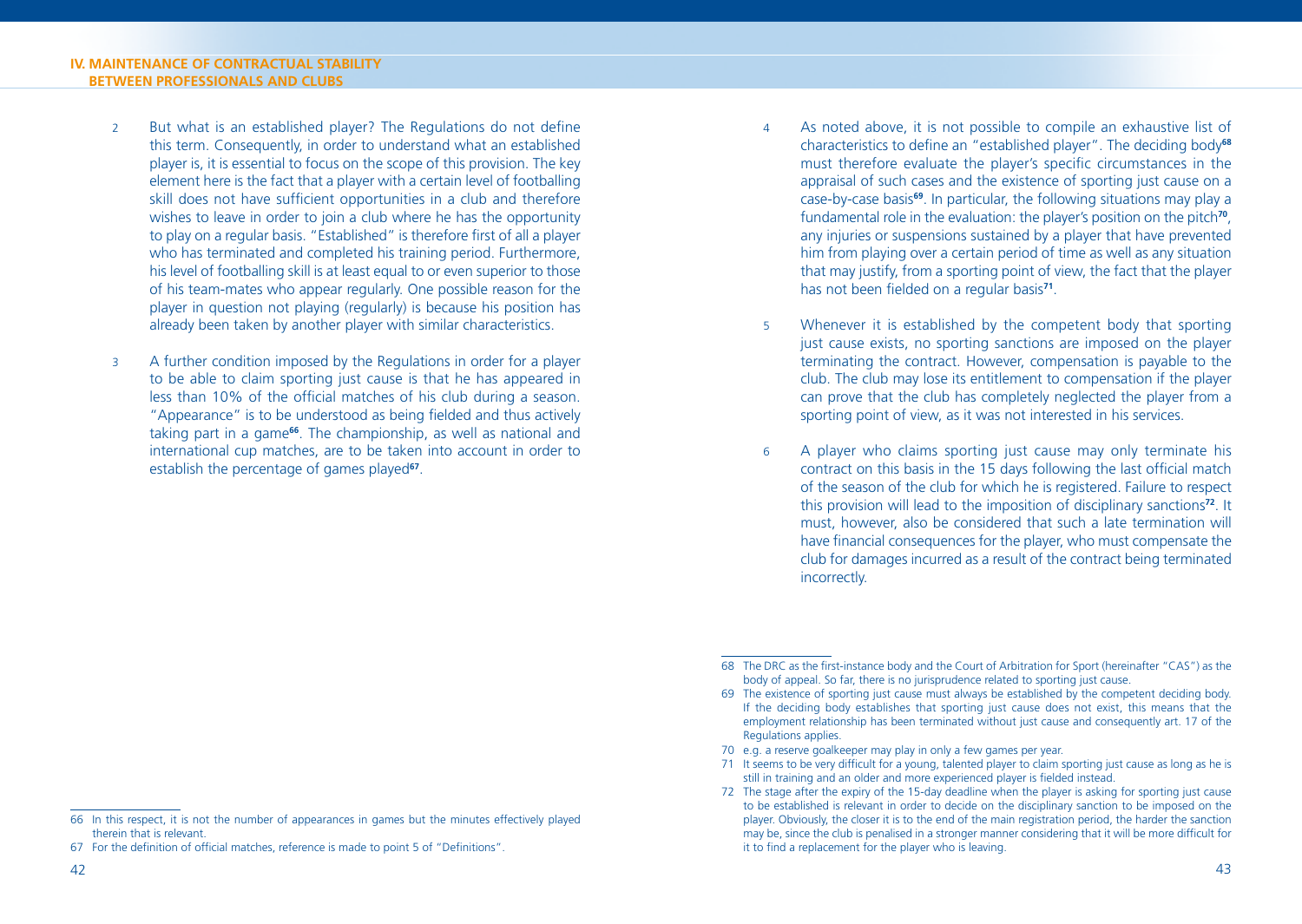2 But what is an established player? The Regulations do not define this term. Consequently, in order to understand what an established player is, it is essential to focus on the scope of this provision. The key element here is the fact that a player with a certain level of footballing skill does not have sufficient opportunities in a club and therefore wishes to leave in order to join a club where he has the opportunity to play on a regular basis. "Established" is therefore first of all a player who has terminated and completed his training period. Furthermore, his level of footballing skill is at least equal to or even superior to those of his team-mates who appear regularly. One possible reason for the player in question not playing (regularly) is because his position has already been taken by another player with similar characteristics.

3 A further condition imposed by the Regulations in order for a player to be able to claim sporting just cause is that he has appeared in less than 10% of the official matches of his club during a season. "Appearance" is to be understood as being fielded and thus actively taking part in a game[66]. The championship, as well as national and international cup matches, are to be taken into account in order to establish the percentage of games played[67].

4 As noted above, it is not possible to compile an exhaustive list of characteristics to define an "established player". The deciding body[68] must therefore evaluate the player's specific circumstances in the appraisal of such cases and the existence of sporting just cause on a case-by-case basis[69]. In particular, the following situations may play a fundamental role in the evaluation: the player's position on the pitch[70], any injuries or suspensions sustained by a player that have prevented him from playing over a certain period of time as well as any situation that may justify, from a sporting point of view, the fact that the player has not been fielded on a regular basis[71].

5 Whenever it is established by the competent body that sporting just cause exists, no sporting sanctions are imposed on the player terminating the contract. However, compensation is payable to the club. The club may lose its entitlement to compensation if the player can prove that the club has completely neglected the player from a sporting point of view, as it was not interested in his services.

6 A player who claims sporting just cause may only terminate his contract on this basis in the 15 days following the last official match of the season of the club for which he is registered. Failure to respect this provision will lead to the imposition of disciplinary sanctions[72]. It must, however, also be considered that such a late termination will have financial consequences for the player, who must compensate the club for damages incurred as a result of the contract being terminated incorrectly.

---

66 In this respect, it is not the number of appearances in games but the minutes effectively played therein that is relevant.

67 For the definition of official matches, reference is made to point 5 of "Definitions".

68 The DRC as the first-instance body and the Court of Arbitration for Sport (hereinafter "CAS") as the body of appeal. So far, there is no jurisprudence related to sporting just cause.

69 The existence of sporting just cause must always be established by the competent deciding body. If the deciding body establishes that sporting just cause does not exist, this means that the employment relationship has been terminated without just cause and consequently art. 17 of the Regulations applies.

70 e.g. a reserve goalkeeper may play in only a few games per year.

71 It seems to be very difficult for a young, talented player to claim sporting just cause as long as he is still in training and an older and more experienced player is fielded instead.

72 The stage after the expiry of the 15-day deadline when the player is asking for sporting just cause to be established is relevant in order to decide on the disciplinary sanction to be imposed on the player. Obviously, the closer it is to the end of the main registration period, the harder the sanction may be, since the club is penalised in a stronger manner considering that it will be more difficult for it to find a replacement for the player who is leaving.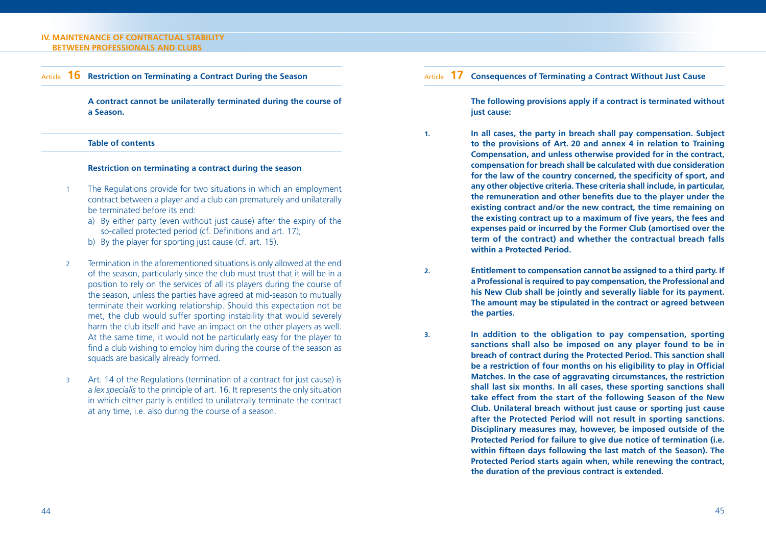## Article 16 Restriction on Terminating a Contract During the Season

**A contract cannot be unilaterally terminated during the course of a Season.**

**Table of contents**

**Restriction on terminating a contract during the season**

1 The Regulations provide for two situations in which an employment contract between a player and a club can prematurely and unilaterally be terminated before its end:

a) By either party (even without just cause) after the expiry of the so-called protected period (cf. Definitions and art. 17);
b) By the player for sporting just cause (cf. art. 15).

2 Termination in the aforementioned situations is only allowed at the end of the season, particularly since the club must trust that it will be in a position to rely on the services of all its players during the course of the season, unless the parties have agreed at mid-season to mutually terminate their working relationship. Should this expectation not be met, the club would suffer sporting instability that would severely harm the club itself and have an impact on the other players as well. At the same time, it would not be particularly easy for the player to find a club wishing to employ him during the course of the season as squads are basically already formed.

3 Art. 14 of the Regulations (termination of a contract for just cause) is a *lex specialis* to the principle of art. 16. It represents the only situation in which either party is entitled to unilaterally terminate the contract at any time, i.e. also during the course of a season.

## Article 17 Consequences of Terminating a Contract Without Just Cause

**The following provisions apply if a contract is terminated without just cause:**

**1.** **In all cases, the party in breach shall pay compensation. Subject to the provisions of Art. 20 and annex 4 in relation to Training Compensation, and unless otherwise provided for in the contract, compensation for breach shall be calculated with due consideration for the law of the country concerned, the specificity of sport, and any other objective criteria. These criteria shall include, in particular, the remuneration and other benefits due to the player under the existing contract and/or the new contract, the time remaining on the existing contract up to a maximum of five years, the fees and expenses paid or incurred by the Former Club (amortised over the term of the contract) and whether the contractual breach falls within a Protected Period.**

**2.** **Entitlement to compensation cannot be assigned to a third party. If a Professional is required to pay compensation, the Professional and his New Club shall be jointly and severally liable for its payment. The amount may be stipulated in the contract or agreed between the parties.**

**3.** **In addition to the obligation to pay compensation, sporting sanctions shall also be imposed on any player found to be in breach of contract during the Protected Period. This sanction shall be a restriction of four months on his eligibility to play in Official Matches. In the case of aggravating circumstances, the restriction shall last six months. In all cases, these sporting sanctions shall take effect from the start of the following Season of the New Club. Unilateral breach without just cause or sporting just cause after the Protected Period will not result in sporting sanctions. Disciplinary measures may, however, be imposed outside of the Protected Period for failure to give due notice of termination (i.e. within fifteen days following the last match of the Season). The Protected Period starts again when, while renewing the contract, the duration of the previous contract is extended.**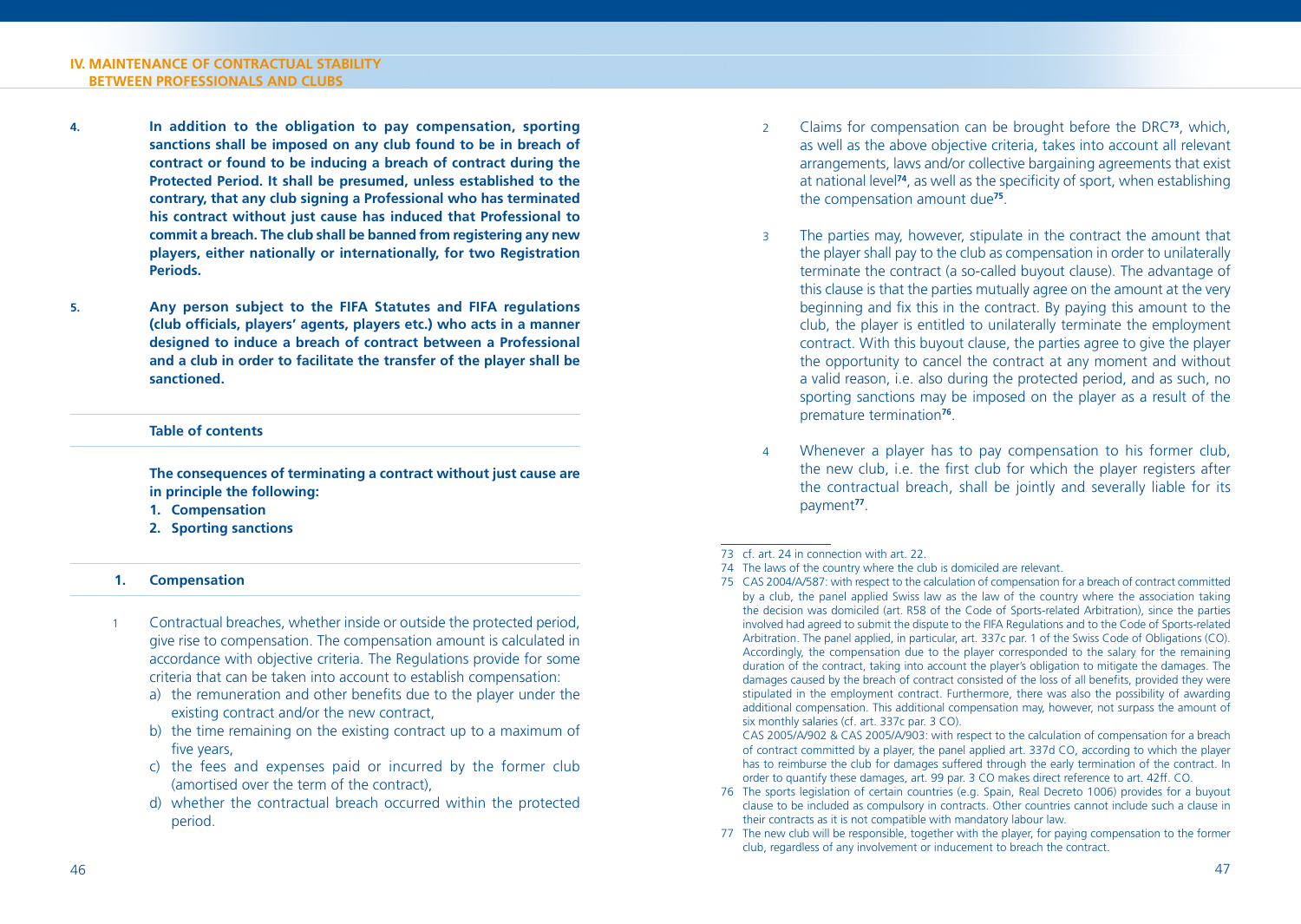**4. In addition to the obligation to pay compensation, sporting sanctions shall be imposed on any club found to be in breach of contract or found to be inducing a breach of contract during the Protected Period. It shall be presumed, unless established to the contrary, that any club signing a Professional who has terminated his contract without just cause has induced that Professional to commit a breach. The club shall be banned from registering any new players, either nationally or internationally, for two Registration Periods.**

**5. Any person subject to the FIFA Statutes and FIFA regulations (club officials, players' agents, players etc.) who acts in a manner designed to induce a breach of contract between a Professional and a club in order to facilitate the transfer of the player shall be sanctioned.**

**Table of contents**

**The consequences of terminating a contract without just cause are in principle the following:**

1. **Compensation**
2. **Sporting sanctions**

### 1. Compensation

1 Contractual breaches, whether inside or outside the protected period, give rise to compensation. The compensation amount is calculated in accordance with objective criteria. The Regulations provide for some criteria that can be taken into account to establish compensation:

a) the remuneration and other benefits due to the player under the existing contract and/or the new contract,

b) the time remaining on the existing contract up to a maximum of five years,

c) the fees and expenses paid or incurred by the former club (amortised over the term of the contract),

d) whether the contractual breach occurred within the protected period.

2 Claims for compensation can be brought before the DRC[73], which, as well as the above objective criteria, takes into account all relevant arrangements, laws and/or collective bargaining agreements that exist at national level[74], as well as the specificity of sport, when establishing the compensation amount due[75].

3 The parties may, however, stipulate in the contract the amount that the player shall pay to the club as compensation in order to unilaterally terminate the contract (a so-called buyout clause). The advantage of this clause is that the parties mutually agree on the amount at the very beginning and fix this in the contract. By paying this amount to the club, the player is entitled to unilaterally terminate the employment contract. With this buyout clause, the parties agree to give the player the opportunity to cancel the contract at any moment and without a valid reason, i.e. also during the protected period, and as such, no sporting sanctions may be imposed on the player as a result of the premature termination[76].

4 Whenever a player has to pay compensation to his former club, the new club, i.e. the first club for which the player registers after the contractual breach, shall be jointly and severally liable for its payment[77].

---

73 cf. art. 24 in connection with art. 22.

74 The laws of the country where the club is domiciled are relevant.

75 CAS 2004/A/587: with respect to the calculation of compensation for a breach of contract committed by a club, the panel applied Swiss law as the law of the country where the association taking the decision was domiciled (art. R58 of the Code of Sports-related Arbitration), since the parties involved had agreed to submit the dispute to the FIFA Regulations and to the Code of Sports-related Arbitration. The panel applied, in particular, art. 337c par. 1 of the Swiss Code of Obligations (CO). Accordingly, the compensation due to the player corresponded to the salary for the remaining duration of the contract, taking into account the player's obligation to mitigate the damages. The damages caused by the breach of contract consisted of the loss of all benefits, provided they were stipulated in the employment contract. Furthermore, there was also the possibility of awarding additional compensation. This additional compensation may, however, not surpass the amount of six monthly salaries (cf. art. 337c par. 3 CO).
CAS 2005/A/902 & CAS 2005/A/903: with respect to the calculation of compensation for a breach of contract committed by a player, the panel applied art. 337d CO, according to which the player has to reimburse the club for damages suffered through the early termination of the contract. In order to quantify these damages, art. 99 par. 3 CO makes direct reference to art. 42ff. CO.

76 The sports legislation of certain countries (e.g. Spain, Real Decreto 1006) provides for a buyout clause to be included as compulsory in contracts. Other countries cannot include such a clause in their contracts as it is not compatible with mandatory labour law.

77 The new club will be responsible, together with the player, for paying compensation to the former club, regardless of any involvement or inducement to breach the contract.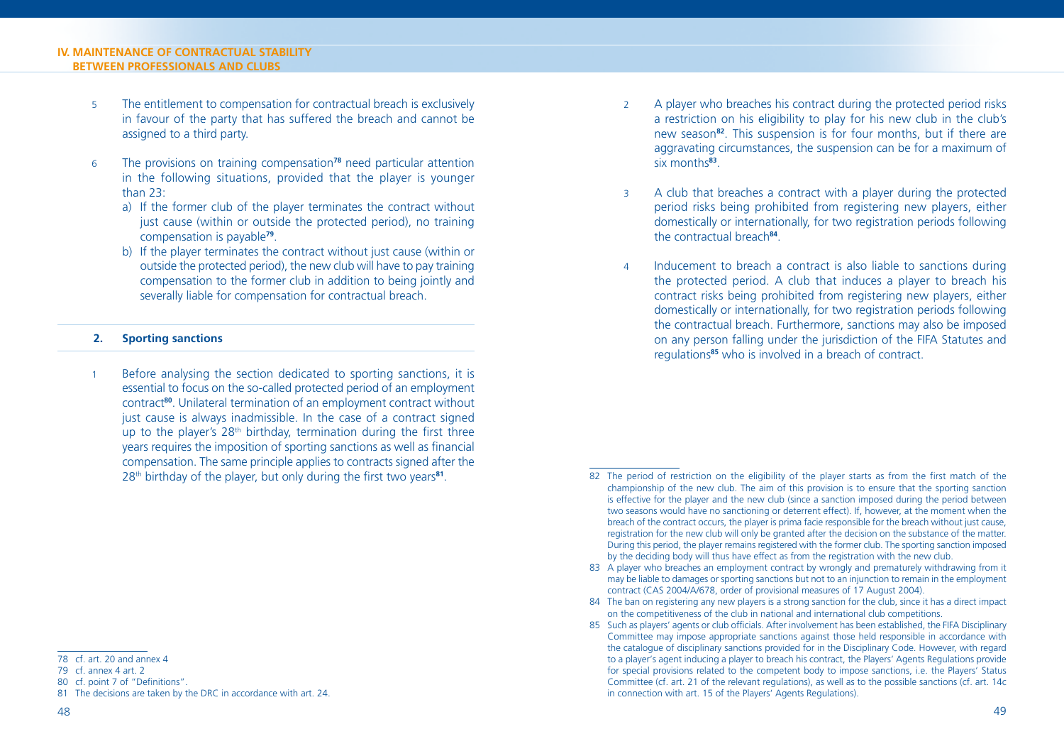5 The entitlement to compensation for contractual breach is exclusively in favour of the party that has suffered the breach and cannot be assigned to a third party.

6 The provisions on training compensation[78] need particular attention in the following situations, provided that the player is younger than 23:

a) If the former club of the player terminates the contract without just cause (within or outside the protected period), no training compensation is payable[79].

b) If the player terminates the contract without just cause (within or outside the protected period), the new club will have to pay training compensation to the former club in addition to being jointly and severally liable for compensation for contractual breach.

### 2. Sporting sanctions

1 Before analysing the section dedicated to sporting sanctions, it is essential to focus on the so-called protected period of an employment contract[80]. Unilateral termination of an employment contract without just cause is always inadmissible. In the case of a contract signed up to the player's 28th birthday, termination during the first three years requires the imposition of sporting sanctions as well as financial compensation. The same principle applies to contracts signed after the 28th birthday of the player, but only during the first two years[81].

2 A player who breaches his contract during the protected period risks a restriction on his eligibility to play for his new club in the club's new season[82]. This suspension is for four months, but if there are aggravating circumstances, the suspension can be for a maximum of six months[83].

3 A club that breaches a contract with a player during the protected period risks being prohibited from registering new players, either domestically or internationally, for two registration periods following the contractual breach[84].

4 Inducement to breach a contract is also liable to sanctions during the protected period. A club that induces a player to breach his contract risks being prohibited from registering new players, either domestically or internationally, for two registration periods following the contractual breach. Furthermore, sanctions may also be imposed on any person falling under the jurisdiction of the FIFA Statutes and regulations[85] who is involved in a breach of contract.

---

78 cf. art. 20 and annex 4

79 cf. annex 4 art. 2

80 cf. point 7 of "Definitions".

81 The decisions are taken by the DRC in accordance with art. 24.

82 The period of restriction on the eligibility of the player starts as from the first match of the championship of the new club. The aim of this provision is to ensure that the sporting sanction is effective for the player and the new club (since a sanction imposed during the period between two seasons would have no sanctioning or deterrent effect). If, however, at the moment when the breach of the contract occurs, the player is prima facie responsible for the breach without just cause, registration for the new club will only be granted after the decision on the substance of the matter. During this period, the player remains registered with the former club. The sporting sanction imposed by the deciding body will thus have effect as from the registration with the new club.

83 A player who breaches an employment contract by wrongly and prematurely withdrawing from it may be liable to damages or sporting sanctions but not to an injunction to remain in the employment contract (CAS 2004/A/678, order of provisional measures of 17 August 2004).

84 The ban on registering any new players is a strong sanction for the club, since it has a direct impact on the competitiveness of the club in national and international club competitions.

85 Such as players' agents or club officials. After involvement has been established, the FIFA Disciplinary Committee may impose appropriate sanctions against those held responsible in accordance with the catalogue of disciplinary sanctions provided for in the Disciplinary Code. However, with regard to a player's agent inducing a player to breach his contract, the Players' Agents Regulations provide for special provisions related to the competent body to impose sanctions, i.e. the Players' Status Committee (cf. art. 21 of the relevant regulations), as well as to the possible sanctions (cf. art. 14c in connection with art. 15 of the Players' Agents Regulations).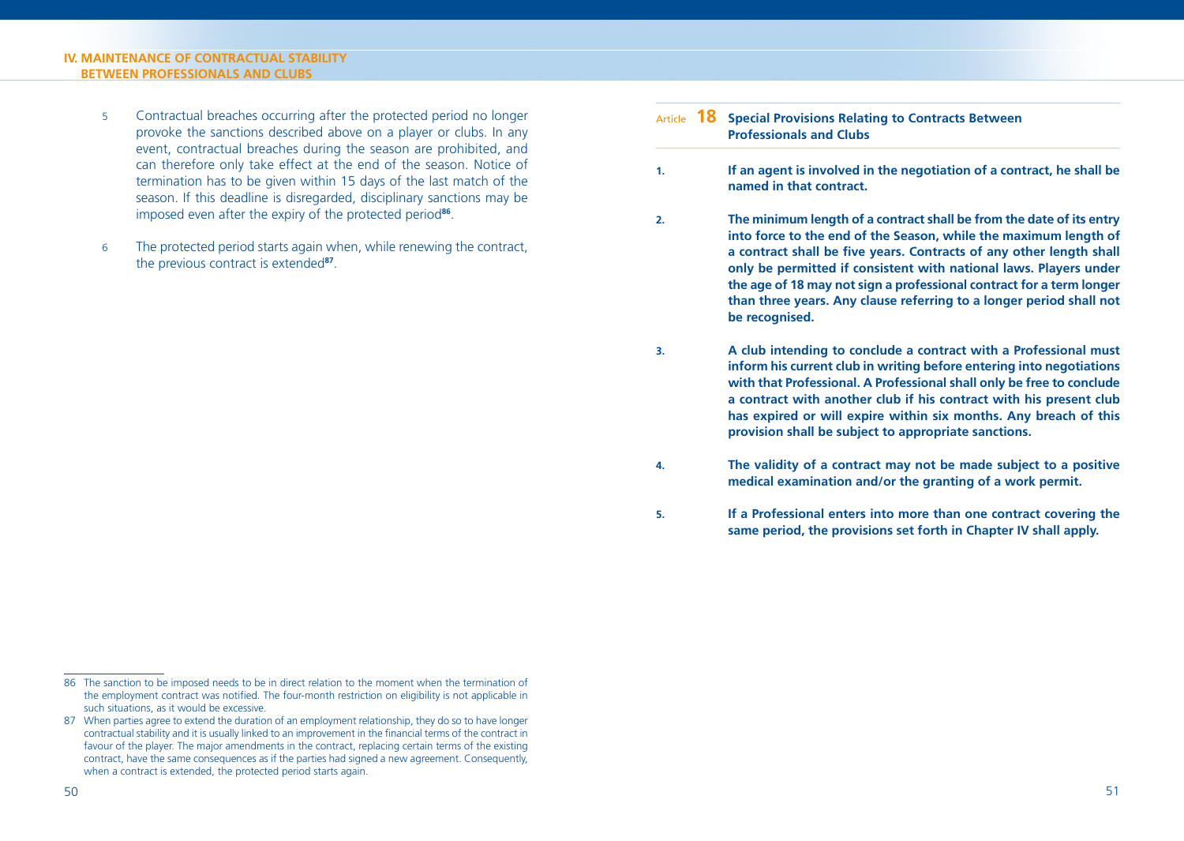5 Contractual breaches occurring after the protected period no longer provoke the sanctions described above on a player or clubs. In any event, contractual breaches during the season are prohibited, and can therefore only take effect at the end of the season. Notice of termination has to be given within 15 days of the last match of the season. If this deadline is disregarded, disciplinary sanctions may be imposed even after the expiry of the protected period[86].

6 The protected period starts again when, while renewing the contract, the previous contract is extended[87].

## Article 18 Special Provisions Relating to Contracts Between Professionals and Clubs

**1. If an agent is involved in the negotiation of a contract, he shall be named in that contract.**

**2. The minimum length of a contract shall be from the date of its entry into force to the end of the Season, while the maximum length of a contract shall be five years. Contracts of any other length shall only be permitted if consistent with national laws. Players under the age of 18 may not sign a professional contract for a term longer than three years. Any clause referring to a longer period shall not be recognised.**

**3. A club intending to conclude a contract with a Professional must inform his current club in writing before entering into negotiations with that Professional. A Professional shall only be free to conclude a contract with another club if his contract with his present club has expired or will expire within six months. Any breach of this provision shall be subject to appropriate sanctions.**

**4. The validity of a contract may not be made subject to a positive medical examination and/or the granting of a work permit.**

**5. If a Professional enters into more than one contract covering the same period, the provisions set forth in Chapter IV shall apply.**

---

86 The sanction to be imposed needs to be in direct relation to the moment when the termination of the employment contract was notified. The four-month restriction on eligibility is not applicable in such situations, as it would be excessive.

87 When parties agree to extend the duration of an employment relationship, they do so to have longer contractual stability and it is usually linked to an improvement in the financial terms of the contract in favour of the player. The major amendments in the contract, replacing certain terms of the existing contract, have the same consequences as if the parties had signed a new agreement. Consequently, when a contract is extended, the protected period starts again.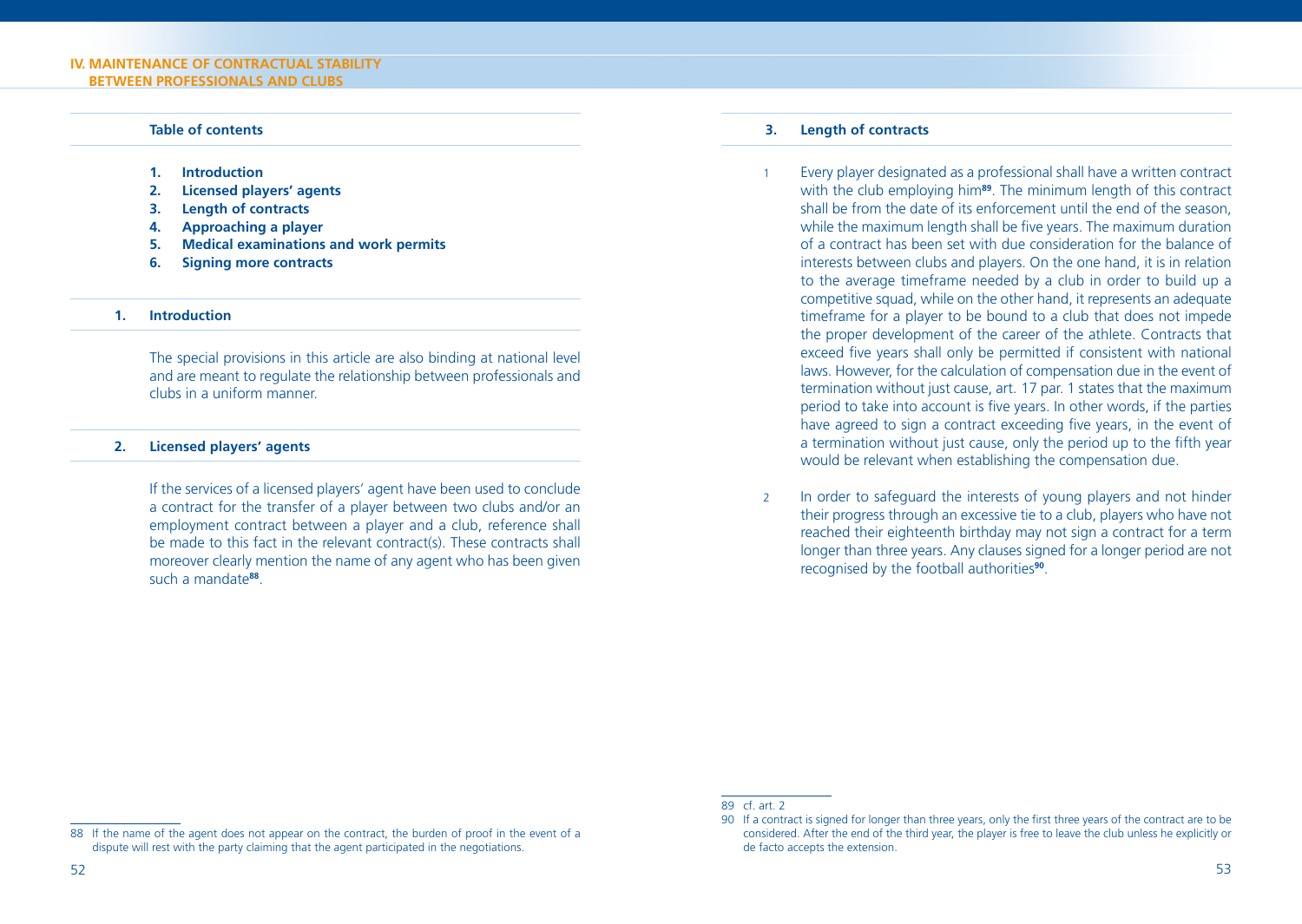# IV. MAINTENANCE OF CONTRACTUAL STABILITY BETWEEN PROFESSIONALS AND CLUBS

### Table of contents

1. **Introduction**
2. **Licensed players' agents**
3. **Length of contracts**
4. **Approaching a player**
5. **Medical examinations and work permits**
6. **Signing more contracts**

## 1. Introduction

The special provisions in this article are also binding at national level and are meant to regulate the relationship between professionals and clubs in a uniform manner.

## 2. Licensed players' agents

If the services of a licensed players' agent have been used to conclude a contract for the transfer of a player between two clubs and/or an employment contract between a player and a club, reference shall be made to this fact in the relevant contract(s). These contracts shall moreover clearly mention the name of any agent who has been given such a mandate[88].

[88] If the name of the agent does not appear on the contract, the burden of proof in the event of a dispute will rest with the party claiming that the agent participated in the negotiations.

## 3. Length of contracts

1 Every player designated as a professional shall have a written contract with the club employing him[89]. The minimum length of this contract shall be from the date of its enforcement until the end of the season, while the maximum length shall be five years. The maximum duration of a contract has been set with due consideration for the balance of interests between clubs and players. On the one hand, it is in relation to the average timeframe needed by a club in order to build up a competitive squad, while on the other hand, it represents an adequate timeframe for a player to be bound to a club that does not impede the proper development of the career of the athlete. Contracts that exceed five years shall only be permitted if consistent with national laws. However, for the calculation of compensation due in the event of termination without just cause, art. 17 par. 1 states that the maximum period to take into account is five years. In other words, if the parties have agreed to sign a contract exceeding five years, in the event of a termination without just cause, only the period up to the fifth year would be relevant when establishing the compensation due.

2 In order to safeguard the interests of young players and not hinder their progress through an excessive tie to a club, players who have not reached their eighteenth birthday may not sign a contract for a term longer than three years. Any clauses signed for a longer period are not recognised by the football authorities[90].

[89] cf. art. 2

[90] If a contract is signed for longer than three years, only the first three years of the contract are to be considered. After the end of the third year, the player is free to leave the club unless he explicitly or de facto accepts the extension.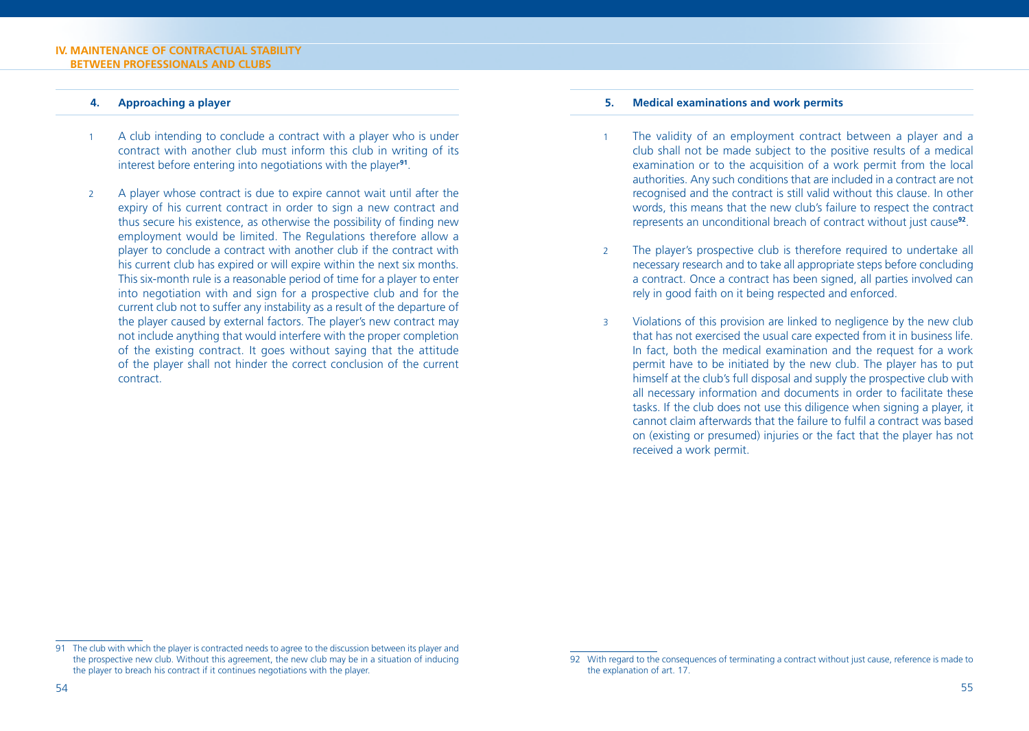### 4. Approaching a player

1 A club intending to conclude a contract with a player who is under contract with another club must inform this club in writing of its interest before entering into negotiations with the player[91].

2 A player whose contract is due to expire cannot wait until after the expiry of his current contract in order to sign a new contract and thus secure his existence, as otherwise the possibility of finding new employment would be limited. The Regulations therefore allow a player to conclude a contract with another club if the contract with his current club has expired or will expire within the next six months. This six-month rule is a reasonable period of time for a player to enter into negotiation with and sign for a prospective club and for the current club not to suffer any instability as a result of the departure of the player caused by external factors. The player's new contract may not include anything that would interfere with the proper completion of the existing contract. It goes without saying that the attitude of the player shall not hinder the correct conclusion of the current contract.

### 5. Medical examinations and work permits

1 The validity of an employment contract between a player and a club shall not be made subject to the positive results of a medical examination or to the acquisition of a work permit from the local authorities. Any such conditions that are included in a contract are not recognised and the contract is still valid without this clause. In other words, this means that the new club's failure to respect the contract represents an unconditional breach of contract without just cause[92].

2 The player's prospective club is therefore required to undertake all necessary research and to take all appropriate steps before concluding a contract. Once a contract has been signed, all parties involved can rely in good faith on it being respected and enforced.

3 Violations of this provision are linked to negligence by the new club that has not exercised the usual care expected from it in business life. In fact, both the medical examination and the request for a work permit have to be initiated by the new club. The player has to put himself at the club's full disposal and supply the prospective club with all necessary information and documents in order to facilitate these tasks. If the club does not use this diligence when signing a player, it cannot claim afterwards that the failure to fulfil a contract was based on (existing or presumed) injuries or the fact that the player has not received a work permit.

---

91 The club with which the player is contracted needs to agree to the discussion between its player and the prospective new club. Without this agreement, the new club may be in a situation of inducing the player to breach his contract if it continues negotiations with the player.

92 With regard to the consequences of terminating a contract without just cause, reference is made to the explanation of art. 17.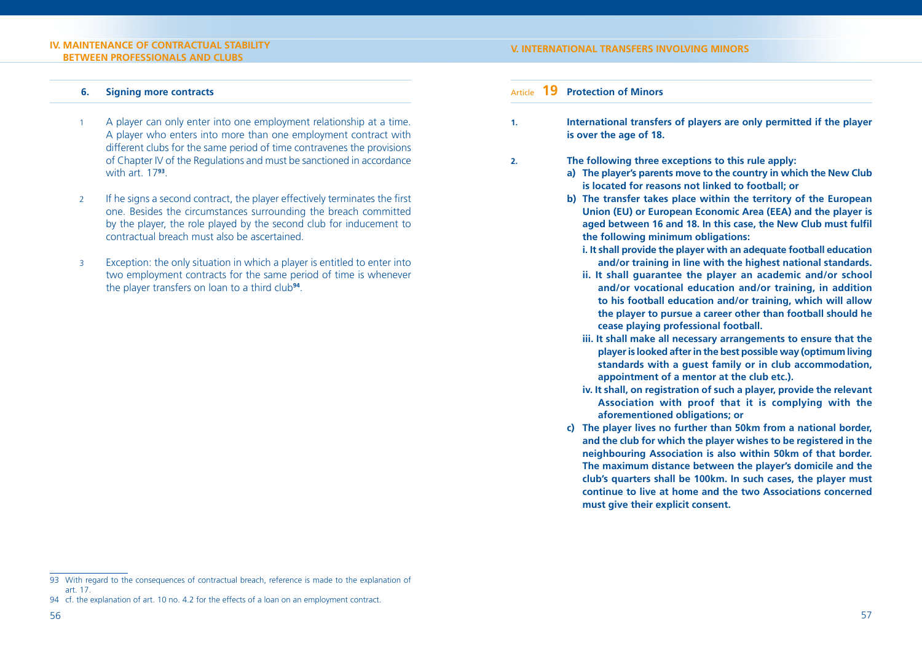### 6. Signing more contracts

1 A player can only enter into one employment relationship at a time. A player who enters into more than one employment contract with different clubs for the same period of time contravenes the provisions of Chapter IV of the Regulations and must be sanctioned in accordance with art. 17[93].

2 If he signs a second contract, the player effectively terminates the first one. Besides the circumstances surrounding the breach committed by the player, the role played by the second club for inducement to contractual breach must also be ascertained.

3 Exception: the only situation in which a player is entitled to enter into two employment contracts for the same period of time is whenever the player transfers on loan to a third club[94].

93 With regard to the consequences of contractual breach, reference is made to the explanation of art. 17.

94 cf. the explanation of art. 10 no. 4.2 for the effects of a loan on an employment contract.

## Article 19 Protection of Minors

**1. International transfers of players are only permitted if the player is over the age of 18.**

**2. The following three exceptions to this rule apply:**

**a) The player's parents move to the country in which the New Club is located for reasons not linked to football; or**

**b) The transfer takes place within the territory of the European Union (EU) or European Economic Area (EEA) and the player is aged between 16 and 18. In this case, the New Club must fulfil the following minimum obligations:**

**i. It shall provide the player with an adequate football education and/or training in line with the highest national standards.**

**ii. It shall guarantee the player an academic and/or school and/or vocational education and/or training, in addition to his football education and/or training, which will allow the player to pursue a career other than football should he cease playing professional football.**

**iii. It shall make all necessary arrangements to ensure that the player is looked after in the best possible way (optimum living standards with a guest family or in club accommodation, appointment of a mentor at the club etc.).**

**iv. It shall, on registration of such a player, provide the relevant Association with proof that it is complying with the aforementioned obligations; or**

**c) The player lives no further than 50km from a national border, and the club for which the player wishes to be registered in the neighbouring Association is also within 50km of that border. The maximum distance between the player's domicile and the club's quarters shall be 100km. In such cases, the player must continue to live at home and the two Associations concerned must give their explicit consent.**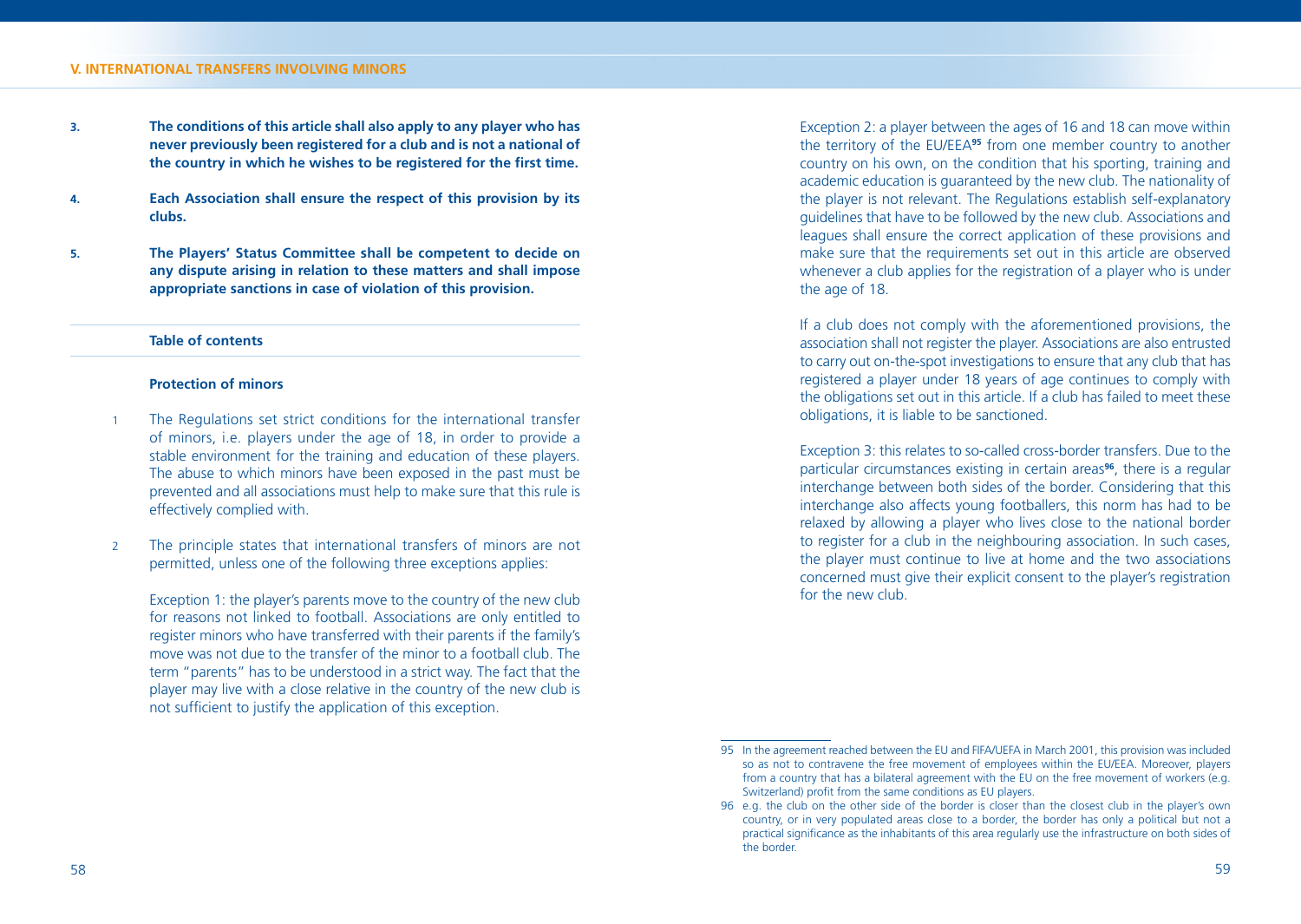3. **The conditions of this article shall also apply to any player who has never previously been registered for a club and is not a national of the country in which he wishes to be registered for the first time.**

4. **Each Association shall ensure the respect of this provision by its clubs.**

5. **The Players' Status Committee shall be competent to decide on any dispute arising in relation to these matters and shall impose appropriate sanctions in case of violation of this provision.**

**Table of contents**

**Protection of minors**

1 The Regulations set strict conditions for the international transfer of minors, i.e. players under the age of 18, in order to provide a stable environment for the training and education of these players. The abuse to which minors have been exposed in the past must be prevented and all associations must help to make sure that this rule is effectively complied with.

2 The principle states that international transfers of minors are not permitted, unless one of the following three exceptions applies:

Exception 1: the player's parents move to the country of the new club for reasons not linked to football. Associations are only entitled to register minors who have transferred with their parents if the family's move was not due to the transfer of the minor to a football club. The term "parents" has to be understood in a strict way. The fact that the player may live with a close relative in the country of the new club is not sufficient to justify the application of this exception.

Exception 2: a player between the ages of 16 and 18 can move within the territory of the EU/EEA[95] from one member country to another country on his own, on the condition that his sporting, training and academic education is guaranteed by the new club. The nationality of the player is not relevant. The Regulations establish self-explanatory guidelines that have to be followed by the new club. Associations and leagues shall ensure the correct application of these provisions and make sure that the requirements set out in this article are observed whenever a club applies for the registration of a player who is under the age of 18.

If a club does not comply with the aforementioned provisions, the association shall not register the player. Associations are also entrusted to carry out on-the-spot investigations to ensure that any club that has registered a player under 18 years of age continues to comply with the obligations set out in this article. If a club has failed to meet these obligations, it is liable to be sanctioned.

Exception 3: this relates to so-called cross-border transfers. Due to the particular circumstances existing in certain areas[96], there is a regular interchange between both sides of the border. Considering that this interchange also affects young footballers, this norm has had to be relaxed by allowing a player who lives close to the national border to register for a club in the neighbouring association. In such cases, the player must continue to live at home and the two associations concerned must give their explicit consent to the player's registration for the new club.

---

95 In the agreement reached between the EU and FIFA/UEFA in March 2001, this provision was included so as not to contravene the free movement of employees within the EU/EEA. Moreover, players from a country that has a bilateral agreement with the EU on the free movement of workers (e.g. Switzerland) profit from the same conditions as EU players.

96 e.g. the club on the other side of the border is closer than the closest club in the player's own country, or in very populated areas close to a border, the border has only a political but not a practical significance as the inhabitants of this area regularly use the infrastructure on both sides of the border.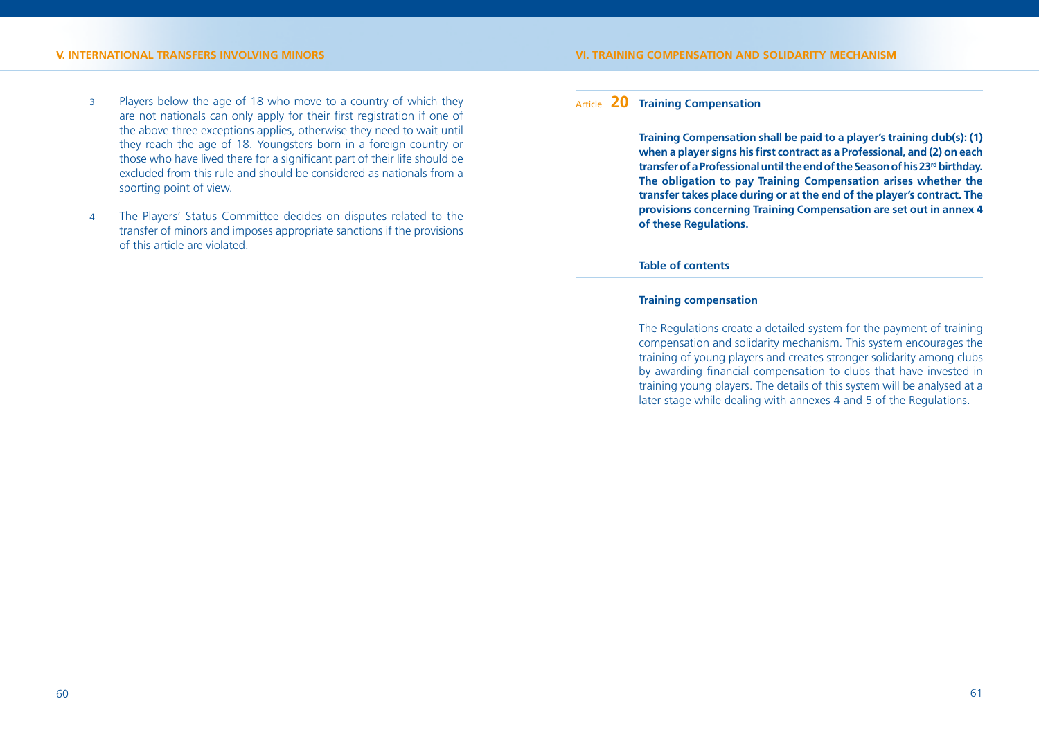3 Players below the age of 18 who move to a country of which they are not nationals can only apply for their first registration if one of the above three exceptions applies, otherwise they need to wait until they reach the age of 18. Youngsters born in a foreign country or those who have lived there for a significant part of their life should be excluded from this rule and should be considered as nationals from a sporting point of view.

4 The Players' Status Committee decides on disputes related to the transfer of minors and imposes appropriate sanctions if the provisions of this article are violated.

## VI. TRAINING COMPENSATION AND SOLIDARITY MECHANISM

### Article 20 Training Compensation

**Training Compensation shall be paid to a player's training club(s): (1) when a player signs his first contract as a Professional, and (2) on each transfer of a Professional until the end of the Season of his 23rd birthday. The obligation to pay Training Compensation arises whether the transfer takes place during or at the end of the player's contract. The provisions concerning Training Compensation are set out in annex 4 of these Regulations.**

**Table of contents**

**Training compensation**

The Regulations create a detailed system for the payment of training compensation and solidarity mechanism. This system encourages the training of young players and creates stronger solidarity among clubs by awarding financial compensation to clubs that have invested in training young players. The details of this system will be analysed at a later stage while dealing with annexes 4 and 5 of the Regulations.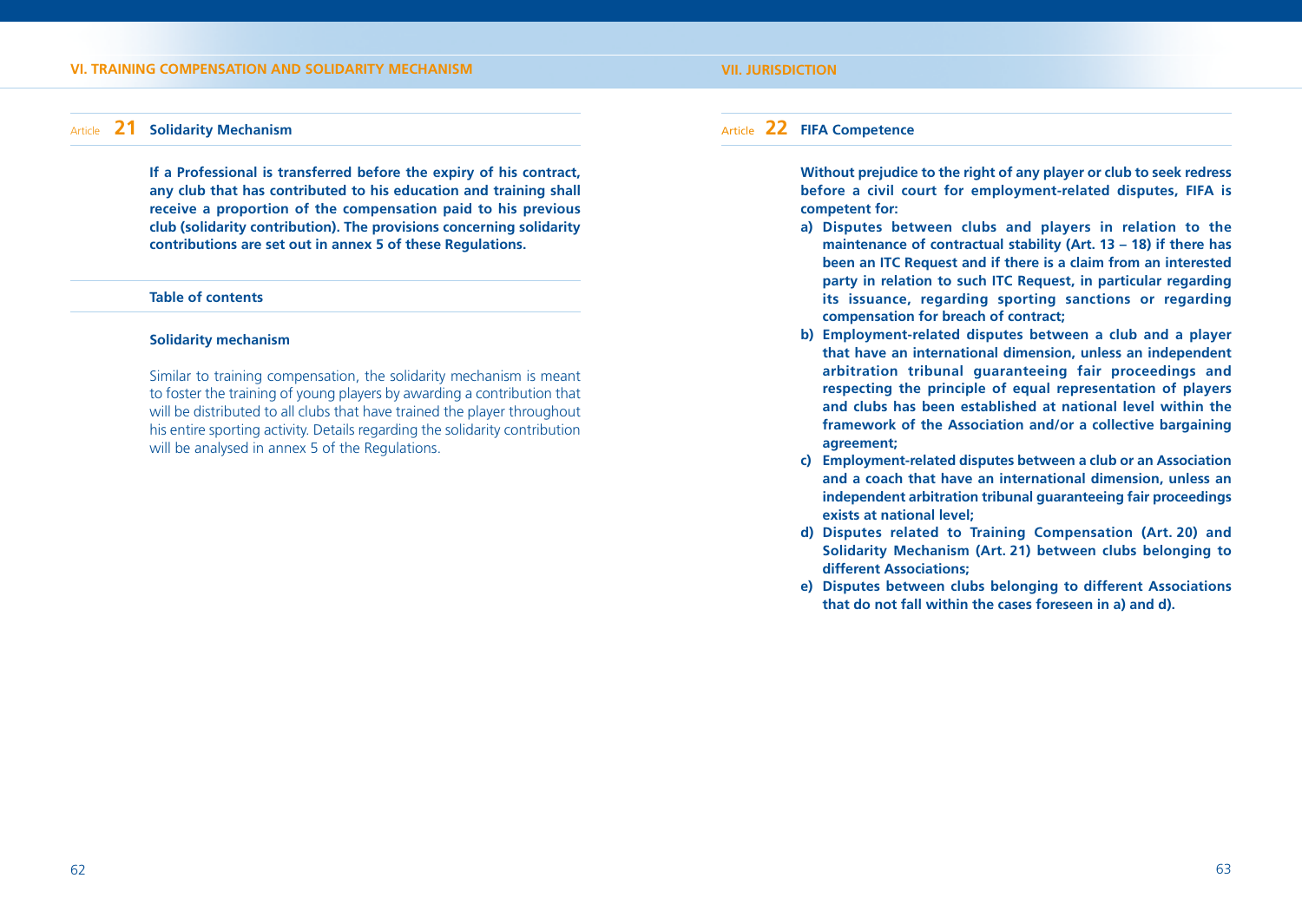## Article 21 Solidarity Mechanism

**If a Professional is transferred before the expiry of his contract, any club that has contributed to his education and training shall receive a proportion of the compensation paid to his previous club (solidarity contribution). The provisions concerning solidarity contributions are set out in annex 5 of these Regulations.**

**Table of contents**

**Solidarity mechanism**

Similar to training compensation, the solidarity mechanism is meant to foster the training of young players by awarding a contribution that will be distributed to all clubs that have trained the player throughout his entire sporting activity. Details regarding the solidarity contribution will be analysed in annex 5 of the Regulations.

## Article 22 FIFA Competence

**Without prejudice to the right of any player or club to seek redress before a civil court for employment-related disputes, FIFA is competent for:**

**a) Disputes between clubs and players in relation to the maintenance of contractual stability (Art. 13 – 18) if there has been an ITC Request and if there is a claim from an interested party in relation to such ITC Request, in particular regarding its issuance, regarding sporting sanctions or regarding compensation for breach of contract;**

**b) Employment-related disputes between a club and a player that have an international dimension, unless an independent arbitration tribunal guaranteeing fair proceedings and respecting the principle of equal representation of players and clubs has been established at national level within the framework of the Association and/or a collective bargaining agreement;**

**c) Employment-related disputes between a club or an Association and a coach that have an international dimension, unless an independent arbitration tribunal guaranteeing fair proceedings exists at national level;**

**d) Disputes related to Training Compensation (Art. 20) and Solidarity Mechanism (Art. 21) between clubs belonging to different Associations;**

**e) Disputes between clubs belonging to different Associations that do not fall within the cases foreseen in a) and d).**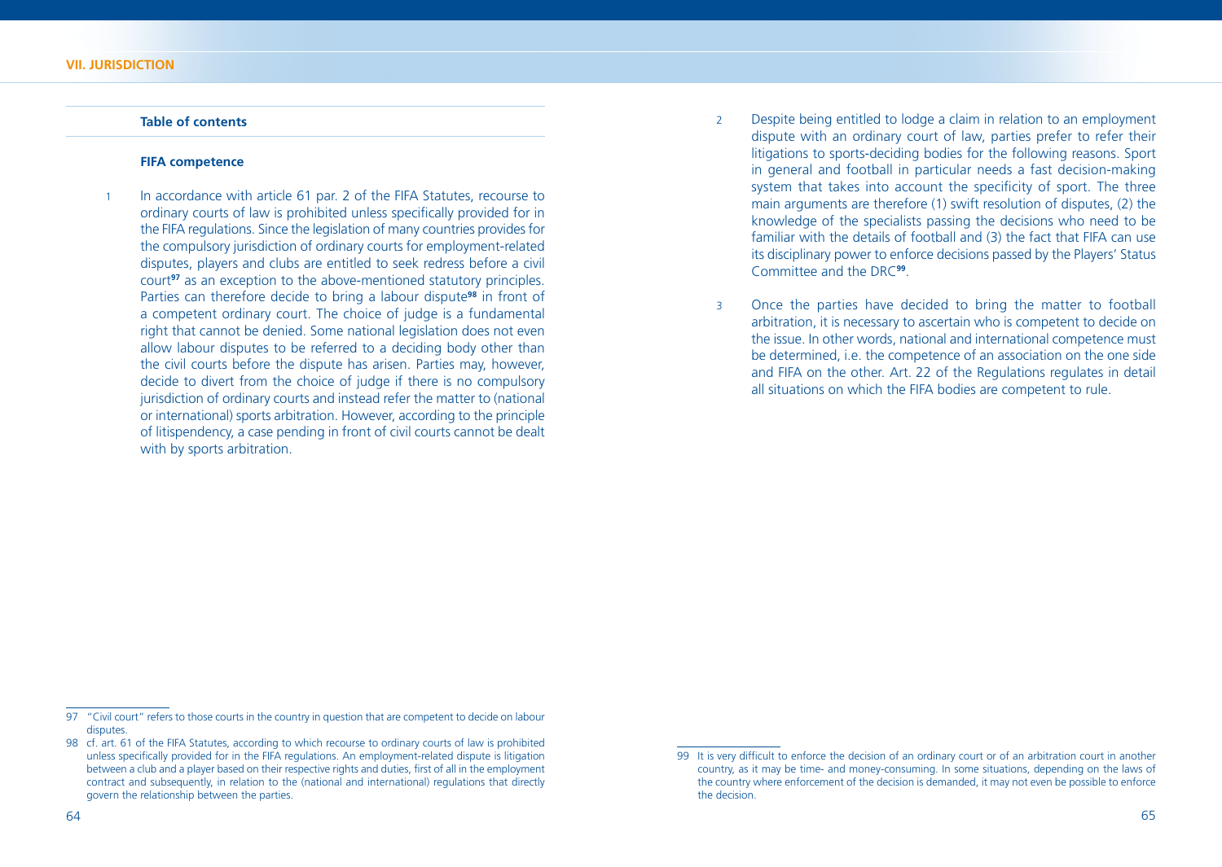**Table of contents**

**FIFA competence**

1 In accordance with article 61 par. 2 of the FIFA Statutes, recourse to ordinary courts of law is prohibited unless specifically provided for in the FIFA regulations. Since the legislation of many countries provides for the compulsory jurisdiction of ordinary courts for employment-related disputes, players and clubs are entitled to seek redress before a civil court[97] as an exception to the above-mentioned statutory principles. Parties can therefore decide to bring a labour dispute[98] in front of a competent ordinary court. The choice of judge is a fundamental right that cannot be denied. Some national legislation does not even allow labour disputes to be referred to a deciding body other than the civil courts before the dispute has arisen. Parties may, however, decide to divert from the choice of judge if there is no compulsory jurisdiction of ordinary courts and instead refer the matter to (national or international) sports arbitration. However, according to the principle of litispendency, a case pending in front of civil courts cannot be dealt with by sports arbitration.

2 Despite being entitled to lodge a claim in relation to an employment dispute with an ordinary court of law, parties prefer to refer their litigations to sports-deciding bodies for the following reasons. Sport in general and football in particular needs a fast decision-making system that takes into account the specificity of sport. The three main arguments are therefore (1) swift resolution of disputes, (2) the knowledge of the specialists passing the decisions who need to be familiar with the details of football and (3) the fact that FIFA can use its disciplinary power to enforce decisions passed by the Players' Status Committee and the DRC[99].

3 Once the parties have decided to bring the matter to football arbitration, it is necessary to ascertain who is competent to decide on the issue. In other words, national and international competence must be determined, i.e. the competence of an association on the one side and FIFA on the other. Art. 22 of the Regulations regulates in detail all situations on which the FIFA bodies are competent to rule.

---

97 "Civil court" refers to those courts in the country in question that are competent to decide on labour disputes.

98 cf. art. 61 of the FIFA Statutes, according to which recourse to ordinary courts of law is prohibited unless specifically provided for in the FIFA regulations. An employment-related dispute is litigation between a club and a player based on their respective rights and duties, first of all in the employment contract and subsequently, in relation to the (national and international) regulations that directly govern the relationship between the parties.

99 It is very difficult to enforce the decision of an ordinary court or of an arbitration court in another country, as it may be time- and money-consuming. In some situations, depending on the laws of the country where enforcement of the decision is demanded, it may not even be possible to enforce the decision.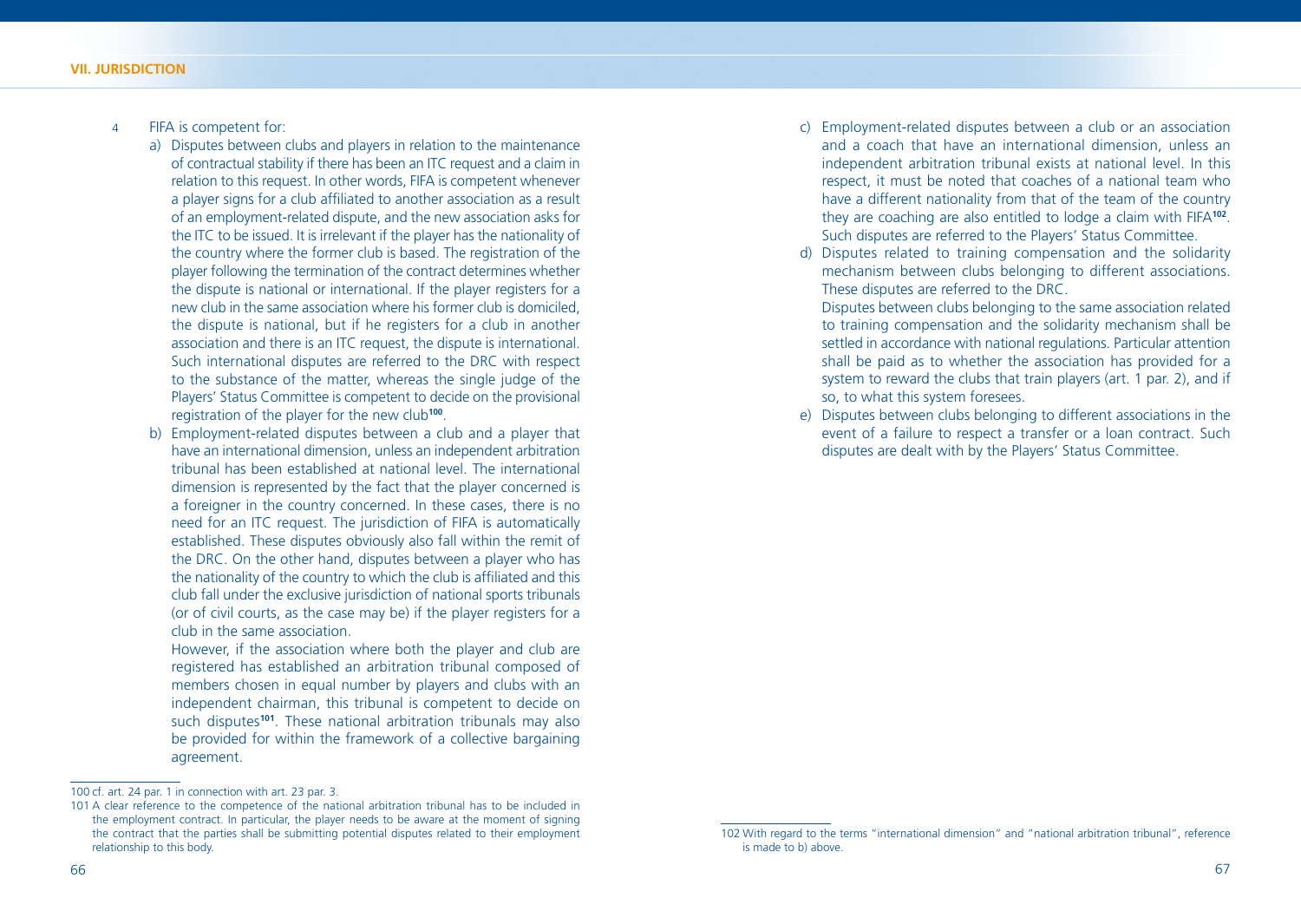4 FIFA is competent for:

a) Disputes between clubs and players in relation to the maintenance of contractual stability if there has been an ITC request and a claim in relation to this request. In other words, FIFA is competent whenever a player signs for a club affiliated to another association as a result of an employment-related dispute, and the new association asks for the ITC to be issued. It is irrelevant if the player has the nationality of the country where the former club is based. The registration of the player following the termination of the contract determines whether the dispute is national or international. If the player registers for a new club in the same association where his former club is domiciled, the dispute is national, but if he registers for a club in another association and there is an ITC request, the dispute is international. Such international disputes are referred to the DRC with respect to the substance of the matter, whereas the single judge of the Players' Status Committee is competent to decide on the provisional registration of the player for the new club[100].

b) Employment-related disputes between a club and a player that have an international dimension, unless an independent arbitration tribunal has been established at national level. The international dimension is represented by the fact that the player concerned is a foreigner in the country concerned. In these cases, there is no need for an ITC request. The jurisdiction of FIFA is automatically established. These disputes obviously also fall within the remit of the DRC. On the other hand, disputes between a player who has the nationality of the country to which the club is affiliated and this club fall under the exclusive jurisdiction of national sports tribunals (or of civil courts, as the case may be) if the player registers for a club in the same association.

   However, if the association where both the player and club are registered has established an arbitration tribunal composed of members chosen in equal number by players and clubs with an independent chairman, this tribunal is competent to decide on such disputes[101]. These national arbitration tribunals may also be provided for within the framework of a collective bargaining agreement.

c) Employment-related disputes between a club or an association and a coach that have an international dimension, unless an independent arbitration tribunal exists at national level. In this respect, it must be noted that coaches of a national team who have a different nationality from that of the team of the country they are coaching are also entitled to lodge a claim with FIFA[102]. Such disputes are referred to the Players' Status Committee.

d) Disputes related to training compensation and the solidarity mechanism between clubs belonging to different associations. These disputes are referred to the DRC.

   Disputes between clubs belonging to the same association related to training compensation and the solidarity mechanism shall be settled in accordance with national regulations. Particular attention shall be paid as to whether the association has provided for a system to reward the clubs that train players (art. 1 par. 2), and if so, to what this system foresees.

e) Disputes between clubs belonging to different associations in the event of a failure to respect a transfer or a loan contract. Such disputes are dealt with by the Players' Status Committee.

---

100 cf. art. 24 par. 1 in connection with art. 23 par. 3.

101 A clear reference to the competence of the national arbitration tribunal has to be included in the employment contract. In particular, the player needs to be aware at the moment of signing the contract that the parties shall be submitting potential disputes related to their employment relationship to this body.

102 With regard to the terms "international dimension" and "national arbitration tribunal", reference is made to b) above.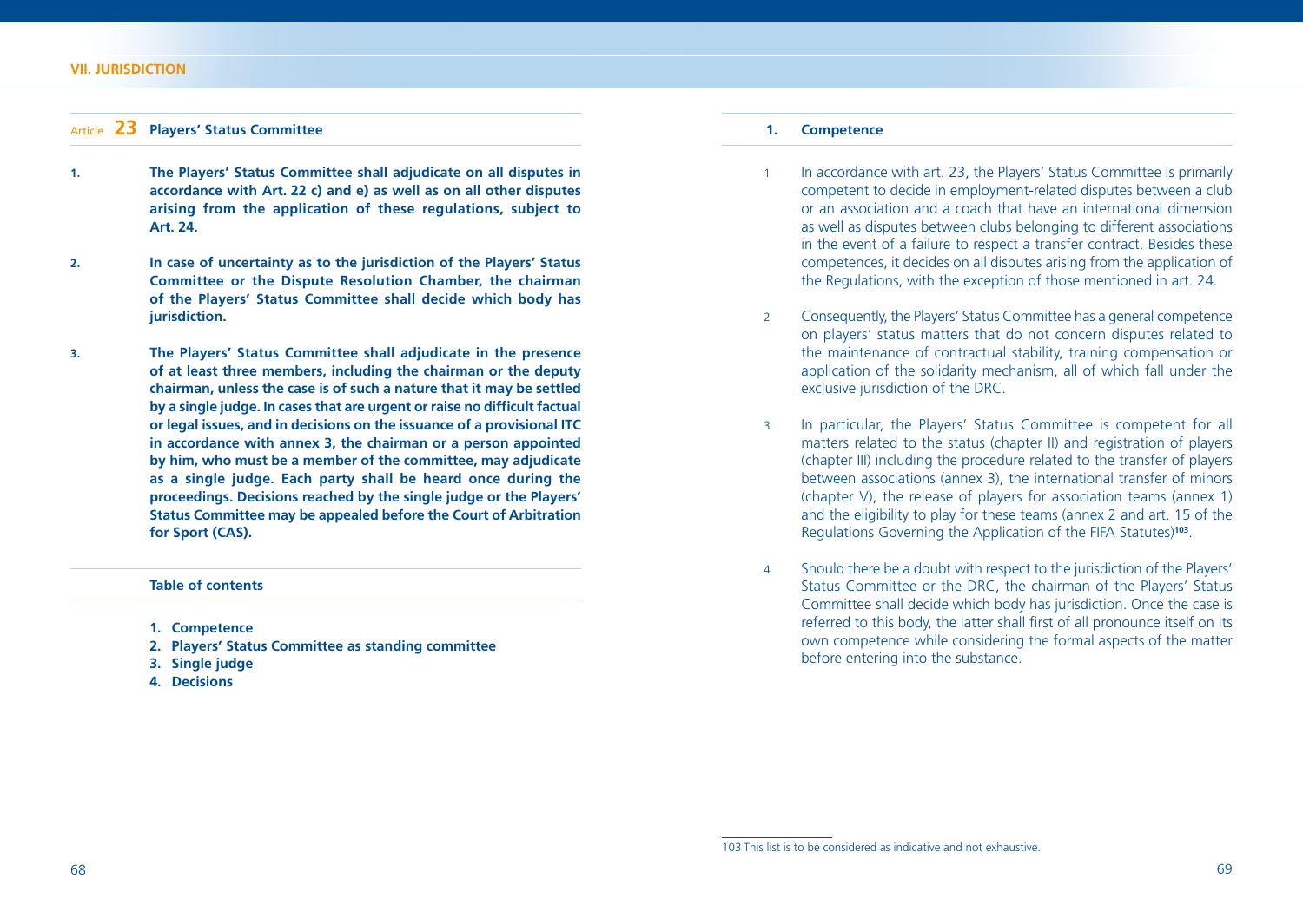## Article 23 Players' Status Committee

**1.** **The Players' Status Committee shall adjudicate on all disputes in accordance with Art. 22 c) and e) as well as on all other disputes arising from the application of these regulations, subject to Art. 24.**

**2.** **In case of uncertainty as to the jurisdiction of the Players' Status Committee or the Dispute Resolution Chamber, the chairman of the Players' Status Committee shall decide which body has jurisdiction.**

**3.** **The Players' Status Committee shall adjudicate in the presence of at least three members, including the chairman or the deputy chairman, unless the case is of such a nature that it may be settled by a single judge. In cases that are urgent or raise no difficult factual or legal issues, and in decisions on the issuance of a provisional ITC in accordance with annex 3, the chairman or a person appointed by him, who must be a member of the committee, may adjudicate as a single judge. Each party shall be heard once during the proceedings. Decisions reached by the single judge or the Players' Status Committee may be appealed before the Court of Arbitration for Sport (CAS).**

**Table of contents**

1. **Competence**
2. **Players' Status Committee as standing committee**
3. **Single judge**
4. **Decisions**

### 1. Competence

1 In accordance with art. 23, the Players' Status Committee is primarily competent to decide in employment-related disputes between a club or an association and a coach that have an international dimension as well as disputes between clubs belonging to different associations in the event of a failure to respect a transfer contract. Besides these competences, it decides on all disputes arising from the application of the Regulations, with the exception of those mentioned in art. 24.

2 Consequently, the Players' Status Committee has a general competence on players' status matters that do not concern disputes related to the maintenance of contractual stability, training compensation or application of the solidarity mechanism, all of which fall under the exclusive jurisdiction of the DRC.

3 In particular, the Players' Status Committee is competent for all matters related to the status (chapter II) and registration of players (chapter III) including the procedure related to the transfer of players between associations (annex 3), the international transfer of minors (chapter V), the release of players for association teams (annex 1) and the eligibility to play for these teams (annex 2 and art. 15 of the Regulations Governing the Application of the FIFA Statutes)[103].

4 Should there be a doubt with respect to the jurisdiction of the Players' Status Committee or the DRC, the chairman of the Players' Status Committee shall decide which body has jurisdiction. Once the case is referred to this body, the latter shall first of all pronounce itself on its own competence while considering the formal aspects of the matter before entering into the substance.

---

103 This list is to be considered as indicative and not exhaustive.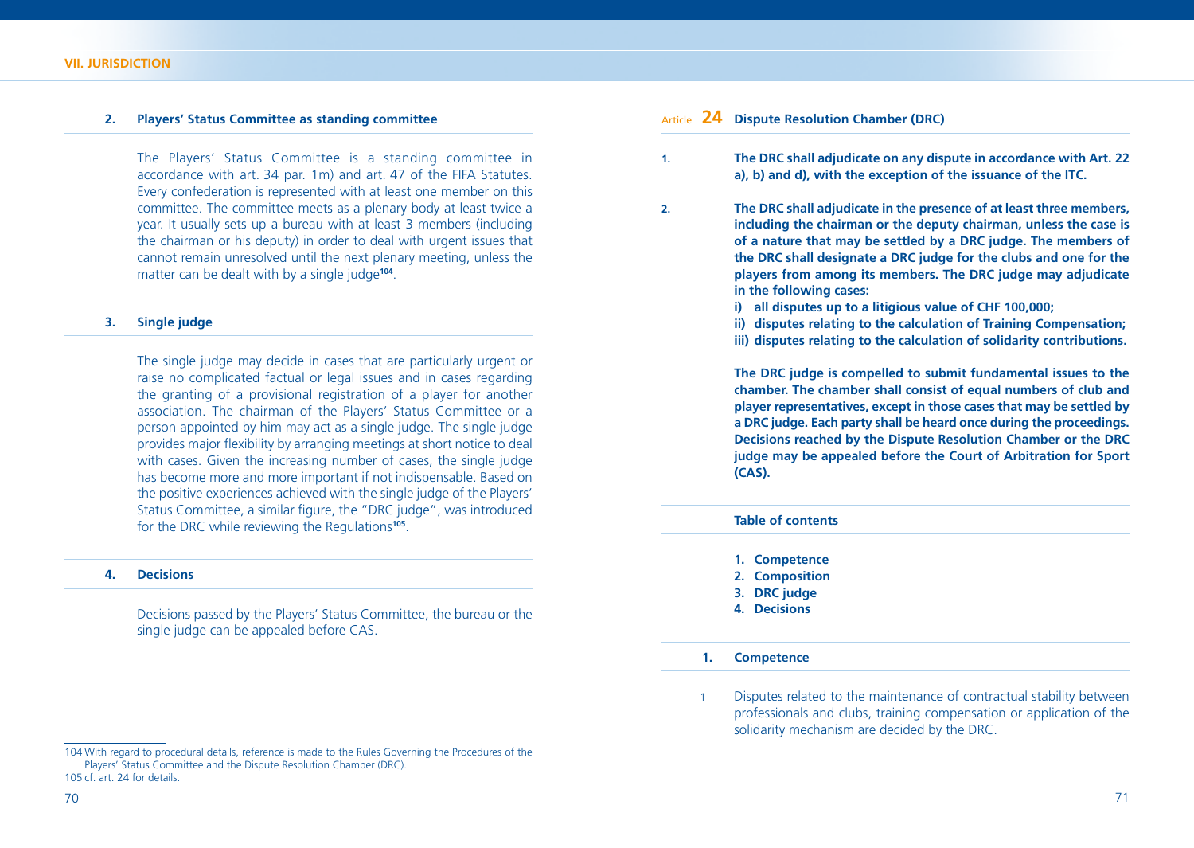### 2. Players' Status Committee as standing committee

The Players' Status Committee is a standing committee in accordance with art. 34 par. 1m) and art. 47 of the FIFA Statutes. Every confederation is represented with at least one member on this committee. The committee meets as a plenary body at least twice a year. It usually sets up a bureau with at least 3 members (including the chairman or his deputy) in order to deal with urgent issues that cannot remain unresolved until the next plenary meeting, unless the matter can be dealt with by a single judge[104].

### 3. Single judge

The single judge may decide in cases that are particularly urgent or raise no complicated factual or legal issues and in cases regarding the granting of a provisional registration of a player for another association. The chairman of the Players' Status Committee or a person appointed by him may act as a single judge. The single judge provides major flexibility by arranging meetings at short notice to deal with cases. Given the increasing number of cases, the single judge has become more and more important if not indispensable. Based on the positive experiences achieved with the single judge of the Players' Status Committee, a similar figure, the "DRC judge", was introduced for the DRC while reviewing the Regulations[105].

### 4. Decisions

Decisions passed by the Players' Status Committee, the bureau or the single judge can be appealed before CAS.

104 With regard to procedural details, reference is made to the Rules Governing the Procedures of the Players' Status Committee and the Dispute Resolution Chamber (DRC).

105 cf. art. 24 for details.

## Article 24 Dispute Resolution Chamber (DRC)

**1. The DRC shall adjudicate on any dispute in accordance with Art. 22 a), b) and d), with the exception of the issuance of the ITC.**

**2. The DRC shall adjudicate in the presence of at least three members, including the chairman or the deputy chairman, unless the case is of a nature that may be settled by a DRC judge. The members of the DRC shall designate a DRC judge for the clubs and one for the players from among its members. The DRC judge may adjudicate in the following cases:**

**i) all disputes up to a litigious value of CHF 100,000;**
**ii) disputes relating to the calculation of Training Compensation;**
**iii) disputes relating to the calculation of solidarity contributions.**

**The DRC judge is compelled to submit fundamental issues to the chamber. The chamber shall consist of equal numbers of club and player representatives, except in those cases that may be settled by a DRC judge. Each party shall be heard once during the proceedings. Decisions reached by the Dispute Resolution Chamber or the DRC judge may be appealed before the Court of Arbitration for Sport (CAS).**

**Table of contents**

1. Competence
2. Composition
3. DRC judge
4. Decisions

### 1. Competence

1 Disputes related to the maintenance of contractual stability between professionals and clubs, training compensation or application of the solidarity mechanism are decided by the DRC.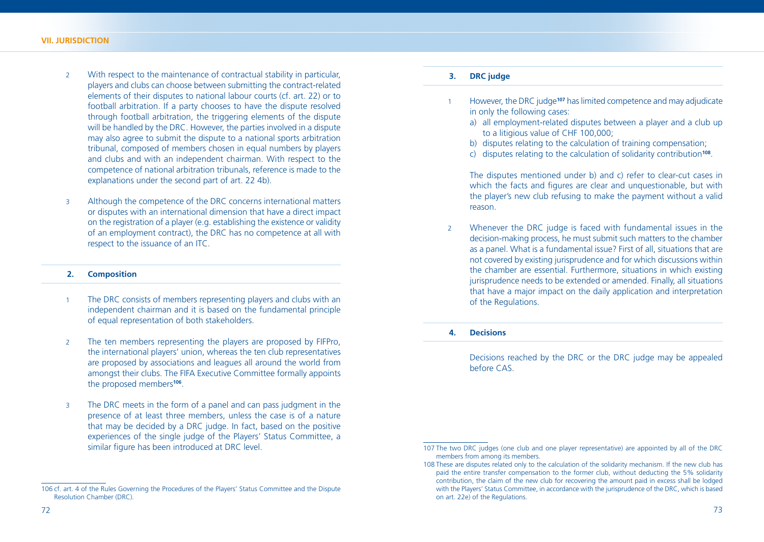2 With respect to the maintenance of contractual stability in particular, players and clubs can choose between submitting the contract-related elements of their disputes to national labour courts (cf. art. 22) or to football arbitration. If a party chooses to have the dispute resolved through football arbitration, the triggering elements of the dispute will be handled by the DRC. However, the parties involved in a dispute may also agree to submit the dispute to a national sports arbitration tribunal, composed of members chosen in equal numbers by players and clubs and with an independent chairman. With respect to the competence of national arbitration tribunals, reference is made to the explanations under the second part of art. 22 4b).

3 Although the competence of the DRC concerns international matters or disputes with an international dimension that have a direct impact on the registration of a player (e.g. establishing the existence or validity of an employment contract), the DRC has no competence at all with respect to the issuance of an ITC.

## 2. Composition

1 The DRC consists of members representing players and clubs with an independent chairman and it is based on the fundamental principle of equal representation of both stakeholders.

2 The ten members representing the players are proposed by FIFPro, the international players' union, whereas the ten club representatives are proposed by associations and leagues all around the world from amongst their clubs. The FIFA Executive Committee formally appoints the proposed members[106].

3 The DRC meets in the form of a panel and can pass judgment in the presence of at least three members, unless the case is of a nature that may be decided by a DRC judge. In fact, based on the positive experiences of the single judge of the Players' Status Committee, a similar figure has been introduced at DRC level.

## 3. DRC judge

1 However, the DRC judge[107] has limited competence and may adjudicate in only the following cases:

a) all employment-related disputes between a player and a club up to a litigious value of CHF 100,000;
b) disputes relating to the calculation of training compensation;
c) disputes relating to the calculation of solidarity contribution[108].

The disputes mentioned under b) and c) refer to clear-cut cases in which the facts and figures are clear and unquestionable, but with the player's new club refusing to make the payment without a valid reason.

2 Whenever the DRC judge is faced with fundamental issues in the decision-making process, he must submit such matters to the chamber as a panel. What is a fundamental issue? First of all, situations that are not covered by existing jurisprudence and for which discussions within the chamber are essential. Furthermore, situations in which existing jurisprudence needs to be extended or amended. Finally, all situations that have a major impact on the daily application and interpretation of the Regulations.

## 4. Decisions

Decisions reached by the DRC or the DRC judge may be appealed before CAS.

---

106 cf. art. 4 of the Rules Governing the Procedures of the Players' Status Committee and the Dispute Resolution Chamber (DRC).

107 The two DRC judges (one club and one player representative) are appointed by all of the DRC members from among its members.

108 These are disputes related only to the calculation of the solidarity mechanism. If the new club has paid the entire transfer compensation to the former club, without deducting the 5% solidarity contribution, the claim of the new club for recovering the amount paid in excess shall be lodged with the Players' Status Committee, in accordance with the jurisprudence of the DRC, which is based on art. 22e) of the Regulations.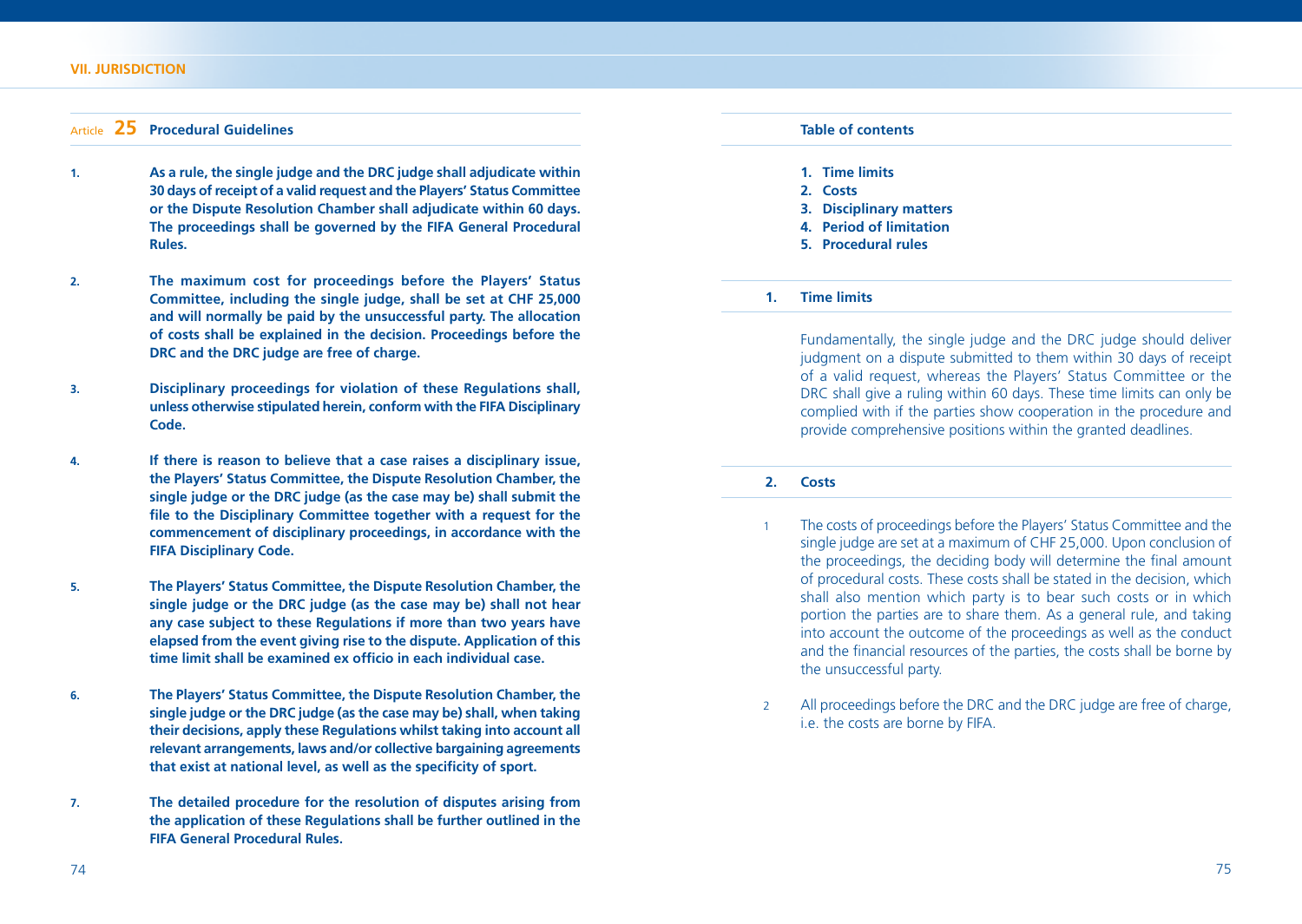## Article 25 Procedural Guidelines

1. **As a rule, the single judge and the DRC judge shall adjudicate within 30 days of receipt of a valid request and the Players' Status Committee or the Dispute Resolution Chamber shall adjudicate within 60 days. The proceedings shall be governed by the FIFA General Procedural Rules.**

2. **The maximum cost for proceedings before the Players' Status Committee, including the single judge, shall be set at CHF 25,000 and will normally be paid by the unsuccessful party. The allocation of costs shall be explained in the decision. Proceedings before the DRC and the DRC judge are free of charge.**

3. **Disciplinary proceedings for violation of these Regulations shall, unless otherwise stipulated herein, conform with the FIFA Disciplinary Code.**

4. **If there is reason to believe that a case raises a disciplinary issue, the Players' Status Committee, the Dispute Resolution Chamber, the single judge or the DRC judge (as the case may be) shall submit the file to the Disciplinary Committee together with a request for the commencement of disciplinary proceedings, in accordance with the FIFA Disciplinary Code.**

5. **The Players' Status Committee, the Dispute Resolution Chamber, the single judge or the DRC judge (as the case may be) shall not hear any case subject to these Regulations if more than two years have elapsed from the event giving rise to the dispute. Application of this time limit shall be examined ex officio in each individual case.**

6. **The Players' Status Committee, the Dispute Resolution Chamber, the single judge or the DRC judge (as the case may be) shall, when taking their decisions, apply these Regulations whilst taking into account all relevant arrangements, laws and/or collective bargaining agreements that exist at national level, as well as the specificity of sport.**

7. **The detailed procedure for the resolution of disputes arising from the application of these Regulations shall be further outlined in the FIFA General Procedural Rules.**

### Table of contents

1. Time limits
2. Costs
3. Disciplinary matters
4. Period of limitation
5. Procedural rules

### 1. Time limits

Fundamentally, the single judge and the DRC judge should deliver judgment on a dispute submitted to them within 30 days of receipt of a valid request, whereas the Players' Status Committee or the DRC shall give a ruling within 60 days. These time limits can only be complied with if the parties show cooperation in the procedure and provide comprehensive positions within the granted deadlines.

### 2. Costs

1 The costs of proceedings before the Players' Status Committee and the single judge are set at a maximum of CHF 25,000. Upon conclusion of the proceedings, the deciding body will determine the final amount of procedural costs. These costs shall be stated in the decision, which shall also mention which party is to bear such costs or in which portion the parties are to share them. As a general rule, and taking into account the outcome of the proceedings as well as the conduct and the financial resources of the parties, the costs shall be borne by the unsuccessful party.

2 All proceedings before the DRC and the DRC judge are free of charge, i.e. the costs are borne by FIFA.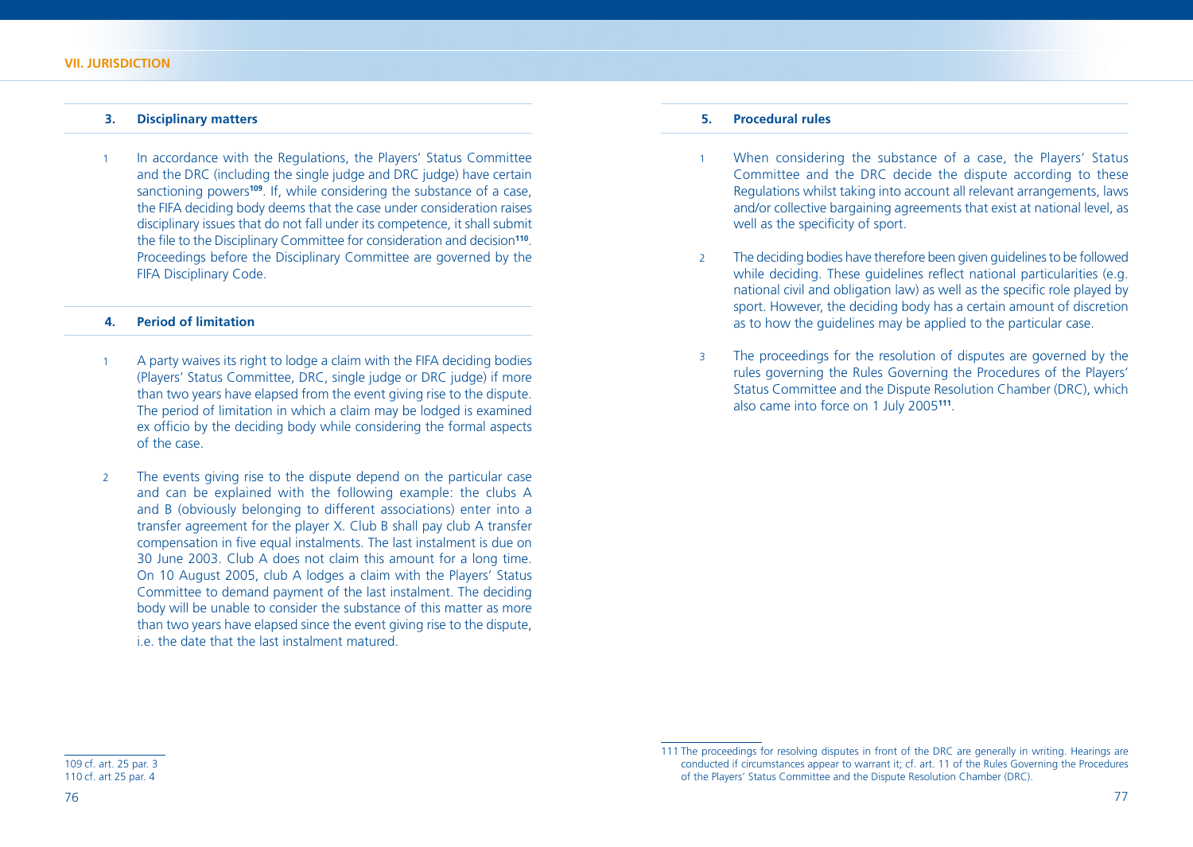### 3. Disciplinary matters

1 In accordance with the Regulations, the Players' Status Committee and the DRC (including the single judge and DRC judge) have certain sanctioning powers[109]. If, while considering the substance of a case, the FIFA deciding body deems that the case under consideration raises disciplinary issues that do not fall under its competence, it shall submit the file to the Disciplinary Committee for consideration and decision[110]. Proceedings before the Disciplinary Committee are governed by the FIFA Disciplinary Code.

### 4. Period of limitation

1 A party waives its right to lodge a claim with the FIFA deciding bodies (Players' Status Committee, DRC, single judge or DRC judge) if more than two years have elapsed from the event giving rise to the dispute. The period of limitation in which a claim may be lodged is examined ex officio by the deciding body while considering the formal aspects of the case.

2 The events giving rise to the dispute depend on the particular case and can be explained with the following example: the clubs A and B (obviously belonging to different associations) enter into a transfer agreement for the player X. Club B shall pay club A transfer compensation in five equal instalments. The last instalment is due on 30 June 2003. Club A does not claim this amount for a long time. On 10 August 2005, club A lodges a claim with the Players' Status Committee to demand payment of the last instalment. The deciding body will be unable to consider the substance of this matter as more than two years have elapsed since the event giving rise to the dispute, i.e. the date that the last instalment matured.

### 5. Procedural rules

1 When considering the substance of a case, the Players' Status Committee and the DRC decide the dispute according to these Regulations whilst taking into account all relevant arrangements, laws and/or collective bargaining agreements that exist at national level, as well as the specificity of sport.

2 The deciding bodies have therefore been given guidelines to be followed while deciding. These guidelines reflect national particularities (e.g. national civil and obligation law) as well as the specific role played by sport. However, the deciding body has a certain amount of discretion as to how the guidelines may be applied to the particular case.

3 The proceedings for the resolution of disputes are governed by the rules governing the Rules Governing the Procedures of the Players' Status Committee and the Dispute Resolution Chamber (DRC), which also came into force on 1 July 2005[111].

---

109 cf. art. 25 par. 3

110 cf. art 25 par. 4

111 The proceedings for resolving disputes in front of the DRC are generally in writing. Hearings are conducted if circumstances appear to warrant it; cf. art. 11 of the Rules Governing the Procedures of the Players' Status Committee and the Dispute Resolution Chamber (DRC).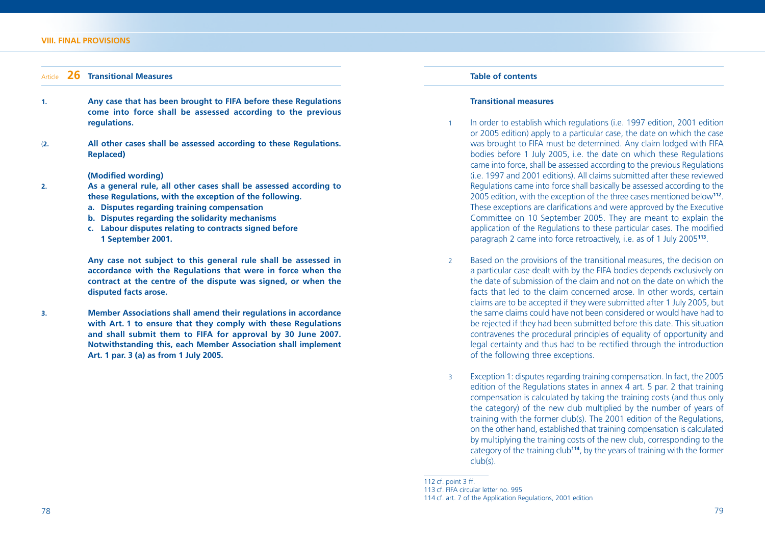## Article 26 Transitional Measures

**1. Any case that has been brought to FIFA before these Regulations come into force shall be assessed according to the previous regulations.**

**(2. All other cases shall be assessed according to these Regulations. Replaced)**

**(Modified wording)**

**2. As a general rule, all other cases shall be assessed according to these Regulations, with the exception of the following.**

**a. Disputes regarding training compensation**
**b. Disputes regarding the solidarity mechanisms**
**c. Labour disputes relating to contracts signed before 1 September 2001.**

**Any case not subject to this general rule shall be assessed in accordance with the Regulations that were in force when the contract at the centre of the dispute was signed, or when the disputed facts arose.**

**3. Member Associations shall amend their regulations in accordance with Art. 1 to ensure that they comply with these Regulations and shall submit them to FIFA for approval by 30 June 2007. Notwithstanding this, each Member Association shall implement Art. 1 par. 3 (a) as from 1 July 2005.**

**Table of contents**

**Transitional measures**

1 In order to establish which regulations (i.e. 1997 edition, 2001 edition or 2005 edition) apply to a particular case, the date on which the case was brought to FIFA must be determined. Any claim lodged with FIFA bodies before 1 July 2005, i.e. the date on which these Regulations came into force, shall be assessed according to the previous Regulations (i.e. 1997 and 2001 editions). All claims submitted after these reviewed Regulations came into force shall basically be assessed according to the 2005 edition, with the exception of the three cases mentioned below[112]. These exceptions are clarifications and were approved by the Executive Committee on 10 September 2005. They are meant to explain the application of the Regulations to these particular cases. The modified paragraph 2 came into force retroactively, i.e. as of 1 July 2005[113].

2 Based on the provisions of the transitional measures, the decision on a particular case dealt with by the FIFA bodies depends exclusively on the date of submission of the claim and not on the date on which the facts that led to the claim concerned arose. In other words, certain claims are to be accepted if they were submitted after 1 July 2005, but the same claims could have not been considered or would have had to be rejected if they had been submitted before this date. This situation contravenes the procedural principles of equality of opportunity and legal certainty and thus had to be rectified through the introduction of the following three exceptions.

3 Exception 1: disputes regarding training compensation. In fact, the 2005 edition of the Regulations states in annex 4 art. 5 par. 2 that training compensation is calculated by taking the training costs (and thus only the category) of the new club multiplied by the number of years of training with the former club(s). The 2001 edition of the Regulations, on the other hand, established that training compensation is calculated by multiplying the training costs of the new club, corresponding to the category of the training club[114], by the years of training with the former club(s).

112 cf. point 3 ff.
113 cf. FIFA circular letter no. 995
114 cf. art. 7 of the Application Regulations, 2001 edition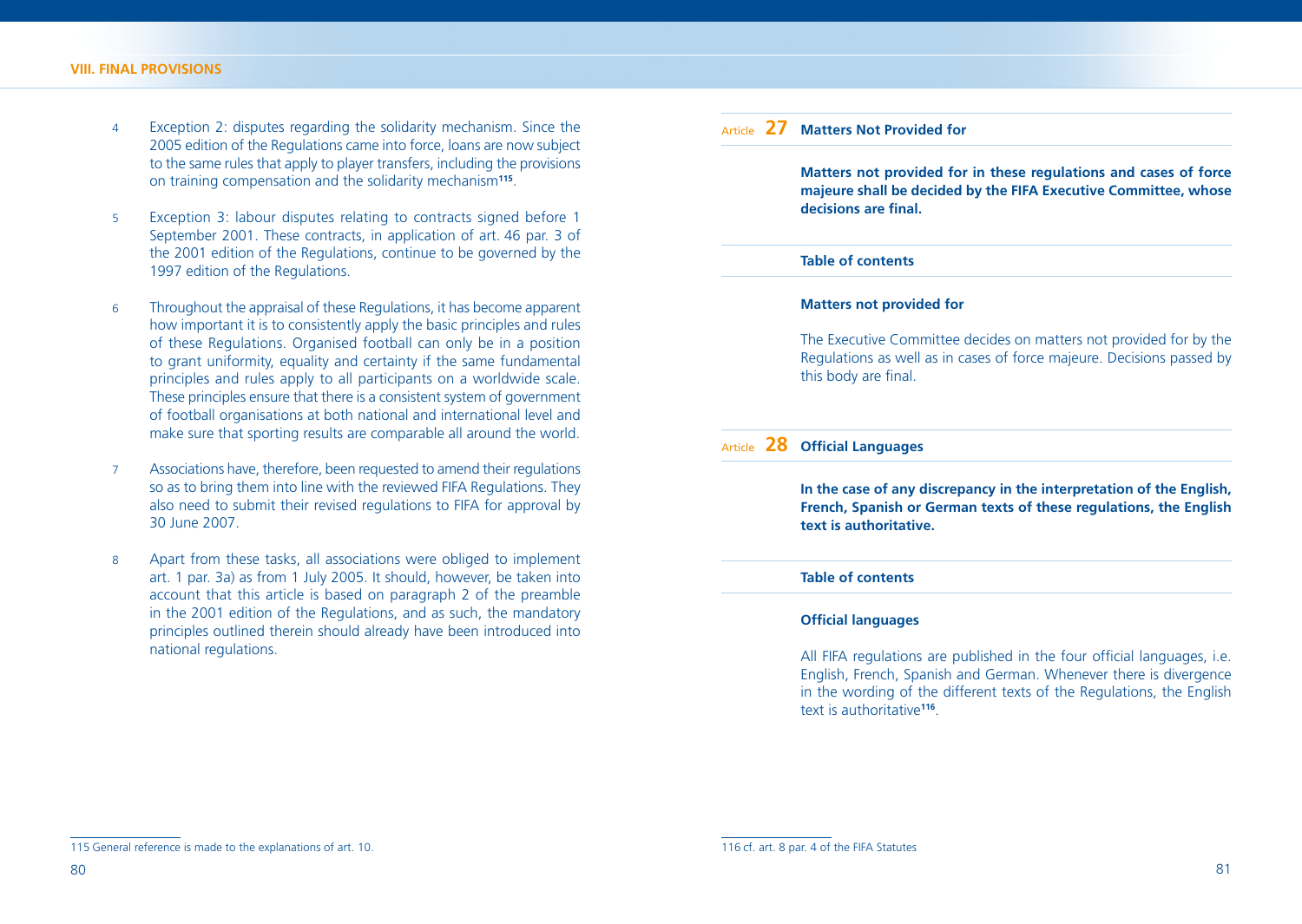4 Exception 2: disputes regarding the solidarity mechanism. Since the 2005 edition of the Regulations came into force, loans are now subject to the same rules that apply to player transfers, including the provisions on training compensation and the solidarity mechanism[115].

5 Exception 3: labour disputes relating to contracts signed before 1 September 2001. These contracts, in application of art. 46 par. 3 of the 2001 edition of the Regulations, continue to be governed by the 1997 edition of the Regulations.

6 Throughout the appraisal of these Regulations, it has become apparent how important it is to consistently apply the basic principles and rules of these Regulations. Organised football can only be in a position to grant uniformity, equality and certainty if the same fundamental principles and rules apply to all participants on a worldwide scale. These principles ensure that there is a consistent system of government of football organisations at both national and international level and make sure that sporting results are comparable all around the world.

7 Associations have, therefore, been requested to amend their regulations so as to bring them into line with the reviewed FIFA Regulations. They also need to submit their revised regulations to FIFA for approval by 30 June 2007.

8 Apart from these tasks, all associations were obliged to implement art. 1 par. 3a) as from 1 July 2005. It should, however, be taken into account that this article is based on paragraph 2 of the preamble in the 2001 edition of the Regulations, and as such, the mandatory principles outlined therein should already have been introduced into national regulations.

115 General reference is made to the explanations of art. 10.

## Article 27 Matters Not Provided for

**Matters not provided for in these regulations and cases of force majeure shall be decided by the FIFA Executive Committee, whose decisions are final.**

**Table of contents**

**Matters not provided for**

The Executive Committee decides on matters not provided for by the Regulations as well as in cases of force majeure. Decisions passed by this body are final.

## Article 28 Official Languages

**In the case of any discrepancy in the interpretation of the English, French, Spanish or German texts of these regulations, the English text is authoritative.**

**Table of contents**

**Official languages**

All FIFA regulations are published in the four official languages, i.e. English, French, Spanish and German. Whenever there is divergence in the wording of the different texts of the Regulations, the English text is authoritative[116].

116 cf. art. 8 par. 4 of the FIFA Statutes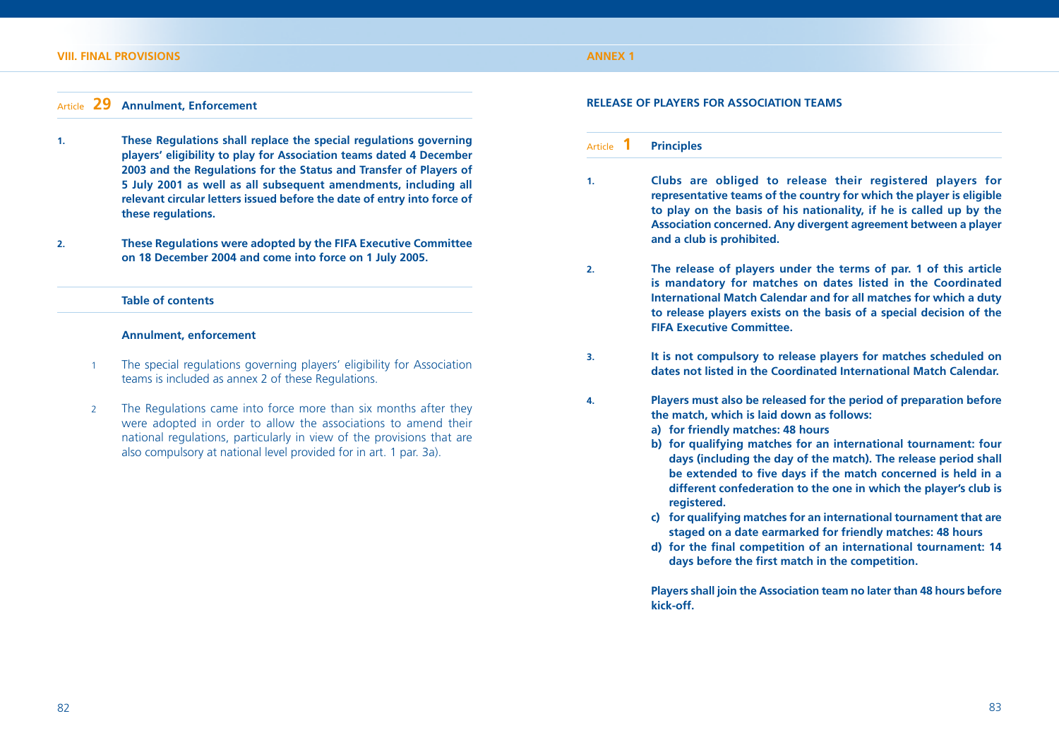### Article 29 Annulment, Enforcement

1. **These Regulations shall replace the special regulations governing players' eligibility to play for Association teams dated 4 December 2003 and the Regulations for the Status and Transfer of Players of 5 July 2001 as well as all subsequent amendments, including all relevant circular letters issued before the date of entry into force of these regulations.**

2. **These Regulations were adopted by the FIFA Executive Committee on 18 December 2004 and come into force on 1 July 2005.**

**Table of contents**

**Annulment, enforcement**

1 The special regulations governing players' eligibility for Association teams is included as annex 2 of these Regulations.

2 The Regulations came into force more than six months after they were adopted in order to allow the associations to amend their national regulations, particularly in view of the provisions that are also compulsory at national level provided for in art. 1 par. 3a).

## ANNEX 1

### RELEASE OF PLAYERS FOR ASSOCIATION TEAMS

### Article 1 Principles

1. **Clubs are obliged to release their registered players for representative teams of the country for which the player is eligible to play on the basis of his nationality, if he is called up by the Association concerned. Any divergent agreement between a player and a club is prohibited.**

2. **The release of players under the terms of par. 1 of this article is mandatory for matches on dates listed in the Coordinated International Match Calendar and for all matches for which a duty to release players exists on the basis of a special decision of the FIFA Executive Committee.**

3. **It is not compulsory to release players for matches scheduled on dates not listed in the Coordinated International Match Calendar.**

4. **Players must also be released for the period of preparation before the match, which is laid down as follows:**
   **a) for friendly matches: 48 hours**
   **b) for qualifying matches for an international tournament: four days (including the day of the match). The release period shall be extended to five days if the match concerned is held in a different confederation to the one in which the player's club is registered.**
   **c) for qualifying matches for an international tournament that are staged on a date earmarked for friendly matches: 48 hours**
   **d) for the final competition of an international tournament: 14 days before the first match in the competition.**

   **Players shall join the Association team no later than 48 hours before kick-off.**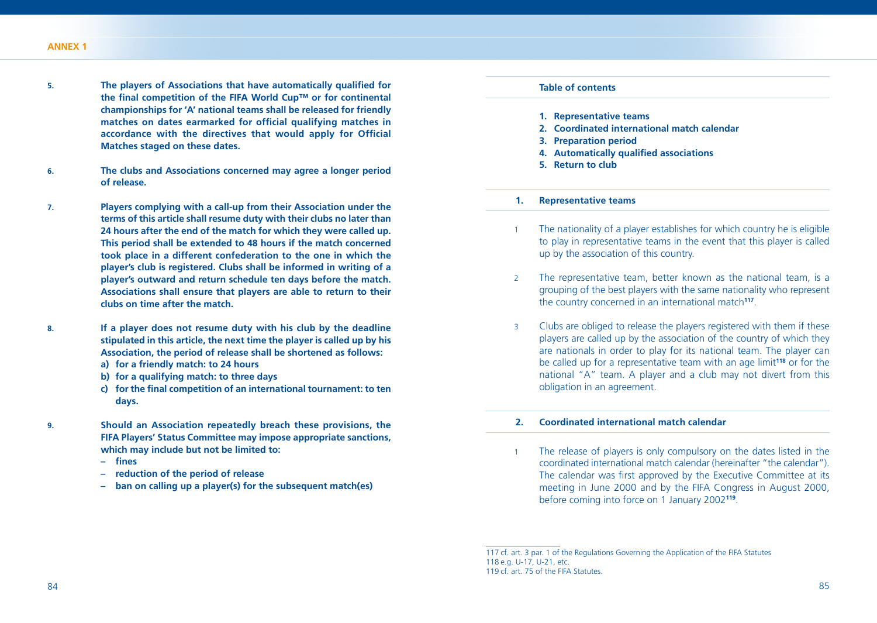**5.** **The players of Associations that have automatically qualified for the final competition of the FIFA World Cup™ or for continental championships for 'A' national teams shall be released for friendly matches on dates earmarked for official qualifying matches in accordance with the directives that would apply for Official Matches staged on these dates.**

**6.** **The clubs and Associations concerned may agree a longer period of release.**

**7.** **Players complying with a call-up from their Association under the terms of this article shall resume duty with their clubs no later than 24 hours after the end of the match for which they were called up. This period shall be extended to 48 hours if the match concerned took place in a different confederation to the one in which the player's club is registered. Clubs shall be informed in writing of a player's outward and return schedule ten days before the match. Associations shall ensure that players are able to return to their clubs on time after the match.**

**8.** **If a player does not resume duty with his club by the deadline stipulated in this article, the next time the player is called up by his Association, the period of release shall be shortened as follows:**

**a) for a friendly match: to 24 hours**
**b) for a qualifying match: to three days**
**c) for the final competition of an international tournament: to ten days.**

**9.** **Should an Association repeatedly breach these provisions, the FIFA Players' Status Committee may impose appropriate sanctions, which may include but not be limited to:**

- **fines**
- **reduction of the period of release**
- **ban on calling up a player(s) for the subsequent match(es)**

**Table of contents**

1. **Representative teams**
2. **Coordinated international match calendar**
3. **Preparation period**
4. **Automatically qualified associations**
5. **Return to club**

## 1. Representative teams

1 The nationality of a player establishes for which country he is eligible to play in representative teams in the event that this player is called up by the association of this country.

2 The representative team, better known as the national team, is a grouping of the best players with the same nationality who represent the country concerned in an international match[117].

3 Clubs are obliged to release the players registered with them if these players are called up by the association of the country of which they are nationals in order to play for its national team. The player can be called up for a representative team with an age limit[118] or for the national "A" team. A player and a club may not divert from this obligation in an agreement.

## 2. Coordinated international match calendar

1 The release of players is only compulsory on the dates listed in the coordinated international match calendar (hereinafter "the calendar"). The calendar was first approved by the Executive Committee at its meeting in June 2000 and by the FIFA Congress in August 2000, before coming into force on 1 January 2002[119].

---

117 cf. art. 3 par. 1 of the Regulations Governing the Application of the FIFA Statutes
118 e.g. U-17, U-21, etc.
119 cf. art. 75 of the FIFA Statutes.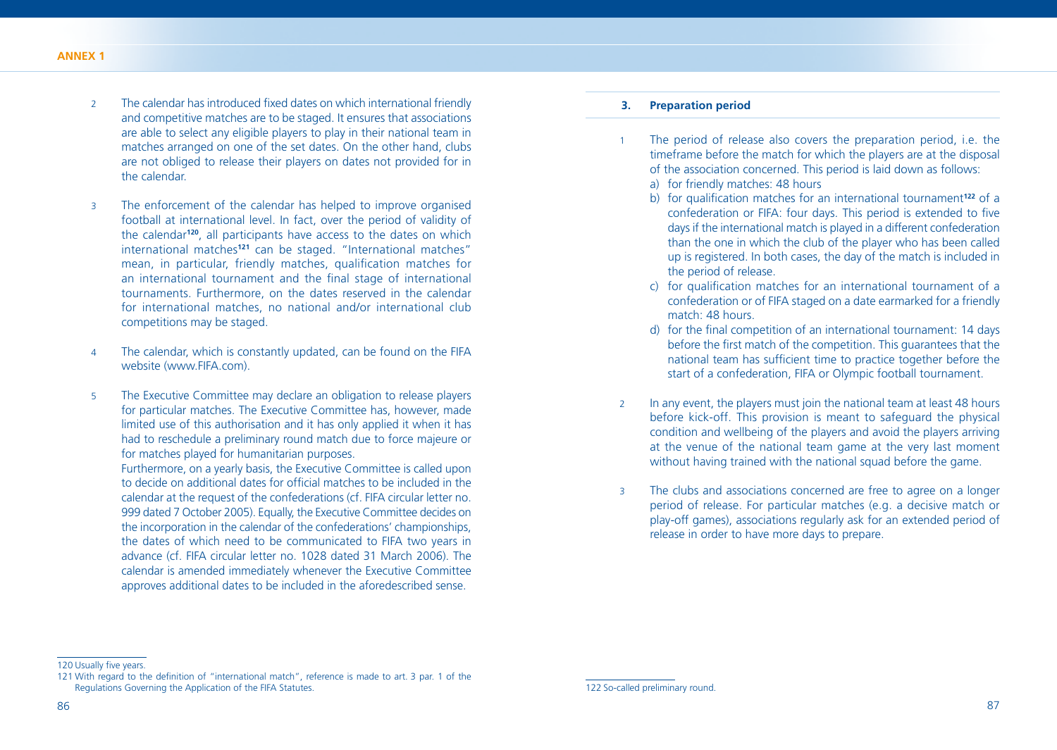2 The calendar has introduced fixed dates on which international friendly and competitive matches are to be staged. It ensures that associations are able to select any eligible players to play in their national team in matches arranged on one of the set dates. On the other hand, clubs are not obliged to release their players on dates not provided for in the calendar.

3 The enforcement of the calendar has helped to improve organised football at international level. In fact, over the period of validity of the calendar[120], all participants have access to the dates on which international matches[121] can be staged. "International matches" mean, in particular, friendly matches, qualification matches for an international tournament and the final stage of international tournaments. Furthermore, on the dates reserved in the calendar for international matches, no national and/or international club competitions may be staged.

4 The calendar, which is constantly updated, can be found on the FIFA website (www.FIFA.com).

5 The Executive Committee may declare an obligation to release players for particular matches. The Executive Committee has, however, made limited use of this authorisation and it has only applied it when it has had to reschedule a preliminary round match due to force majeure or for matches played for humanitarian purposes.
Furthermore, on a yearly basis, the Executive Committee is called upon to decide on additional dates for official matches to be included in the calendar at the request of the confederations (cf. FIFA circular letter no. 999 dated 7 October 2005). Equally, the Executive Committee decides on the incorporation in the calendar of the confederations' championships, the dates of which need to be communicated to FIFA two years in advance (cf. FIFA circular letter no. 1028 dated 31 March 2006). The calendar is amended immediately whenever the Executive Committee approves additional dates to be included in the aforedescribed sense.

120 Usually five years.

121 With regard to the definition of "international match", reference is made to art. 3 par. 1 of the Regulations Governing the Application of the FIFA Statutes.

### 3. Preparation period

1 The period of release also covers the preparation period, i.e. the timeframe before the match for which the players are at the disposal of the association concerned. This period is laid down as follows:

a) for friendly matches: 48 hours
b) for qualification matches for an international tournament[122] of a confederation or FIFA: four days. This period is extended to five days if the international match is played in a different confederation than the one in which the club of the player who has been called up is registered. In both cases, the day of the match is included in the period of release.
c) for qualification matches for an international tournament of a confederation or of FIFA staged on a date earmarked for a friendly match: 48 hours.
d) for the final competition of an international tournament: 14 days before the first match of the competition. This guarantees that the national team has sufficient time to practice together before the start of a confederation, FIFA or Olympic football tournament.

2 In any event, the players must join the national team at least 48 hours before kick-off. This provision is meant to safeguard the physical condition and wellbeing of the players and avoid the players arriving at the venue of the national team game at the very last moment without having trained with the national squad before the game.

3 The clubs and associations concerned are free to agree on a longer period of release. For particular matches (e.g. a decisive match or play-off games), associations regularly ask for an extended period of release in order to have more days to prepare.

122 So-called preliminary round.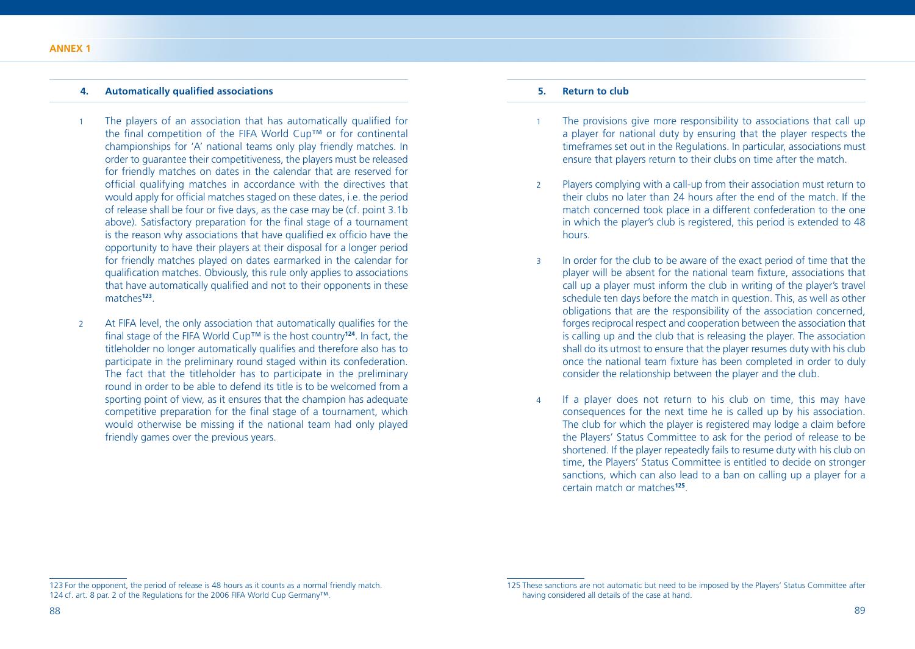## 4. Automatically qualified associations

1 The players of an association that has automatically qualified for the final competition of the FIFA World Cup™ or for continental championships for 'A' national teams only play friendly matches. In order to guarantee their competitiveness, the players must be released for friendly matches on dates in the calendar that are reserved for official qualifying matches in accordance with the directives that would apply for official matches staged on these dates, i.e. the period of release shall be four or five days, as the case may be (cf. point 3.1b above). Satisfactory preparation for the final stage of a tournament is the reason why associations that have qualified ex officio have the opportunity to have their players at their disposal for a longer period for friendly matches played on dates earmarked in the calendar for qualification matches. Obviously, this rule only applies to associations that have automatically qualified and not to their opponents in these matches[123].

2 At FIFA level, the only association that automatically qualifies for the final stage of the FIFA World Cup™ is the host country[124]. In fact, the titleholder no longer automatically qualifies and therefore also has to participate in the preliminary round staged within its confederation. The fact that the titleholder has to participate in the preliminary round in order to be able to defend its title is to be welcomed from a sporting point of view, as it ensures that the champion has adequate competitive preparation for the final stage of a tournament, which would otherwise be missing if the national team had only played friendly games over the previous years.

123 For the opponent, the period of release is 48 hours as it counts as a normal friendly match.
124 cf. art. 8 par. 2 of the Regulations for the 2006 FIFA World Cup Germany™.

## 5. Return to club

1 The provisions give more responsibility to associations that call up a player for national duty by ensuring that the player respects the timeframes set out in the Regulations. In particular, associations must ensure that players return to their clubs on time after the match.

2 Players complying with a call-up from their association must return to their clubs no later than 24 hours after the end of the match. If the match concerned took place in a different confederation to the one in which the player's club is registered, this period is extended to 48 hours.

3 In order for the club to be aware of the exact period of time that the player will be absent for the national team fixture, associations that call up a player must inform the club in writing of the player's travel schedule ten days before the match in question. This, as well as other obligations that are the responsibility of the association concerned, forges reciprocal respect and cooperation between the association that is calling up and the club that is releasing the player. The association shall do its utmost to ensure that the player resumes duty with his club once the national team fixture has been completed in order to duly consider the relationship between the player and the club.

4 If a player does not return to his club on time, this may have consequences for the next time he is called up by his association. The club for which the player is registered may lodge a claim before the Players' Status Committee to ask for the period of release to be shortened. If the player repeatedly fails to resume duty with his club on time, the Players' Status Committee is entitled to decide on stronger sanctions, which can also lead to a ban on calling up a player for a certain match or matches[125].

125 These sanctions are not automatic but need to be imposed by the Players' Status Committee after having considered all details of the case at hand.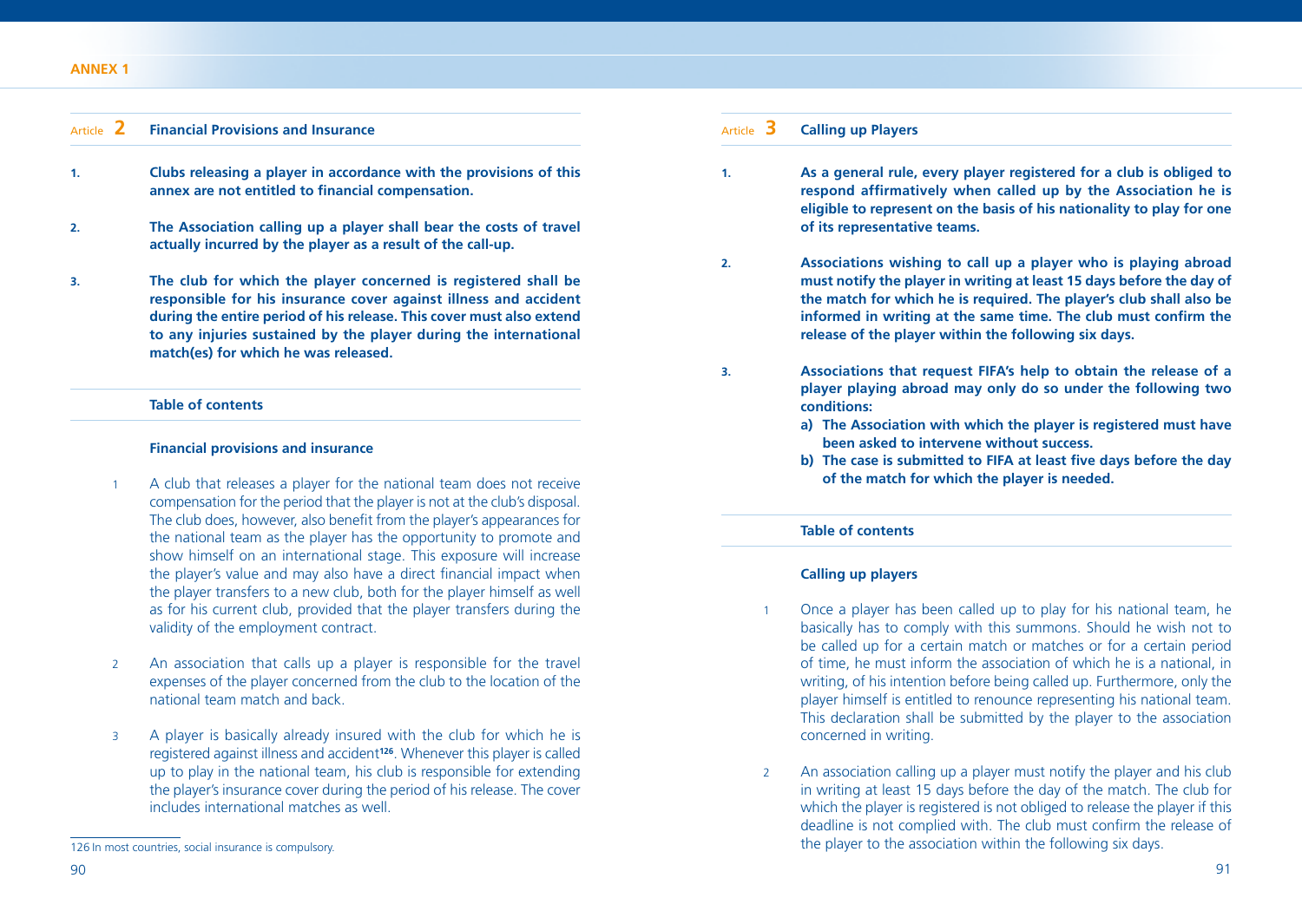## Article 2 Financial Provisions and Insurance

**1.** **Clubs releasing a player in accordance with the provisions of this annex are not entitled to financial compensation.**

**2.** **The Association calling up a player shall bear the costs of travel actually incurred by the player as a result of the call-up.**

**3.** **The club for which the player concerned is registered shall be responsible for his insurance cover against illness and accident during the entire period of his release. This cover must also extend to any injuries sustained by the player during the international match(es) for which he was released.**

**Table of contents**

**Financial provisions and insurance**

1 A club that releases a player for the national team does not receive compensation for the period that the player is not at the club's disposal. The club does, however, also benefit from the player's appearances for the national team as the player has the opportunity to promote and show himself on an international stage. This exposure will increase the player's value and may also have a direct financial impact when the player transfers to a new club, both for the player himself as well as for his current club, provided that the player transfers during the validity of the employment contract.

2 An association that calls up a player is responsible for the travel expenses of the player concerned from the club to the location of the national team match and back.

3 A player is basically already insured with the club for which he is registered against illness and accident[126]. Whenever this player is called up to play in the national team, his club is responsible for extending the player's insurance cover during the period of his release. The cover includes international matches as well.

126 In most countries, social insurance is compulsory.

## Article 3 Calling up Players

**1.** **As a general rule, every player registered for a club is obliged to respond affirmatively when called up by the Association he is eligible to represent on the basis of his nationality to play for one of its representative teams.**

**2.** **Associations wishing to call up a player who is playing abroad must notify the player in writing at least 15 days before the day of the match for which he is required. The player's club shall also be informed in writing at the same time. The club must confirm the release of the player within the following six days.**

**3.** **Associations that request FIFA's help to obtain the release of a player playing abroad may only do so under the following two conditions:**

**a) The Association with which the player is registered must have been asked to intervene without success.**

**b) The case is submitted to FIFA at least five days before the day of the match for which the player is needed.**

**Table of contents**

**Calling up players**

1 Once a player has been called up to play for his national team, he basically has to comply with this summons. Should he wish not to be called up for a certain match or matches or for a certain period of time, he must inform the association of which he is a national, in writing, of his intention before being called up. Furthermore, only the player himself is entitled to renounce representing his national team. This declaration shall be submitted by the player to the association concerned in writing.

2 An association calling up a player must notify the player and his club in writing at least 15 days before the day of the match. The club for which the player is registered is not obliged to release the player if this deadline is not complied with. The club must confirm the release of the player to the association within the following six days.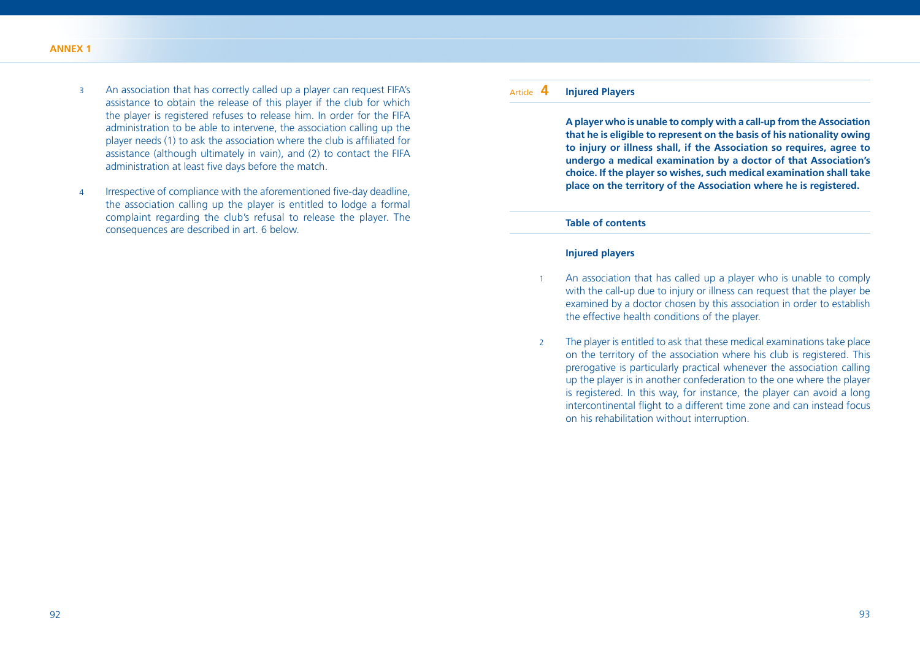3 An association that has correctly called up a player can request FIFA's assistance to obtain the release of this player if the club for which the player is registered refuses to release him. In order for the FIFA administration to be able to intervene, the association calling up the player needs (1) to ask the association where the club is affiliated for assistance (although ultimately in vain), and (2) to contact the FIFA administration at least five days before the match.

4 Irrespective of compliance with the aforementioned five-day deadline, the association calling up the player is entitled to lodge a formal complaint regarding the club's refusal to release the player. The consequences are described in art. 6 below.

## Article 4 Injured Players

**A player who is unable to comply with a call-up from the Association that he is eligible to represent on the basis of his nationality owing to injury or illness shall, if the Association so requires, agree to undergo a medical examination by a doctor of that Association's choice. If the player so wishes, such medical examination shall take place on the territory of the Association where he is registered.**

### Table of contents

**Injured players**

1 An association that has called up a player who is unable to comply with the call-up due to injury or illness can request that the player be examined by a doctor chosen by this association in order to establish the effective health conditions of the player.

2 The player is entitled to ask that these medical examinations take place on the territory of the association where his club is registered. This prerogative is particularly practical whenever the association calling up the player is in another confederation to the one where the player is registered. In this way, for instance, the player can avoid a long intercontinental flight to a different time zone and can instead focus on his rehabilitation without interruption.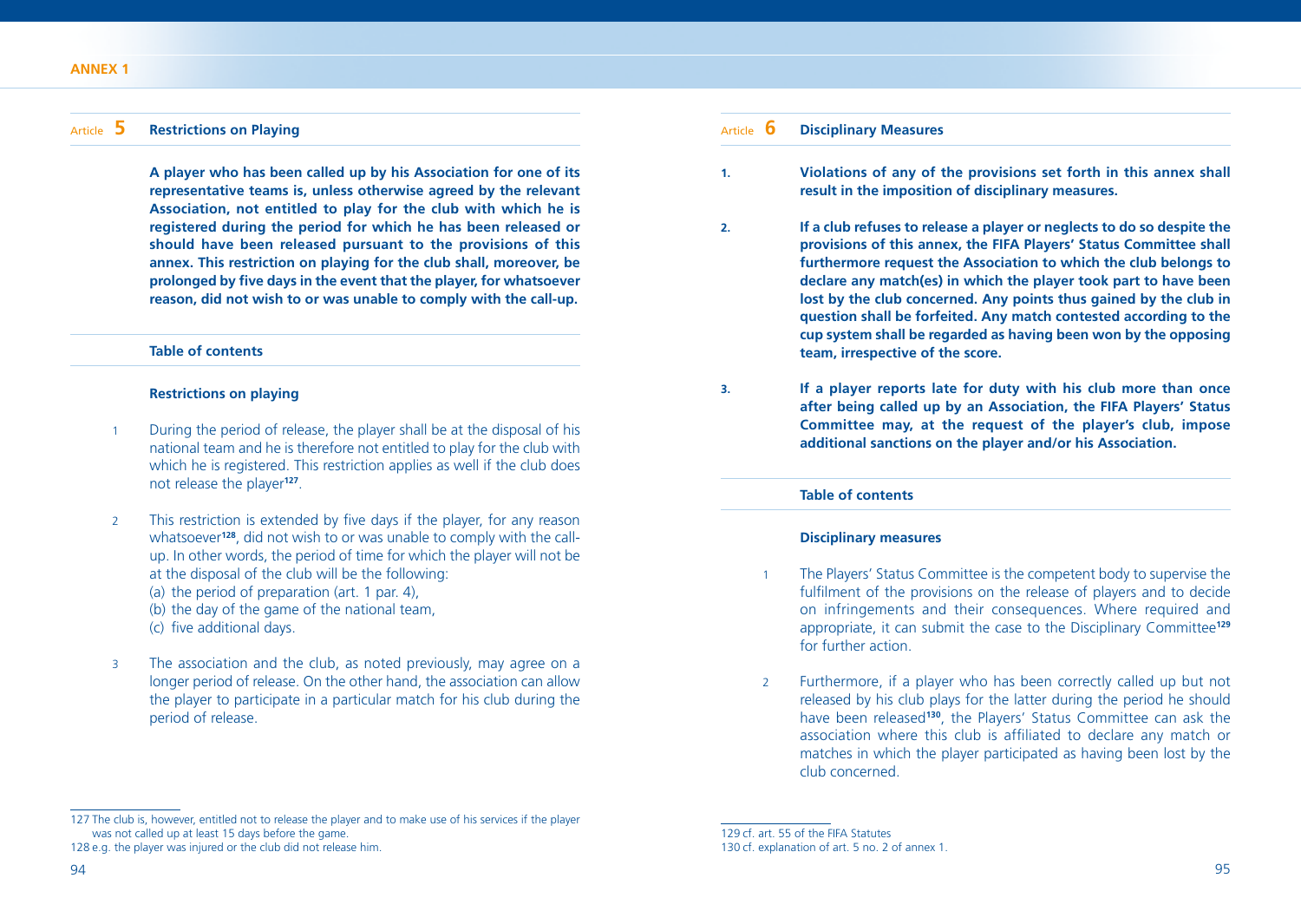## Article 5 Restrictions on Playing

**A player who has been called up by his Association for one of its representative teams is, unless otherwise agreed by the relevant Association, not entitled to play for the club with which he is registered during the period for which he has been released or should have been released pursuant to the provisions of this annex. This restriction on playing for the club shall, moreover, be prolonged by five days in the event that the player, for whatsoever reason, did not wish to or was unable to comply with the call-up.**

**Table of contents**

**Restrictions on playing**

1 During the period of release, the player shall be at the disposal of his national team and he is therefore not entitled to play for the club with which he is registered. This restriction applies as well if the club does not release the player[127].

2 This restriction is extended by five days if the player, for any reason whatsoever[128], did not wish to or was unable to comply with the call-up. In other words, the period of time for which the player will not be at the disposal of the club will be the following:
(a) the period of preparation (art. 1 par. 4),
(b) the day of the game of the national team,
(c) five additional days.

3 The association and the club, as noted previously, may agree on a longer period of release. On the other hand, the association can allow the player to participate in a particular match for his club during the period of release.

127 The club is, however, entitled not to release the player and to make use of his services if the player was not called up at least 15 days before the game.

128 e.g. the player was injured or the club did not release him.

## Article 6 Disciplinary Measures

1. **Violations of any of the provisions set forth in this annex shall result in the imposition of disciplinary measures.**

2. **If a club refuses to release a player or neglects to do so despite the provisions of this annex, the FIFA Players' Status Committee shall furthermore request the Association to which the club belongs to declare any match(es) in which the player took part to have been lost by the club concerned. Any points thus gained by the club in question shall be forfeited. Any match contested according to the cup system shall be regarded as having been won by the opposing team, irrespective of the score.**

3. **If a player reports late for duty with his club more than once after being called up by an Association, the FIFA Players' Status Committee may, at the request of the player's club, impose additional sanctions on the player and/or his Association.**

**Table of contents**

**Disciplinary measures**

1 The Players' Status Committee is the competent body to supervise the fulfilment of the provisions on the release of players and to decide on infringements and their consequences. Where required and appropriate, it can submit the case to the Disciplinary Committee[129] for further action.

2 Furthermore, if a player who has been correctly called up but not released by his club plays for the latter during the period he should have been released[130], the Players' Status Committee can ask the association where this club is affiliated to declare any match or matches in which the player participated as having been lost by the club concerned.

129 cf. art. 55 of the FIFA Statutes

130 cf. explanation of art. 5 no. 2 of annex 1.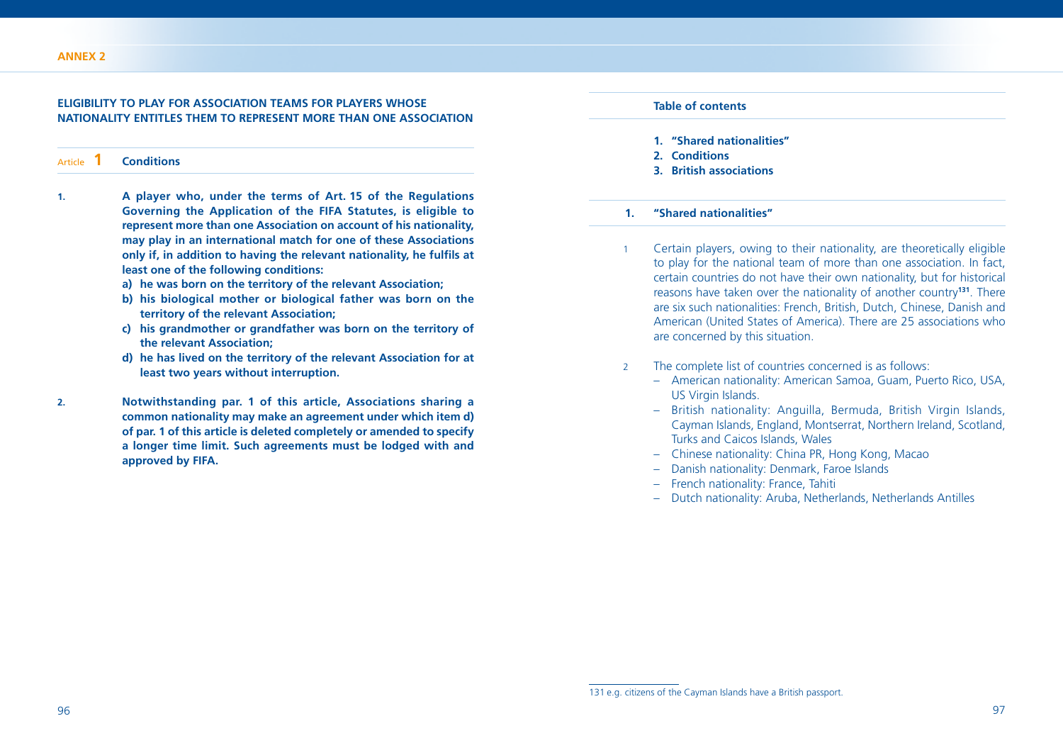## ELIGIBILITY TO PLAY FOR ASSOCIATION TEAMS FOR PLAYERS WHOSE NATIONALITY ENTITLES THEM TO REPRESENT MORE THAN ONE ASSOCIATION

### Article 1 Conditions

1. **A player who, under the terms of Art. 15 of the Regulations Governing the Application of the FIFA Statutes, is eligible to represent more than one Association on account of his nationality, may play in an international match for one of these Associations only if, in addition to having the relevant nationality, he fulfils at least one of the following conditions:**
   - **a) he was born on the territory of the relevant Association;**
   - **b) his biological mother or biological father was born on the territory of the relevant Association;**
   - **c) his grandmother or grandfather was born on the territory of the relevant Association;**
   - **d) he has lived on the territory of the relevant Association for at least two years without interruption.**

2. **Notwithstanding par. 1 of this article, Associations sharing a common nationality may make an agreement under which item d) of par. 1 of this article is deleted completely or amended to specify a longer time limit. Such agreements must be lodged with and approved by FIFA.**

---

**Table of contents**

1. **"Shared nationalities"**
2. **Conditions**
3. **British associations**

### 1. "Shared nationalities"

1 Certain players, owing to their nationality, are theoretically eligible to play for the national team of more than one association. In fact, certain countries do not have their own nationality, but for historical reasons have taken over the nationality of another country[131]. There are six such nationalities: French, British, Dutch, Chinese, Danish and American (United States of America). There are 25 associations who are concerned by this situation.

2 The complete list of countries concerned is as follows:
- American nationality: American Samoa, Guam, Puerto Rico, USA, US Virgin Islands.
- British nationality: Anguilla, Bermuda, British Virgin Islands, Cayman Islands, England, Montserrat, Northern Ireland, Scotland, Turks and Caicos Islands, Wales
- Chinese nationality: China PR, Hong Kong, Macao
- Danish nationality: Denmark, Faroe Islands
- French nationality: France, Tahiti
- Dutch nationality: Aruba, Netherlands, Netherlands Antilles

---

131 e.g. citizens of the Cayman Islands have a British passport.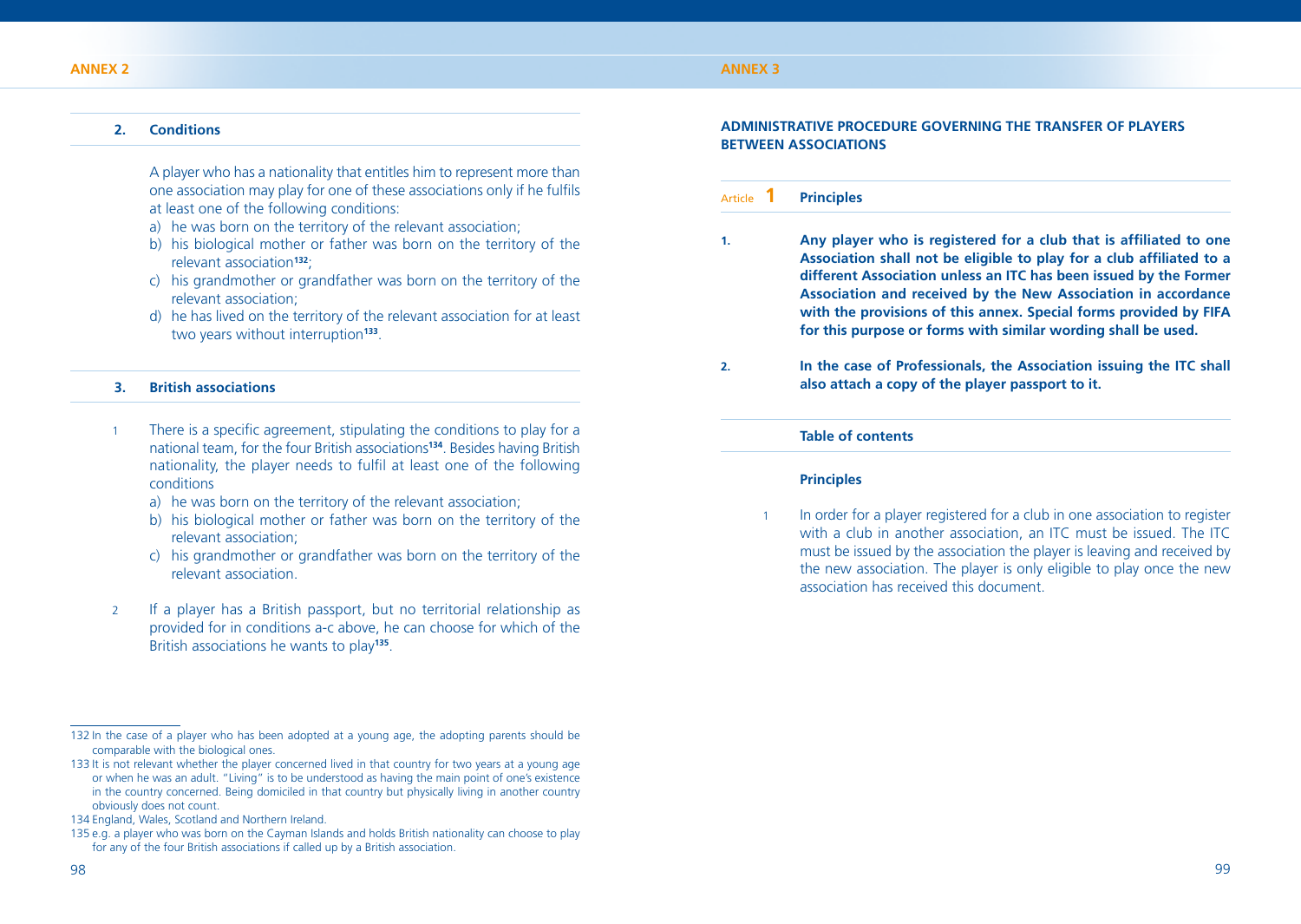## 2. Conditions

A player who has a nationality that entitles him to represent more than one association may play for one of these associations only if he fulfils at least one of the following conditions:

a) he was born on the territory of the relevant association;
b) his biological mother or father was born on the territory of the relevant association[132];
c) his grandmother or grandfather was born on the territory of the relevant association;
d) he has lived on the territory of the relevant association for at least two years without interruption[133].

## 3. British associations

1 There is a specific agreement, stipulating the conditions to play for a national team, for the four British associations[134]. Besides having British nationality, the player needs to fulfil at least one of the following conditions

a) he was born on the territory of the relevant association;
b) his biological mother or father was born on the territory of the relevant association;
c) his grandmother or grandfather was born on the territory of the relevant association.

2 If a player has a British passport, but no territorial relationship as provided for in conditions a-c above, he can choose for which of the British associations he wants to play[135].

132 In the case of a player who has been adopted at a young age, the adopting parents should be comparable with the biological ones.

133 It is not relevant whether the player concerned lived in that country for two years at a young age or when he was an adult. "Living" is to be understood as having the main point of one's existence in the country concerned. Being domiciled in that country but physically living in another country obviously does not count.

134 England, Wales, Scotland and Northern Ireland.

135 e.g. a player who was born on the Cayman Islands and holds British nationality can choose to play for any of the four British associations if called up by a British association.

# ANNEX 3

## ADMINISTRATIVE PROCEDURE GOVERNING THE TRANSFER OF PLAYERS BETWEEN ASSOCIATIONS

### Article 1 Principles

**1.** **Any player who is registered for a club that is affiliated to one Association shall not be eligible to play for a club affiliated to a different Association unless an ITC has been issued by the Former Association and received by the New Association in accordance with the provisions of this annex. Special forms provided by FIFA for this purpose or forms with similar wording shall be used.**

**2.** **In the case of Professionals, the Association issuing the ITC shall also attach a copy of the player passport to it.**

**Table of contents**

**Principles**

1 In order for a player registered for a club in one association to register with a club in another association, an ITC must be issued. The ITC must be issued by the association the player is leaving and received by the new association. The player is only eligible to play once the new association has received this document.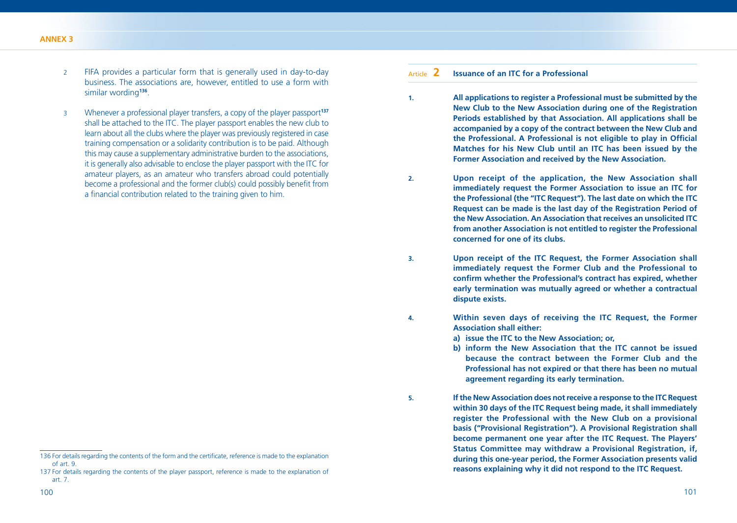2 FIFA provides a particular form that is generally used in day-to-day business. The associations are, however, entitled to use a form with similar wording[136].

3 Whenever a professional player transfers, a copy of the player passport[137] shall be attached to the ITC. The player passport enables the new club to learn about all the clubs where the player was previously registered in case training compensation or a solidarity contribution is to be paid. Although this may cause a supplementary administrative burden to the associations, it is generally also advisable to enclose the player passport with the ITC for amateur players, as an amateur who transfers abroad could potentially become a professional and the former club(s) could possibly benefit from a financial contribution related to the training given to him.

136 For details regarding the contents of the form and the certificate, reference is made to the explanation of art. 9.

137 For details regarding the contents of the player passport, reference is made to the explanation of art. 7.

## Article 2 Issuance of an ITC for a Professional

**1.** **All applications to register a Professional must be submitted by the New Club to the New Association during one of the Registration Periods established by that Association. All applications shall be accompanied by a copy of the contract between the New Club and the Professional. A Professional is not eligible to play in Official Matches for his New Club until an ITC has been issued by the Former Association and received by the New Association.**

**2.** **Upon receipt of the application, the New Association shall immediately request the Former Association to issue an ITC for the Professional (the "ITC Request"). The last date on which the ITC Request can be made is the last day of the Registration Period of the New Association. An Association that receives an unsolicited ITC from another Association is not entitled to register the Professional concerned for one of its clubs.**

**3.** **Upon receipt of the ITC Request, the Former Association shall immediately request the Former Club and the Professional to confirm whether the Professional's contract has expired, whether early termination was mutually agreed or whether a contractual dispute exists.**

**4.** **Within seven days of receiving the ITC Request, the Former Association shall either:**

**a) issue the ITC to the New Association; or,**

**b) inform the New Association that the ITC cannot be issued because the contract between the Former Club and the Professional has not expired or that there has been no mutual agreement regarding its early termination.**

**5.** **If the New Association does not receive a response to the ITC Request within 30 days of the ITC Request being made, it shall immediately register the Professional with the New Club on a provisional basis ("Provisional Registration"). A Provisional Registration shall become permanent one year after the ITC Request. The Players' Status Committee may withdraw a Provisional Registration, if, during this one-year period, the Former Association presents valid reasons explaining why it did not respond to the ITC Request.**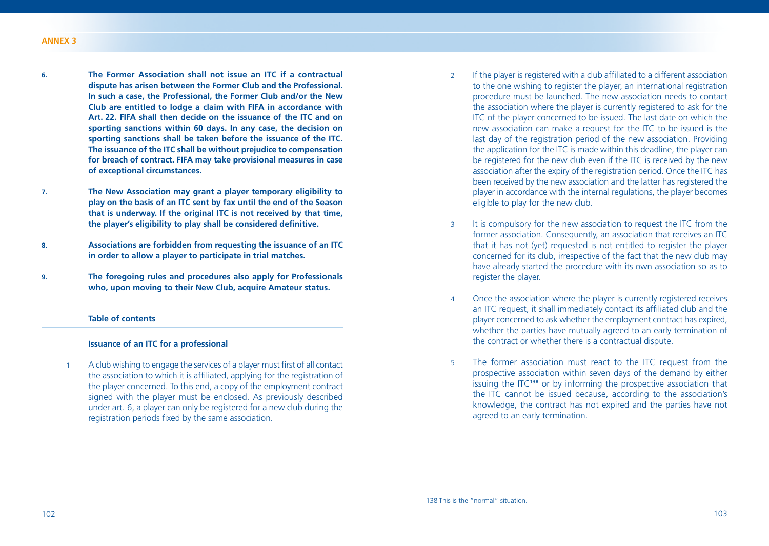**6.** **The Former Association shall not issue an ITC if a contractual dispute has arisen between the Former Club and the Professional. In such a case, the Professional, the Former Club and/or the New Club are entitled to lodge a claim with FIFA in accordance with Art. 22. FIFA shall then decide on the issuance of the ITC and on sporting sanctions within 60 days. In any case, the decision on sporting sanctions shall be taken before the issuance of the ITC. The issuance of the ITC shall be without prejudice to compensation for breach of contract. FIFA may take provisional measures in case of exceptional circumstances.**

**7.** **The New Association may grant a player temporary eligibility to play on the basis of an ITC sent by fax until the end of the Season that is underway. If the original ITC is not received by that time, the player's eligibility to play shall be considered definitive.**

**8.** **Associations are forbidden from requesting the issuance of an ITC in order to allow a player to participate in trial matches.**

**9.** **The foregoing rules and procedures also apply for Professionals who, upon moving to their New Club, acquire Amateur status.**

**Table of contents**

**Issuance of an ITC for a professional**

1 A club wishing to engage the services of a player must first of all contact the association to which it is affiliated, applying for the registration of the player concerned. To this end, a copy of the employment contract signed with the player must be enclosed. As previously described under art. 6, a player can only be registered for a new club during the registration periods fixed by the same association.

2 If the player is registered with a club affiliated to a different association to the one wishing to register the player, an international registration procedure must be launched. The new association needs to contact the association where the player is currently registered to ask for the ITC of the player concerned to be issued. The last date on which the new association can make a request for the ITC to be issued is the last day of the registration period of the new association. Providing the application for the ITC is made within this deadline, the player can be registered for the new club even if the ITC is received by the new association after the expiry of the registration period. Once the ITC has been received by the new association and the latter has registered the player in accordance with the internal regulations, the player becomes eligible to play for the new club.

3 It is compulsory for the new association to request the ITC from the former association. Consequently, an association that receives an ITC that it has not (yet) requested is not entitled to register the player concerned for its club, irrespective of the fact that the new club may have already started the procedure with its own association so as to register the player.

4 Once the association where the player is currently registered receives an ITC request, it shall immediately contact its affiliated club and the player concerned to ask whether the employment contract has expired, whether the parties have mutually agreed to an early termination of the contract or whether there is a contractual dispute.

5 The former association must react to the ITC request from the prospective association within seven days of the demand by either issuing the ITC[138] or by informing the prospective association that the ITC cannot be issued because, according to the association's knowledge, the contract has not expired and the parties have not agreed to an early termination.

---

138 This is the "normal" situation.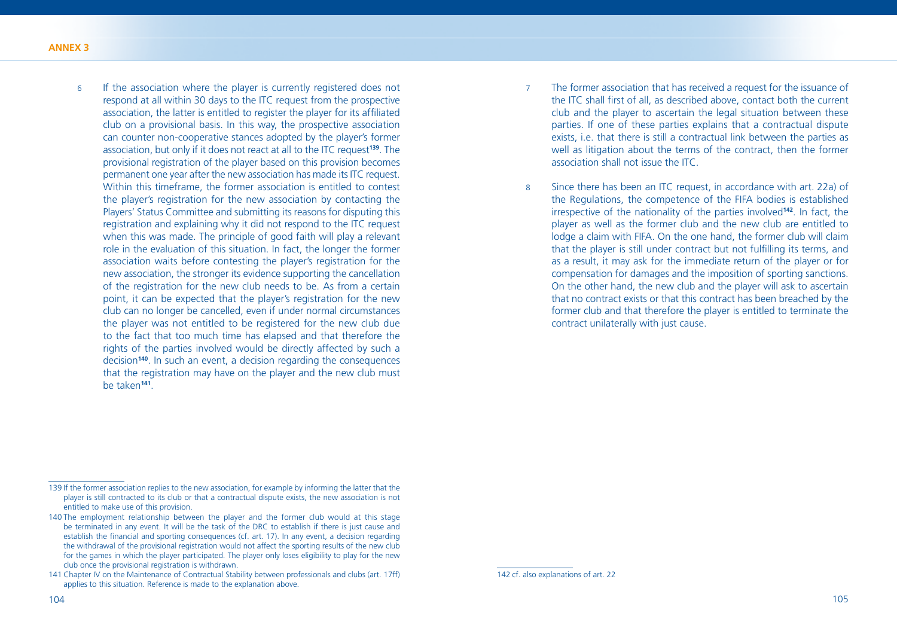6 If the association where the player is currently registered does not respond at all within 30 days to the ITC request from the prospective association, the latter is entitled to register the player for its affiliated club on a provisional basis. In this way, the prospective association can counter non-cooperative stances adopted by the player's former association, but only if it does not react at all to the ITC request[139]. The provisional registration of the player based on this provision becomes permanent one year after the new association has made its ITC request. Within this timeframe, the former association is entitled to contest the player's registration for the new association by contacting the Players' Status Committee and submitting its reasons for disputing this registration and explaining why it did not respond to the ITC request when this was made. The principle of good faith will play a relevant role in the evaluation of this situation. In fact, the longer the former association waits before contesting the player's registration for the new association, the stronger its evidence supporting the cancellation of the registration for the new club needs to be. As from a certain point, it can be expected that the player's registration for the new club can no longer be cancelled, even if under normal circumstances the player was not entitled to be registered for the new club due to the fact that too much time has elapsed and that therefore the rights of the parties involved would be directly affected by such a decision[140]. In such an event, a decision regarding the consequences that the registration may have on the player and the new club must be taken[141].

7 The former association that has received a request for the issuance of the ITC shall first of all, as described above, contact both the current club and the player to ascertain the legal situation between these parties. If one of these parties explains that a contractual dispute exists, i.e. that there is still a contractual link between the parties as well as litigation about the terms of the contract, then the former association shall not issue the ITC.

8 Since there has been an ITC request, in accordance with art. 22a) of the Regulations, the competence of the FIFA bodies is established irrespective of the nationality of the parties involved[142]. In fact, the player as well as the former club and the new club are entitled to lodge a claim with FIFA. On the one hand, the former club will claim that the player is still under contract but not fulfilling its terms, and as a result, it may ask for the immediate return of the player or for compensation for damages and the imposition of sporting sanctions. On the other hand, the new club and the player will ask to ascertain that no contract exists or that this contract has been breached by the former club and that therefore the player is entitled to terminate the contract unilaterally with just cause.

---

139 If the former association replies to the new association, for example by informing the latter that the player is still contracted to its club or that a contractual dispute exists, the new association is not entitled to make use of this provision.

140 The employment relationship between the player and the former club would at this stage be terminated in any event. It will be the task of the DRC to establish if there is just cause and establish the financial and sporting consequences (cf. art. 17). In any event, a decision regarding the withdrawal of the provisional registration would not affect the sporting results of the new club for the games in which the player participated. The player only loses eligibility to play for the new club once the provisional registration is withdrawn.

141 Chapter IV on the Maintenance of Contractual Stability between professionals and clubs (art. 17ff) applies to this situation. Reference is made to the explanation above.

142 cf. also explanations of art. 22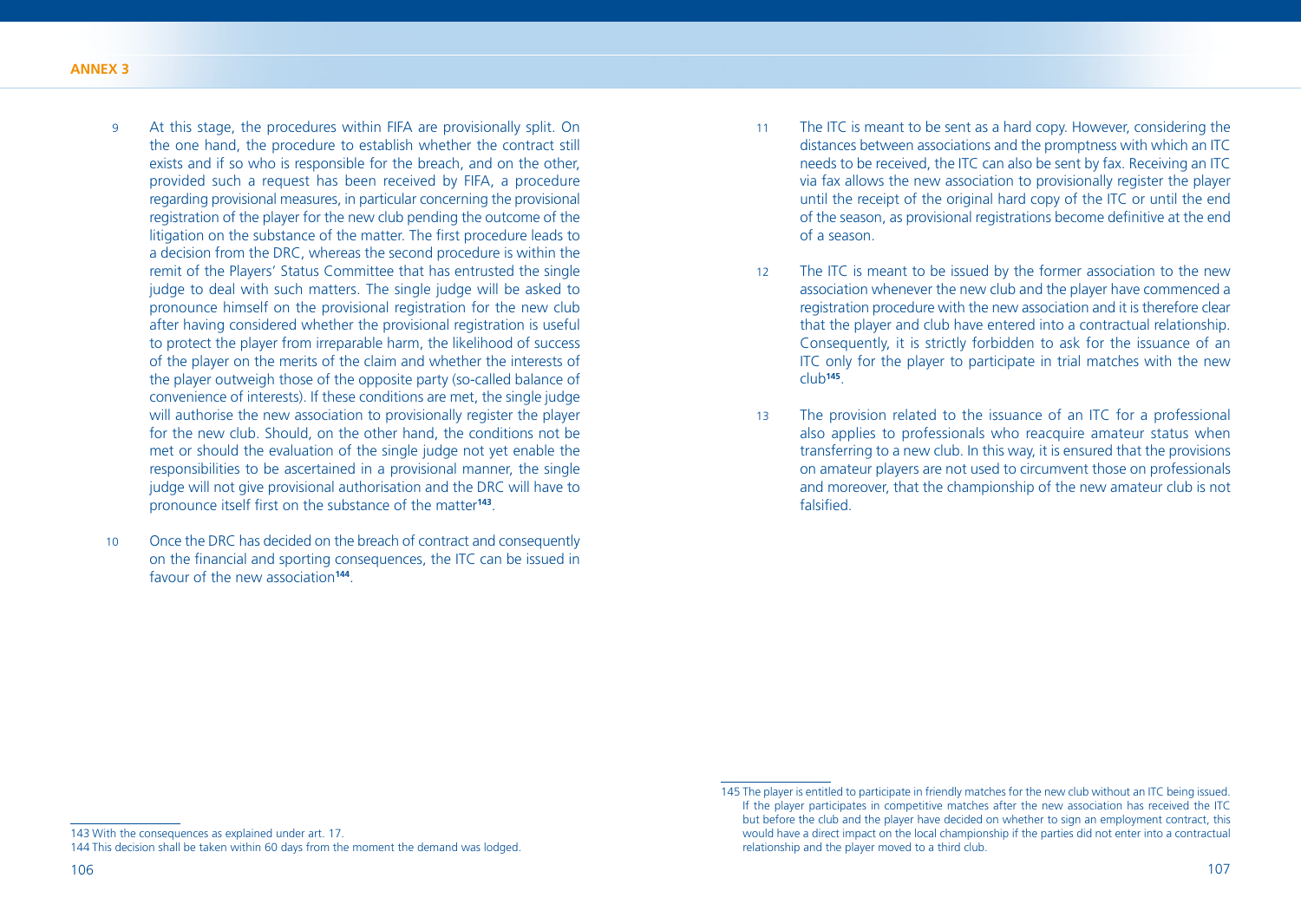9 At this stage, the procedures within FIFA are provisionally split. On the one hand, the procedure to establish whether the contract still exists and if so who is responsible for the breach, and on the other, provided such a request has been received by FIFA, a procedure regarding provisional measures, in particular concerning the provisional registration of the player for the new club pending the outcome of the litigation on the substance of the matter. The first procedure leads to a decision from the DRC, whereas the second procedure is within the remit of the Players' Status Committee that has entrusted the single judge to deal with such matters. The single judge will be asked to pronounce himself on the provisional registration for the new club after having considered whether the provisional registration is useful to protect the player from irreparable harm, the likelihood of success of the player on the merits of the claim and whether the interests of the player outweigh those of the opposite party (so-called balance of convenience of interests). If these conditions are met, the single judge will authorise the new association to provisionally register the player for the new club. Should, on the other hand, the conditions not be met or should the evaluation of the single judge not yet enable the responsibilities to be ascertained in a provisional manner, the single judge will not give provisional authorisation and the DRC will have to pronounce itself first on the substance of the matter[143].

10 Once the DRC has decided on the breach of contract and consequently on the financial and sporting consequences, the ITC can be issued in favour of the new association[144].

11 The ITC is meant to be sent as a hard copy. However, considering the distances between associations and the promptness with which an ITC needs to be received, the ITC can also be sent by fax. Receiving an ITC via fax allows the new association to provisionally register the player until the receipt of the original hard copy of the ITC or until the end of the season, as provisional registrations become definitive at the end of a season.

12 The ITC is meant to be issued by the former association to the new association whenever the new club and the player have commenced a registration procedure with the new association and it is therefore clear that the player and club have entered into a contractual relationship. Consequently, it is strictly forbidden to ask for the issuance of an ITC only for the player to participate in trial matches with the new club[145].

13 The provision related to the issuance of an ITC for a professional also applies to professionals who reacquire amateur status when transferring to a new club. In this way, it is ensured that the provisions on amateur players are not used to circumvent those on professionals and moreover, that the championship of the new amateur club is not falsified.

---

143 With the consequences as explained under art. 17.

144 This decision shall be taken within 60 days from the moment the demand was lodged.

145 The player is entitled to participate in friendly matches for the new club without an ITC being issued. If the player participates in competitive matches after the new association has received the ITC but before the club and the player have decided on whether to sign an employment contract, this would have a direct impact on the local championship if the parties did not enter into a contractual relationship and the player moved to a third club.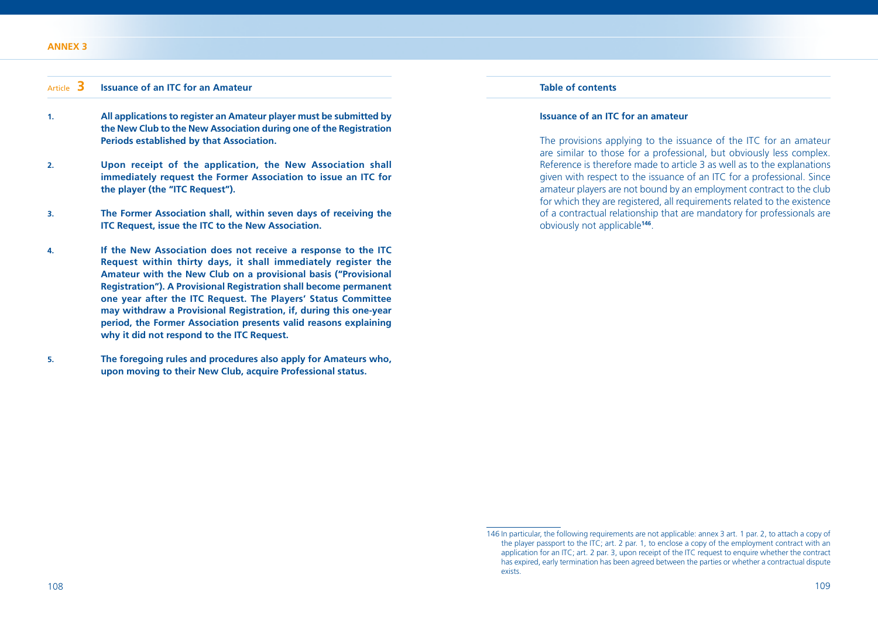## Article 3 Issuance of an ITC for an Amateur

1. **All applications to register an Amateur player must be submitted by the New Club to the New Association during one of the Registration Periods established by that Association.**

2. **Upon receipt of the application, the New Association shall immediately request the Former Association to issue an ITC for the player (the "ITC Request").**

3. **The Former Association shall, within seven days of receiving the ITC Request, issue the ITC to the New Association.**

4. **If the New Association does not receive a response to the ITC Request within thirty days, it shall immediately register the Amateur with the New Club on a provisional basis ("Provisional Registration"). A Provisional Registration shall become permanent one year after the ITC Request. The Players' Status Committee may withdraw a Provisional Registration, if, during this one-year period, the Former Association presents valid reasons explaining why it did not respond to the ITC Request.**

5. **The foregoing rules and procedures also apply for Amateurs who, upon moving to their New Club, acquire Professional status.**

**Table of contents**

**Issuance of an ITC for an amateur**

The provisions applying to the issuance of the ITC for an amateur are similar to those for a professional, but obviously less complex. Reference is therefore made to article 3 as well as to the explanations given with respect to the issuance of an ITC for a professional. Since amateur players are not bound by an employment contract to the club for which they are registered, all requirements related to the existence of a contractual relationship that are mandatory for professionals are obviously not applicable[146].

146 In particular, the following requirements are not applicable: annex 3 art. 1 par. 2, to attach a copy of the player passport to the ITC; art. 2 par. 1, to enclose a copy of the employment contract with an application for an ITC; art. 2 par. 3, upon receipt of the ITC request to enquire whether the contract has expired, early termination has been agreed between the parties or whether a contractual dispute exists.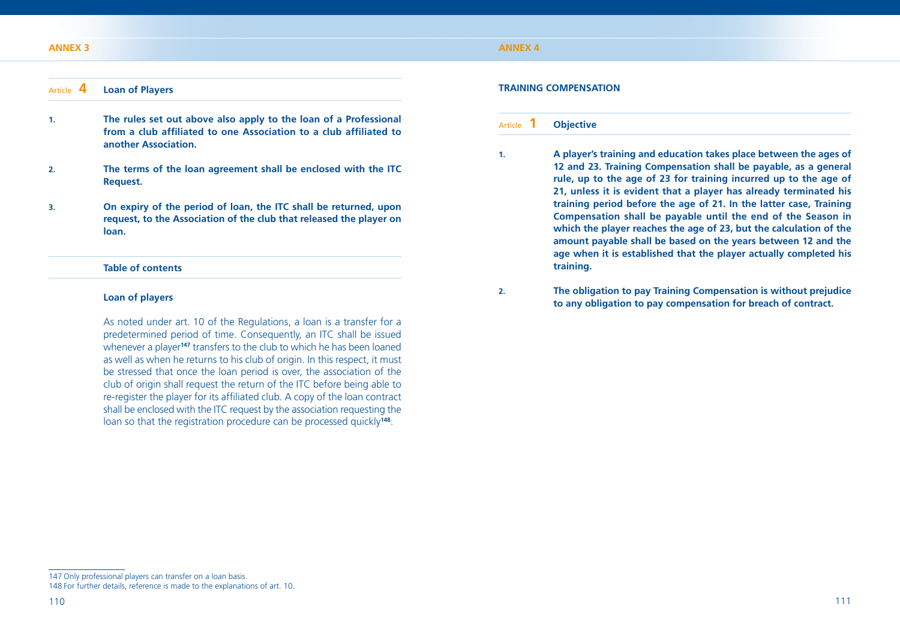ANNEX 3

### Article 4 Loan of Players

1. **The rules set out above also apply to the loan of a Professional from a club affiliated to one Association to a club affiliated to another Association.**

2. **The terms of the loan agreement shall be enclosed with the ITC Request.**

3. **On expiry of the period of loan, the ITC shall be returned, upon request, to the Association of the club that released the player on loan.**

**Table of contents**

**Loan of players**

As noted under art. 10 of the Regulations, a loan is a transfer for a predetermined period of time. Consequently, an ITC shall be issued whenever a player[147] transfers to the club to which he has been loaned as well as when he returns to his club of origin. In this respect, it must be stressed that once the loan period is over, the association of the club of origin shall request the return of the ITC before being able to re-register the player for its affiliated club. A copy of the loan contract shall be enclosed with the ITC request by the association requesting the loan so that the registration procedure can be processed quickly[148].

147 Only professional players can transfer on a loan basis.
148 For further details, reference is made to the explanations of art. 10.

ANNEX 4

## TRAINING COMPENSATION

### Article 1 Objective

1. **A player's training and education takes place between the ages of 12 and 23. Training Compensation shall be payable, as a general rule, up to the age of 23 for training incurred up to the age of 21, unless it is evident that a player has already terminated his training period before the age of 21. In the latter case, Training Compensation shall be payable until the end of the Season in which the player reaches the age of 23, but the calculation of the amount payable shall be based on the years between 12 and the age when it is established that the player actually completed his training.**

2. **The obligation to pay Training Compensation is without prejudice to any obligation to pay compensation for breach of contract.**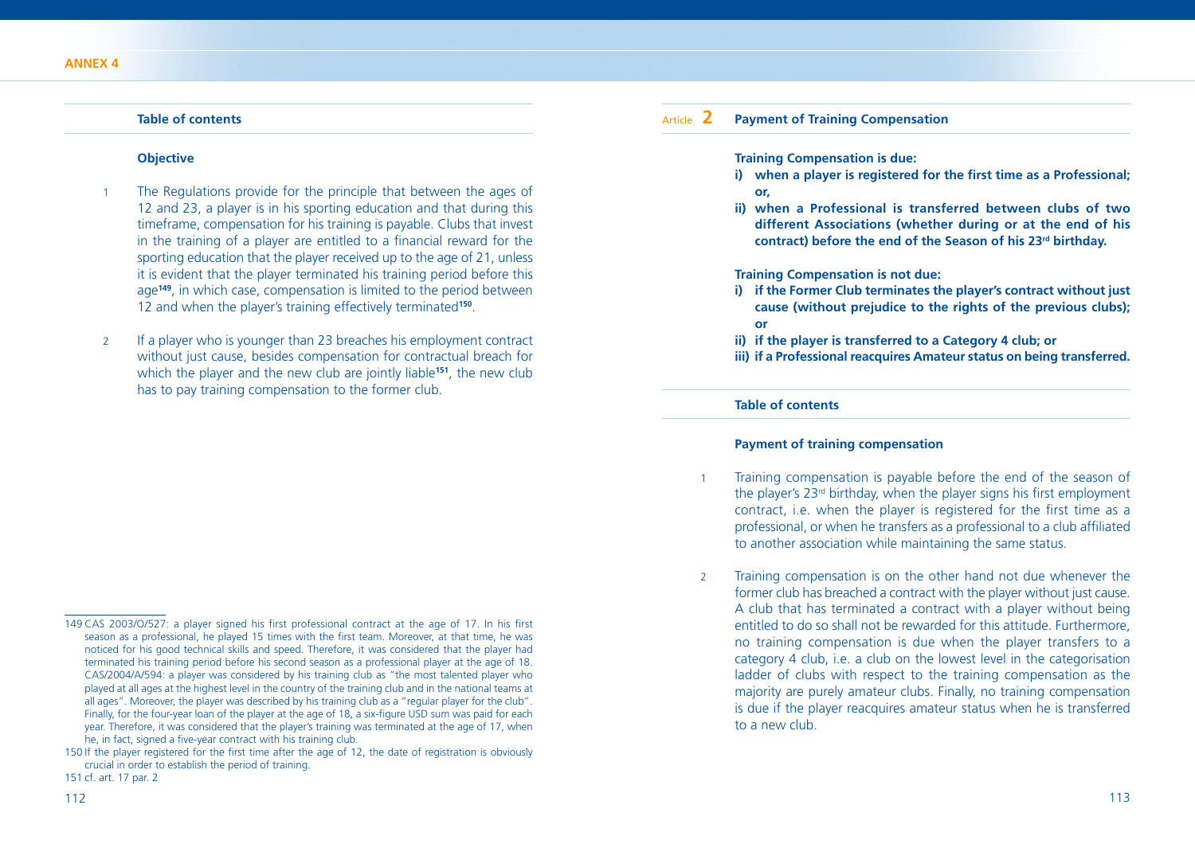### Table of contents

#### Objective

1 The Regulations provide for the principle that between the ages of 12 and 23, a player is in his sporting education and that during this timeframe, compensation for his training is payable. Clubs that invest in the training of a player are entitled to a financial reward for the sporting education that the player received up to the age of 21, unless it is evident that the player terminated his training period before this age[149], in which case, compensation is limited to the period between 12 and when the player's training effectively terminated[150].

2 If a player who is younger than 23 breaches his employment contract without just cause, besides compensation for contractual breach for which the player and the new club are jointly liable[151], the new club has to pay training compensation to the former club.

149 CAS 2003/O/527: a player signed his first professional contract at the age of 17. In his first season as a professional, he played 15 times with the first team. Moreover, at that time, he was noticed for his good technical skills and speed. Therefore, it was considered that the player had terminated his training period before his second season as a professional player at the age of 18. CAS/2004/A/594: a player was considered by his training club as "the most talented player who played at all ages at the highest level in the country of the training club and in the national teams at all ages". Moreover, the player was described by his training club as a "regular player for the club". Finally, for the four-year loan of the player at the age of 18, a six-figure USD sum was paid for each year. Therefore, it was considered that the player's training was terminated at the age of 17, when he, in fact, signed a five-year contract with his training club.

150 If the player registered for the first time after the age of 12, the date of registration is obviously crucial in order to establish the period of training.

151 cf. art. 17 par. 2

## Article 2 Payment of Training Compensation

**Training Compensation is due:**

**i) when a player is registered for the first time as a Professional; or,**

**ii) when a Professional is transferred between clubs of two different Associations (whether during or at the end of his contract) before the end of the Season of his 23rd birthday.**

**Training Compensation is not due:**

**i) if the Former Club terminates the player's contract without just cause (without prejudice to the rights of the previous clubs); or**

**ii) if the player is transferred to a Category 4 club; or**

**iii) if a Professional reacquires Amateur status on being transferred.**

### Table of contents

#### Payment of training compensation

1 Training compensation is payable before the end of the season of the player's 23rd birthday, when the player signs his first employment contract, i.e. when the player is registered for the first time as a professional, or when he transfers as a professional to a club affiliated to another association while maintaining the same status.

2 Training compensation is on the other hand not due whenever the former club has breached a contract with the player without just cause. A club that has terminated a contract with a player without being entitled to do so shall not be rewarded for this attitude. Furthermore, no training compensation is due when the player transfers to a category 4 club, i.e. a club on the lowest level in the categorisation ladder of clubs with respect to the training compensation as the majority are purely amateur clubs. Finally, no training compensation is due if the player reacquires amateur status when he is transferred to a new club.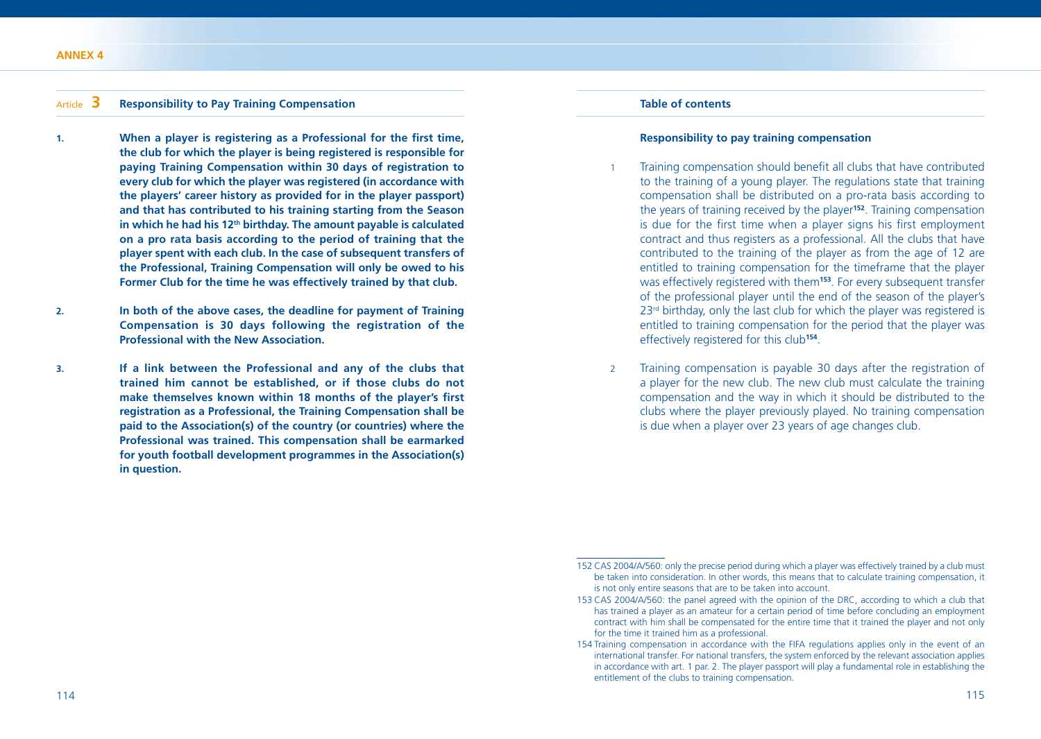## Article 3 Responsibility to Pay Training Compensation

**1.** **When a player is registering as a Professional for the first time, the club for which the player is being registered is responsible for paying Training Compensation within 30 days of registration to every club for which the player was registered (in accordance with the players' career history as provided for in the player passport) and that has contributed to his training starting from the Season in which he had his 12th birthday. The amount payable is calculated on a pro rata basis according to the period of training that the player spent with each club. In the case of subsequent transfers of the Professional, Training Compensation will only be owed to his Former Club for the time he was effectively trained by that club.**

**2.** **In both of the above cases, the deadline for payment of Training Compensation is 30 days following the registration of the Professional with the New Association.**

**3.** **If a link between the Professional and any of the clubs that trained him cannot be established, or if those clubs do not make themselves known within 18 months of the player's first registration as a Professional, the Training Compensation shall be paid to the Association(s) of the country (or countries) where the Professional was trained. This compensation shall be earmarked for youth football development programmes in the Association(s) in question.**

### Table of contents

**Responsibility to pay training compensation**

1 Training compensation should benefit all clubs that have contributed to the training of a young player. The regulations state that training compensation shall be distributed on a pro-rata basis according to the years of training received by the player[152]. Training compensation is due for the first time when a player signs his first employment contract and thus registers as a professional. All the clubs that have contributed to the training of the player as from the age of 12 are entitled to training compensation for the timeframe that the player was effectively registered with them[153]. For every subsequent transfer of the professional player until the end of the season of the player's 23rd birthday, only the last club for which the player was registered is entitled to training compensation for the period that the player was effectively registered for this club[154].

2 Training compensation is payable 30 days after the registration of a player for the new club. The new club must calculate the training compensation and the way in which it should be distributed to the clubs where the player previously played. No training compensation is due when a player over 23 years of age changes club.

---

152 CAS 2004/A/560: only the precise period during which a player was effectively trained by a club must be taken into consideration. In other words, this means that to calculate training compensation, it is not only entire seasons that are to be taken into account.

153 CAS 2004/A/560: the panel agreed with the opinion of the DRC, according to which a club that has trained a player as an amateur for a certain period of time before concluding an employment contract with him shall be compensated for the entire time that it trained the player and not only for the time it trained him as a professional.

154 Training compensation in accordance with the FIFA regulations applies only in the event of an international transfer. For national transfers, the system enforced by the relevant association applies in accordance with art. 1 par. 2. The player passport will play a fundamental role in establishing the entitlement of the clubs to training compensation.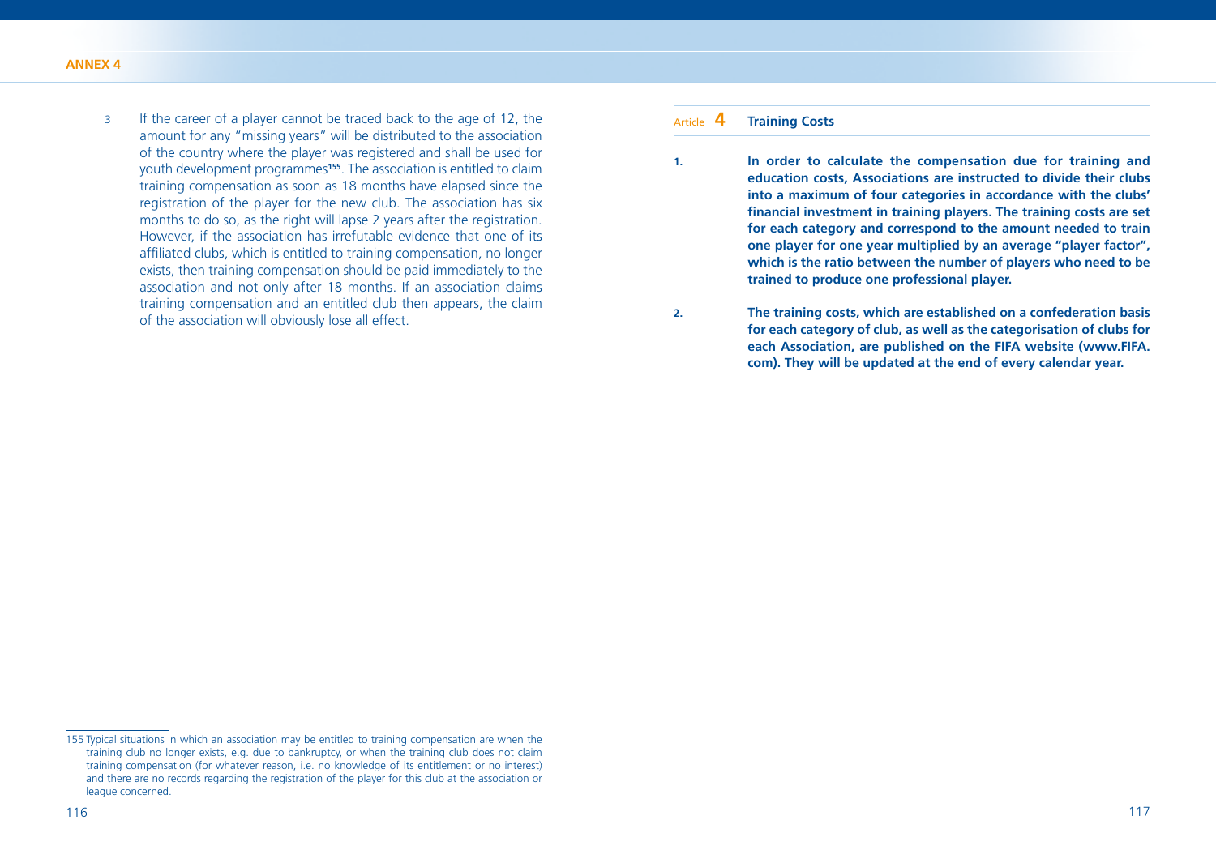3 If the career of a player cannot be traced back to the age of 12, the amount for any "missing years" will be distributed to the association of the country where the player was registered and shall be used for youth development programmes[155]. The association is entitled to claim training compensation as soon as 18 months have elapsed since the registration of the player for the new club. The association has six months to do so, as the right will lapse 2 years after the registration. However, if the association has irrefutable evidence that one of its affiliated clubs, which is entitled to training compensation, no longer exists, then training compensation should be paid immediately to the association and not only after 18 months. If an association claims training compensation and an entitled club then appears, the claim of the association will obviously lose all effect.

## Article 4 Training Costs

**1. In order to calculate the compensation due for training and education costs, Associations are instructed to divide their clubs into a maximum of four categories in accordance with the clubs' financial investment in training players. The training costs are set for each category and correspond to the amount needed to train one player for one year multiplied by an average "player factor", which is the ratio between the number of players who need to be trained to produce one professional player.**

**2. The training costs, which are established on a confederation basis for each category of club, as well as the categorisation of clubs for each Association, are published on the FIFA website (www.FIFA.com). They will be updated at the end of every calendar year.**

---

155 Typical situations in which an association may be entitled to training compensation are when the training club no longer exists, e.g. due to bankruptcy, or when the training club does not claim training compensation (for whatever reason, i.e. no knowledge of its entitlement or no interest) and there are no records regarding the registration of the player for this club at the association or league concerned.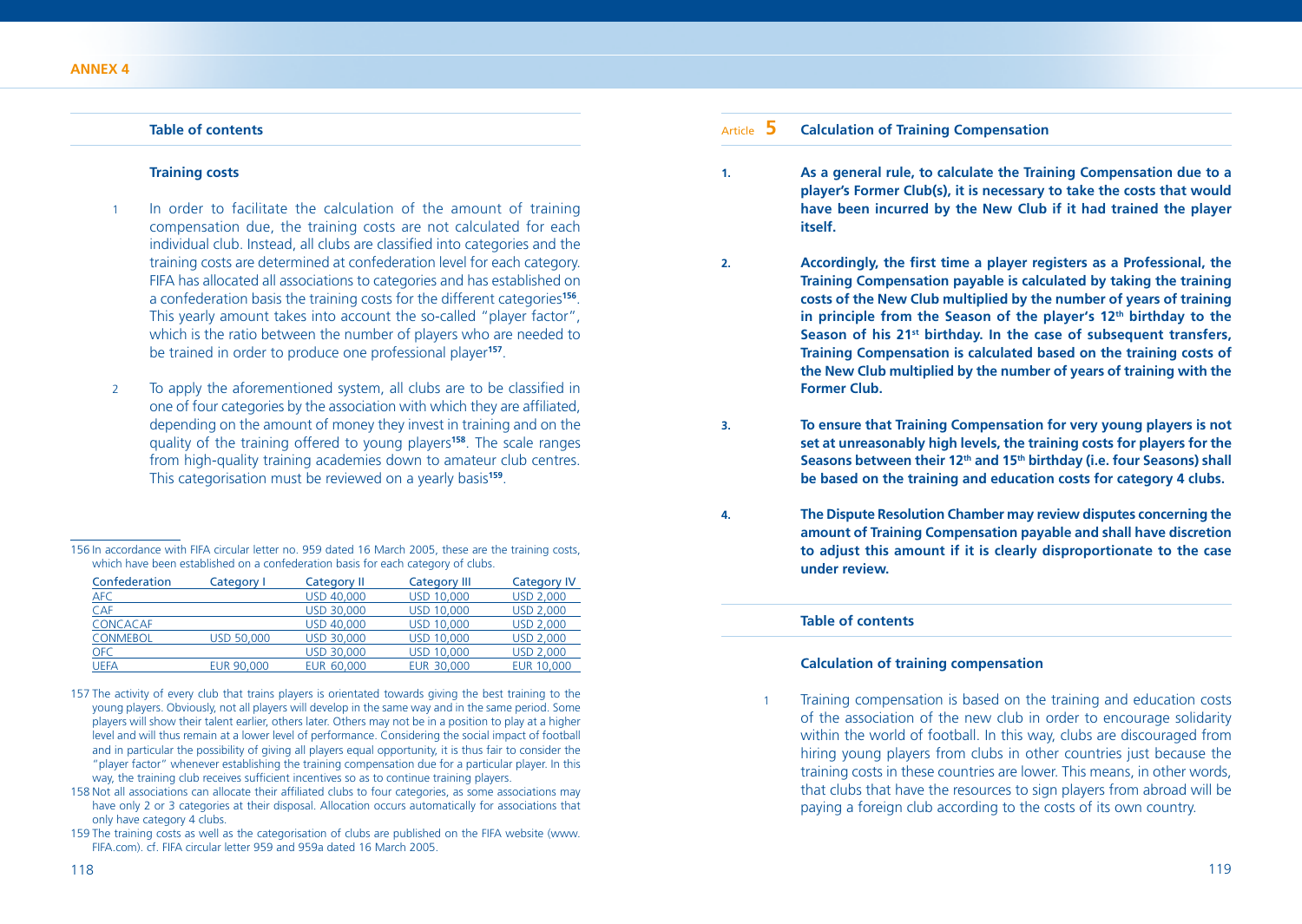### Table of contents

#### Training costs

1 In order to facilitate the calculation of the amount of training compensation due, the training costs are not calculated for each individual club. Instead, all clubs are classified into categories and the training costs are determined at confederation level for each category. FIFA has allocated all associations to categories and has established on a confederation basis the training costs for the different categories[156]. This yearly amount takes into account the so-called "player factor", which is the ratio between the number of players who are needed to be trained in order to produce one professional player[157].

2 To apply the aforementioned system, all clubs are to be classified in one of four categories by the association with which they are affiliated, depending on the amount of money they invest in training and on the quality of the training offered to young players[158]. The scale ranges from high-quality training academies down to amateur club centres. This categorisation must be reviewed on a yearly basis[159].

156 In accordance with FIFA circular letter no. 959 dated 16 March 2005, these are the training costs, which have been established on a confederation basis for each category of clubs.

| Confederation | Category I | Category II | Category III | Category IV |
|---|---|---|---|---|
| AFC | | USD 40,000 | USD 10,000 | USD 2,000 |
| CAF | | USD 30,000 | USD 10,000 | USD 2,000 |
| CONCACAF | | USD 40,000 | USD 10,000 | USD 2,000 |
| CONMEBOL | USD 50,000 | USD 30,000 | USD 10,000 | USD 2,000 |
| OFC | | USD 30,000 | USD 10,000 | USD 2,000 |
| UEFA | EUR 90,000 | EUR 60,000 | EUR 30,000 | EUR 10,000 |

157 The activity of every club that trains players is orientated towards giving the best training to the young players. Obviously, not all players will develop in the same way and in the same period. Some players will show their talent earlier, others later. Others may not be in a position to play at a higher level and will thus remain at a lower level of performance. Considering the social impact of football and in particular the possibility of giving all players equal opportunity, it is thus fair to consider the "player factor" whenever establishing the training compensation due for a particular player. In this way, the training club receives sufficient incentives so as to continue training players.

158 Not all associations can allocate their affiliated clubs to four categories, as some associations may have only 2 or 3 categories at their disposal. Allocation occurs automatically for associations that only have category 4 clubs.

159 The training costs as well as the categorisation of clubs are published on the FIFA website (www.FIFA.com). cf. FIFA circular letter 959 and 959a dated 16 March 2005.

## Article 5 Calculation of Training Compensation

**1.** **As a general rule, to calculate the Training Compensation due to a player's Former Club(s), it is necessary to take the costs that would have been incurred by the New Club if it had trained the player itself.**

**2.** **Accordingly, the first time a player registers as a Professional, the Training Compensation payable is calculated by taking the training costs of the New Club multiplied by the number of years of training in principle from the Season of the player's 12th birthday to the Season of his 21st birthday. In the case of subsequent transfers, Training Compensation is calculated based on the training costs of the New Club multiplied by the number of years of training with the Former Club.**

**3.** **To ensure that Training Compensation for very young players is not set at unreasonably high levels, the training costs for players for the Seasons between their 12th and 15th birthday (i.e. four Seasons) shall be based on the training and education costs for category 4 clubs.**

**4.** **The Dispute Resolution Chamber may review disputes concerning the amount of Training Compensation payable and shall have discretion to adjust this amount if it is clearly disproportionate to the case under review.**

### Table of contents

#### Calculation of training compensation

1 Training compensation is based on the training and education costs of the association of the new club in order to encourage solidarity within the world of football. In this way, clubs are discouraged from hiring young players from clubs in other countries just because the training costs in these countries are lower. This means, in other words, that clubs that have the resources to sign players from abroad will be paying a foreign club according to the costs of its own country.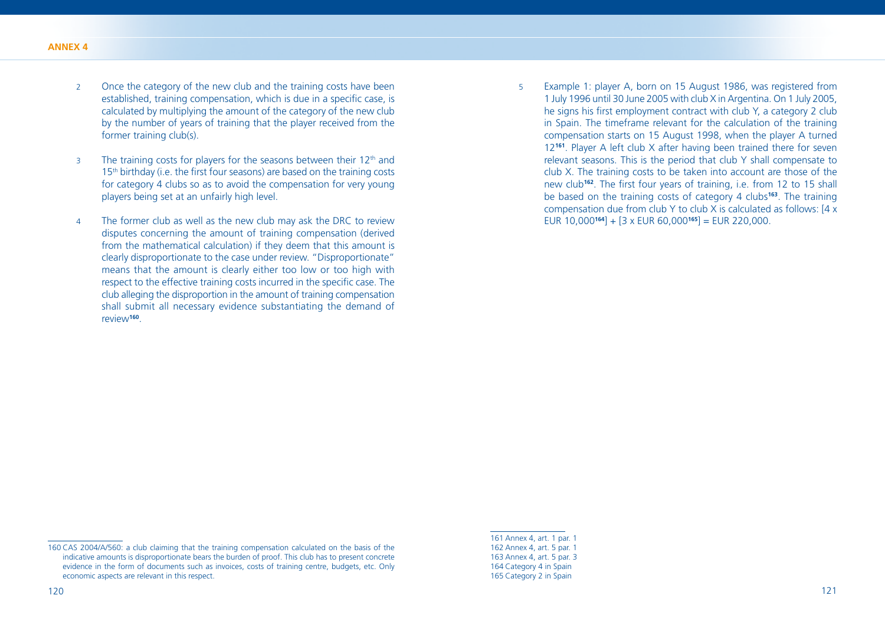2 Once the category of the new club and the training costs have been established, training compensation, which is due in a specific case, is calculated by multiplying the amount of the category of the new club by the number of years of training that the player received from the former training club(s).

3 The training costs for players for the seasons between their 12th and 15th birthday (i.e. the first four seasons) are based on the training costs for category 4 clubs so as to avoid the compensation for very young players being set at an unfairly high level.

4 The former club as well as the new club may ask the DRC to review disputes concerning the amount of training compensation (derived from the mathematical calculation) if they deem that this amount is clearly disproportionate to the case under review. "Disproportionate" means that the amount is clearly either too low or too high with respect to the effective training costs incurred in the specific case. The club alleging the disproportion in the amount of training compensation shall submit all necessary evidence substantiating the demand of review[160].

5 Example 1: player A, born on 15 August 1986, was registered from 1 July 1996 until 30 June 2005 with club X in Argentina. On 1 July 2005, he signs his first employment contract with club Y, a category 2 club in Spain. The timeframe relevant for the calculation of the training compensation starts on 15 August 1998, when the player A turned 12[161]. Player A left club X after having been trained there for seven relevant seasons. This is the period that club Y shall compensate to club X. The training costs to be taken into account are those of the new club[162]. The first four years of training, i.e. from 12 to 15 shall be based on the training costs of category 4 clubs[163]. The training compensation due from club Y to club X is calculated as follows: [4 x EUR 10,000[164]] + [3 x EUR 60,000[165]] = EUR 220,000.

---

160 CAS 2004/A/560: a club claiming that the training compensation calculated on the basis of the indicative amounts is disproportionate bears the burden of proof. This club has to present concrete evidence in the form of documents such as invoices, costs of training centre, budgets, etc. Only economic aspects are relevant in this respect.

161 Annex 4, art. 1 par. 1
162 Annex 4, art. 5 par. 1
163 Annex 4, art. 5 par. 3
164 Category 4 in Spain
165 Category 2 in Spain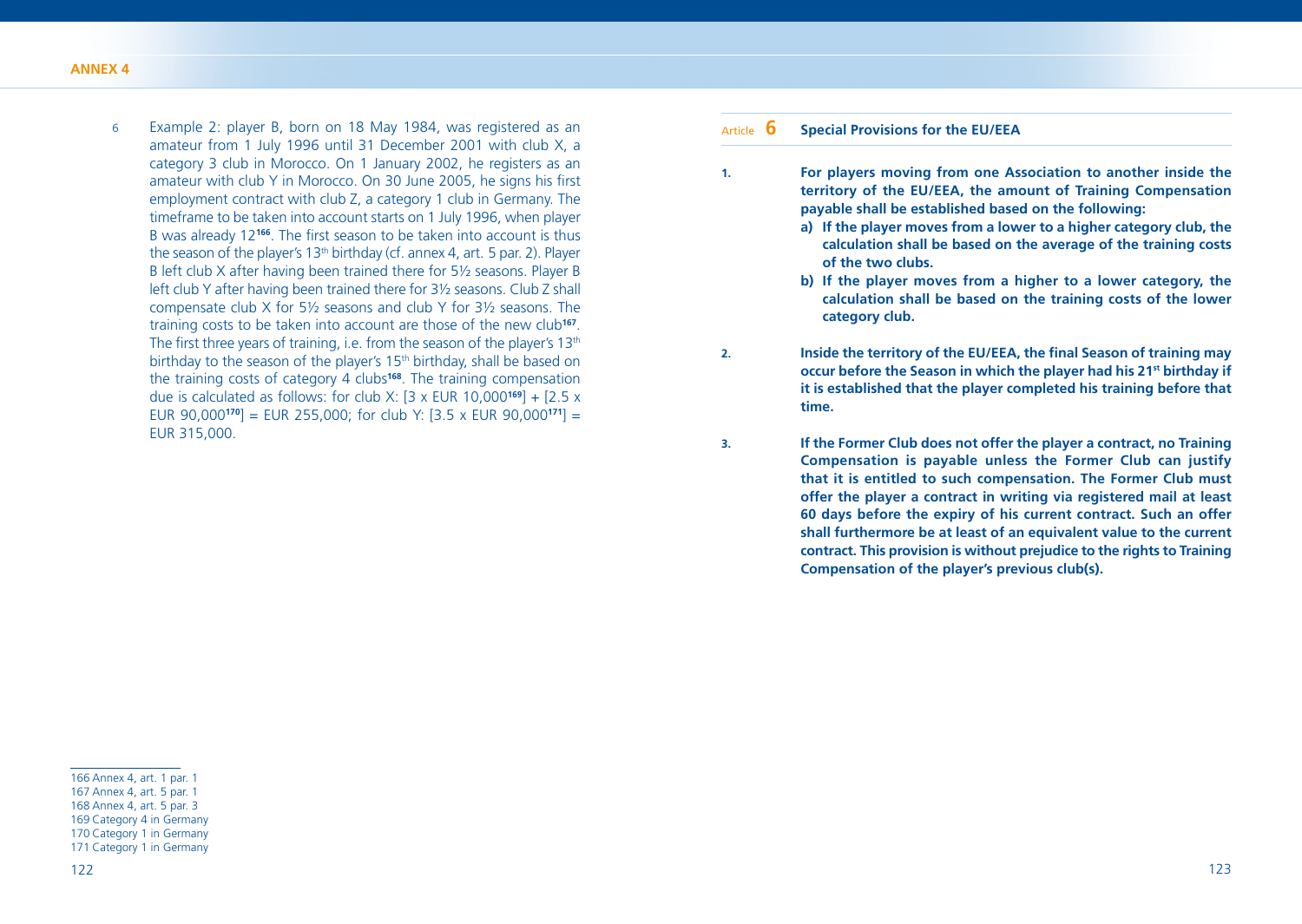6 Example 2: player B, born on 18 May 1984, was registered as an amateur from 1 July 1996 until 31 December 2001 with club X, a category 3 club in Morocco. On 1 January 2002, he registers as an amateur with club Y in Morocco. On 30 June 2005, he signs his first employment contract with club Z, a category 1 club in Germany. The timeframe to be taken into account starts on 1 July 1996, when player B was already 12[166]. The first season to be taken into account is thus the season of the player's 13th birthday (cf. annex 4, art. 5 par. 2). Player B left club X after having been trained there for 5½ seasons. Player B left club Y after having been trained there for 3½ seasons. Club Z shall compensate club X for 5½ seasons and club Y for 3½ seasons. The training costs to be taken into account are those of the new club[167]. The first three years of training, i.e. from the season of the player's 13th birthday to the season of the player's 15th birthday, shall be based on the training costs of category 4 clubs[168]. The training compensation due is calculated as follows: for club X: [3 x EUR 10,000[169]] + [2.5 x EUR 90,000[170]] = EUR 255,000; for club Y: [3.5 x EUR 90,000[171]] = EUR 315,000.

166 Annex 4, art. 1 par. 1
167 Annex 4, art. 5 par. 1
168 Annex 4, art. 5 par. 3
169 Category 4 in Germany
170 Category 1 in Germany
171 Category 1 in Germany

## Article 6 Special Provisions for the EU/EEA

**1. For players moving from one Association to another inside the territory of the EU/EEA, the amount of Training Compensation payable shall be established based on the following:**

**a) If the player moves from a lower to a higher category club, the calculation shall be based on the average of the training costs of the two clubs.**

**b) If the player moves from a higher to a lower category, the calculation shall be based on the training costs of the lower category club.**

**2. Inside the territory of the EU/EEA, the final Season of training may occur before the Season in which the player had his 21st birthday if it is established that the player completed his training before that time.**

**3. If the Former Club does not offer the player a contract, no Training Compensation is payable unless the Former Club can justify that it is entitled to such compensation. The Former Club must offer the player a contract in writing via registered mail at least 60 days before the expiry of his current contract. Such an offer shall furthermore be at least of an equivalent value to the current contract. This provision is without prejudice to the rights to Training Compensation of the player's previous club(s).**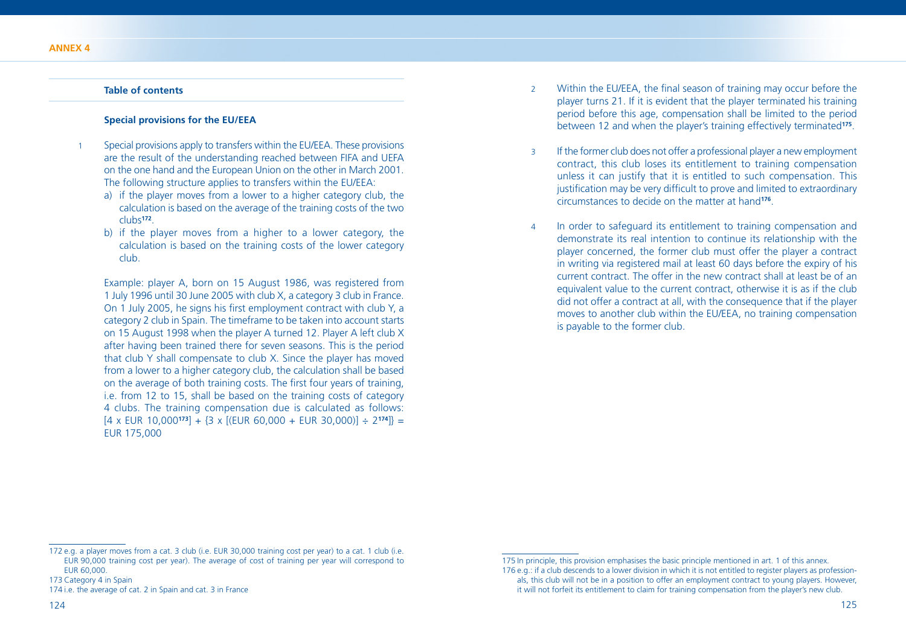**Table of contents**

**Special provisions for the EU/EEA**

1 Special provisions apply to transfers within the EU/EEA. These provisions are the result of the understanding reached between FIFA and UEFA on the one hand and the European Union on the other in March 2001. The following structure applies to transfers within the EU/EEA:

a) if the player moves from a lower to a higher category club, the calculation is based on the average of the training costs of the two clubs[172].

b) if the player moves from a higher to a lower category, the calculation is based on the training costs of the lower category club.

Example: player A, born on 15 August 1986, was registered from 1 July 1996 until 30 June 2005 with club X, a category 3 club in France. On 1 July 2005, he signs his first employment contract with club Y, a category 2 club in Spain. The timeframe to be taken into account starts on 15 August 1998 when the player A turned 12. Player A left club X after having been trained there for seven seasons. This is the period that club Y shall compensate to club X. Since the player has moved from a lower to a higher category club, the calculation shall be based on the average of both training costs. The first four years of training, i.e. from 12 to 15, shall be based on the training costs of category 4 clubs. The training compensation due is calculated as follows: [4 x EUR 10,000[173]] + {3 x [(EUR 60,000 + EUR 30,000)] ÷ 2[174]]} = EUR 175,000

2 Within the EU/EEA, the final season of training may occur before the player turns 21. If it is evident that the player terminated his training period before this age, compensation shall be limited to the period between 12 and when the player's training effectively terminated[175].

3 If the former club does not offer a professional player a new employment contract, this club loses its entitlement to training compensation unless it can justify that it is entitled to such compensation. This justification may be very difficult to prove and limited to extraordinary circumstances to decide on the matter at hand[176].

4 In order to safeguard its entitlement to training compensation and demonstrate its real intention to continue its relationship with the player concerned, the former club must offer the player a contract in writing via registered mail at least 60 days before the expiry of his current contract. The offer in the new contract shall at least be of an equivalent value to the current contract, otherwise it is as if the club did not offer a contract at all, with the consequence that if the player moves to another club within the EU/EEA, no training compensation is payable to the former club.

---

172 e.g. a player moves from a cat. 3 club (i.e. EUR 30,000 training cost per year) to a cat. 1 club (i.e. EUR 90,000 training cost per year). The average of cost of training per year will correspond to EUR 60,000.

173 Category 4 in Spain

174 i.e. the average of cat. 2 in Spain and cat. 3 in France

175 In principle, this provision emphasises the basic principle mentioned in art. 1 of this annex.

176 e.g.: if a club descends to a lower division in which it is not entitled to register players as professionals, this club will not be in a position to offer an employment contract to young players. However, it will not forfeit its entitlement to claim for training compensation from the player's new club.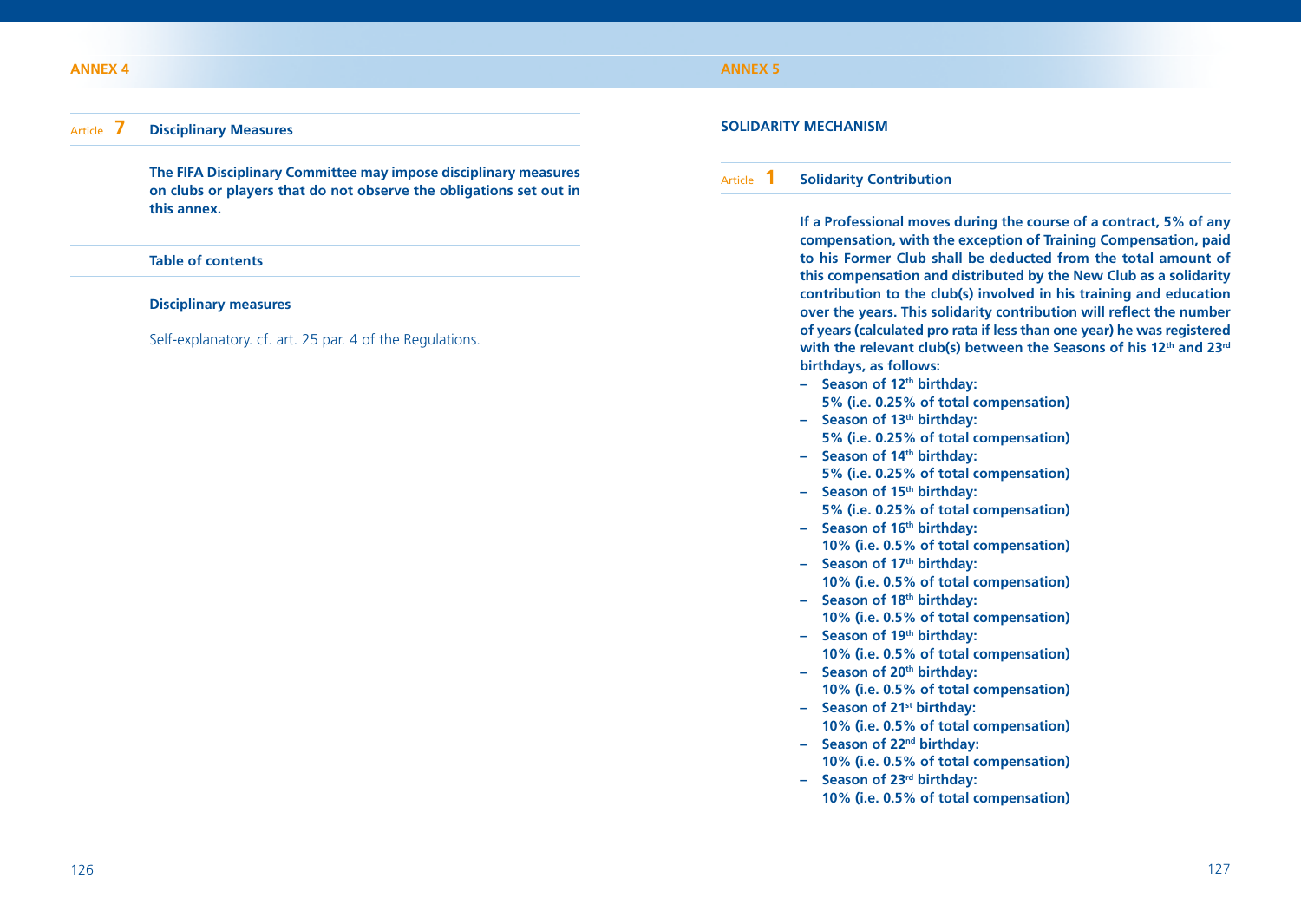## ANNEX 4

### Article 7 Disciplinary Measures

**The FIFA Disciplinary Committee may impose disciplinary measures on clubs or players that do not observe the obligations set out in this annex.**

**Table of contents**

**Disciplinary measures**

Self-explanatory. cf. art. 25 par. 4 of the Regulations.

## ANNEX 5

### SOLIDARITY MECHANISM

### Article 1 Solidarity Contribution

**If a Professional moves during the course of a contract, 5% of any compensation, with the exception of Training Compensation, paid to his Former Club shall be deducted from the total amount of this compensation and distributed by the New Club as a solidarity contribution to the club(s) involved in his training and education over the years. This solidarity contribution will reflect the number of years (calculated pro rata if less than one year) he was registered with the relevant club(s) between the Seasons of his 12th and 23rd birthdays, as follows:**

- **Season of 12th birthday:**
  **5% (i.e. 0.25% of total compensation)**
- **Season of 13th birthday:**
  **5% (i.e. 0.25% of total compensation)**
- **Season of 14th birthday:**
  **5% (i.e. 0.25% of total compensation)**
- **Season of 15th birthday:**
  **5% (i.e. 0.25% of total compensation)**
- **Season of 16th birthday:**
  **10% (i.e. 0.5% of total compensation)**
- **Season of 17th birthday:**
  **10% (i.e. 0.5% of total compensation)**
- **Season of 18th birthday:**
  **10% (i.e. 0.5% of total compensation)**
- **Season of 19th birthday:**
  **10% (i.e. 0.5% of total compensation)**
- **Season of 20th birthday:**
  **10% (i.e. 0.5% of total compensation)**
- **Season of 21st birthday:**
  **10% (i.e. 0.5% of total compensation)**
- **Season of 22nd birthday:**
  **10% (i.e. 0.5% of total compensation)**
- **Season of 23rd birthday:**
  **10% (i.e. 0.5% of total compensation)**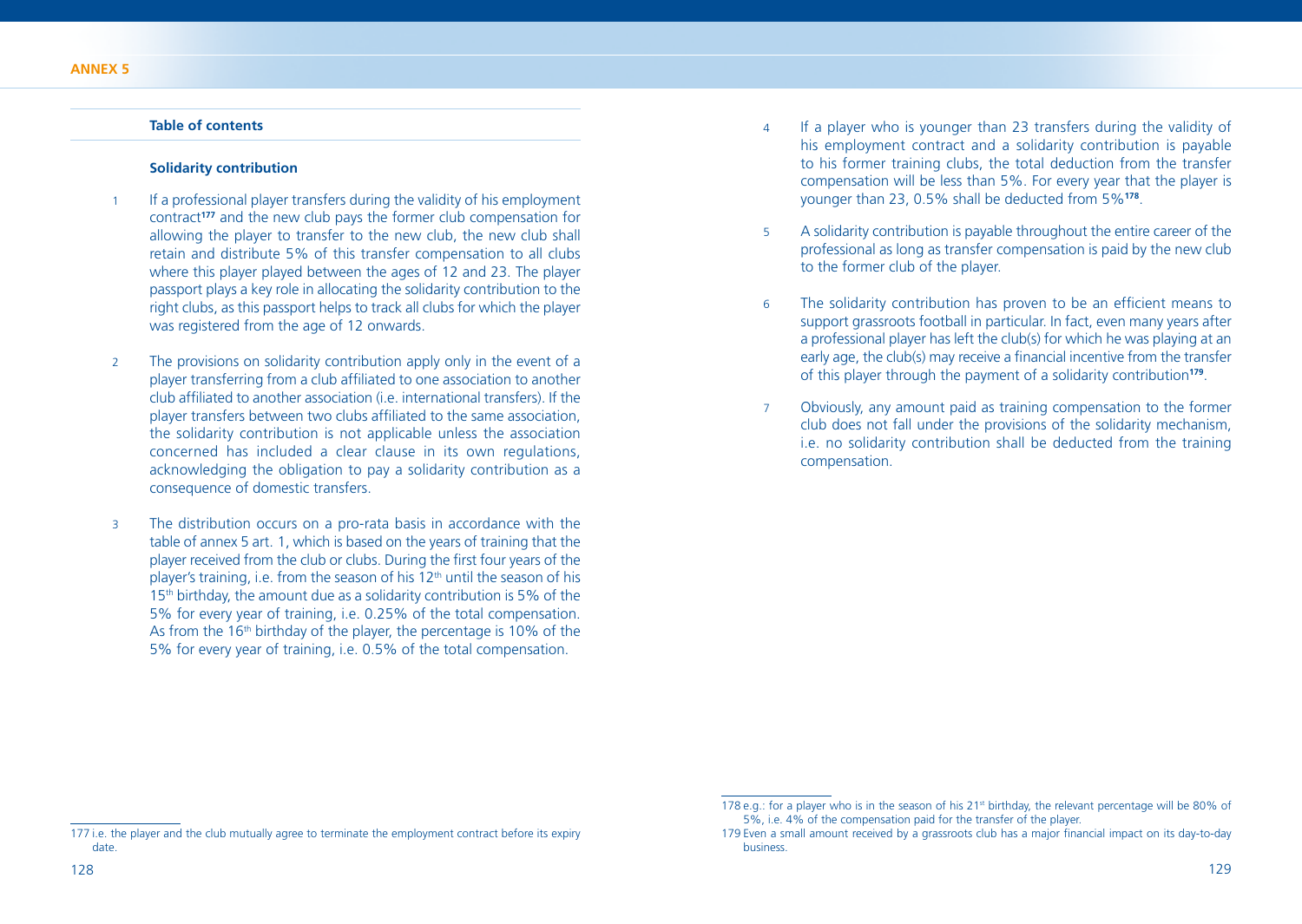**Table of contents**

**Solidarity contribution**

1 If a professional player transfers during the validity of his employment contract[177] and the new club pays the former club compensation for allowing the player to transfer to the new club, the new club shall retain and distribute 5% of this transfer compensation to all clubs where this player played between the ages of 12 and 23. The player passport plays a key role in allocating the solidarity contribution to the right clubs, as this passport helps to track all clubs for which the player was registered from the age of 12 onwards.

2 The provisions on solidarity contribution apply only in the event of a player transferring from a club affiliated to one association to another club affiliated to another association (i.e. international transfers). If the player transfers between two clubs affiliated to the same association, the solidarity contribution is not applicable unless the association concerned has included a clear clause in its own regulations, acknowledging the obligation to pay a solidarity contribution as a consequence of domestic transfers.

3 The distribution occurs on a pro-rata basis in accordance with the table of annex 5 art. 1, which is based on the years of training that the player received from the club or clubs. During the first four years of the player's training, i.e. from the season of his 12th until the season of his 15th birthday, the amount due as a solidarity contribution is 5% of the 5% for every year of training, i.e. 0.25% of the total compensation. As from the 16th birthday of the player, the percentage is 10% of the 5% for every year of training, i.e. 0.5% of the total compensation.

4 If a player who is younger than 23 transfers during the validity of his employment contract and a solidarity contribution is payable to his former training clubs, the total deduction from the transfer compensation will be less than 5%. For every year that the player is younger than 23, 0.5% shall be deducted from 5%[178].

5 A solidarity contribution is payable throughout the entire career of the professional as long as transfer compensation is paid by the new club to the former club of the player.

6 The solidarity contribution has proven to be an efficient means to support grassroots football in particular. In fact, even many years after a professional player has left the club(s) for which he was playing at an early age, the club(s) may receive a financial incentive from the transfer of this player through the payment of a solidarity contribution[179].

7 Obviously, any amount paid as training compensation to the former club does not fall under the provisions of the solidarity mechanism, i.e. no solidarity contribution shall be deducted from the training compensation.

---

177 i.e. the player and the club mutually agree to terminate the employment contract before its expiry date.

178 e.g.: for a player who is in the season of his 21st birthday, the relevant percentage will be 80% of 5%, i.e. 4% of the compensation paid for the transfer of the player.

179 Even a small amount received by a grassroots club has a major financial impact on its day-to-day business.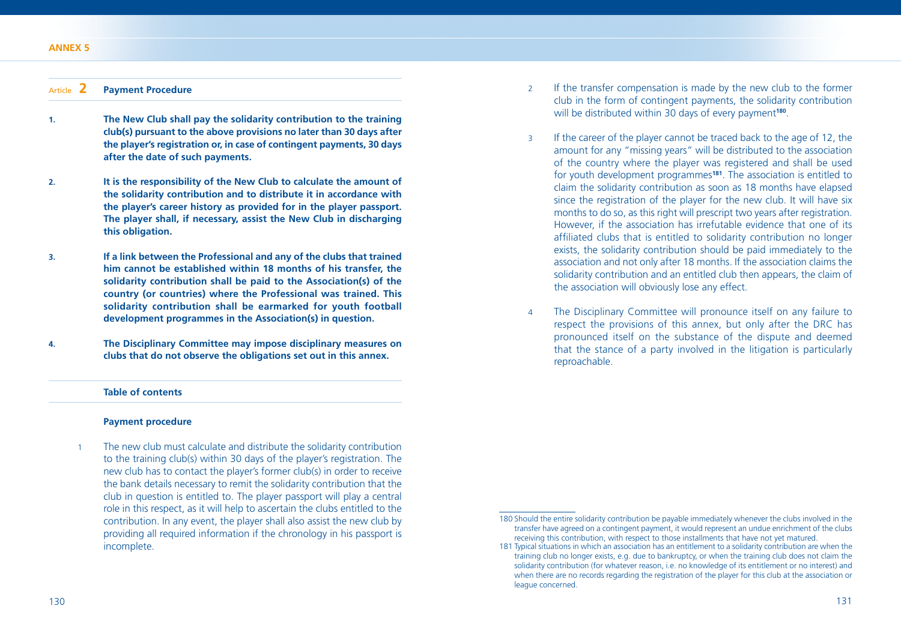### Article 2 Payment Procedure

**1. The New Club shall pay the solidarity contribution to the training club(s) pursuant to the above provisions no later than 30 days after the player's registration or, in case of contingent payments, 30 days after the date of such payments.**

**2. It is the responsibility of the New Club to calculate the amount of the solidarity contribution and to distribute it in accordance with the player's career history as provided for in the player passport. The player shall, if necessary, assist the New Club in discharging this obligation.**

**3. If a link between the Professional and any of the clubs that trained him cannot be established within 18 months of his transfer, the solidarity contribution shall be paid to the Association(s) of the country (or countries) where the Professional was trained. This solidarity contribution shall be earmarked for youth football development programmes in the Association(s) in question.**

**4. The Disciplinary Committee may impose disciplinary measures on clubs that do not observe the obligations set out in this annex.**

**Table of contents**

**Payment procedure**

1 The new club must calculate and distribute the solidarity contribution to the training club(s) within 30 days of the player's registration. The new club has to contact the player's former club(s) in order to receive the bank details necessary to remit the solidarity contribution that the club in question is entitled to. The player passport will play a central role in this respect, as it will help to ascertain the clubs entitled to the contribution. In any event, the player shall also assist the new club by providing all required information if the chronology in his passport is incomplete.

2 If the transfer compensation is made by the new club to the former club in the form of contingent payments, the solidarity contribution will be distributed within 30 days of every payment[180].

3 If the career of the player cannot be traced back to the age of 12, the amount for any "missing years" will be distributed to the association of the country where the player was registered and shall be used for youth development programmes[181]. The association is entitled to claim the solidarity contribution as soon as 18 months have elapsed since the registration of the player for the new club. It will have six months to do so, as this right will prescript two years after registration. However, if the association has irrefutable evidence that one of its affiliated clubs that is entitled to solidarity contribution no longer exists, the solidarity contribution should be paid immediately to the association and not only after 18 months. If the association claims the solidarity contribution and an entitled club then appears, the claim of the association will obviously lose any effect.

4 The Disciplinary Committee will pronounce itself on any failure to respect the provisions of this annex, but only after the DRC has pronounced itself on the substance of the dispute and deemed that the stance of a party involved in the litigation is particularly reproachable.

---

180 Should the entire solidarity contribution be payable immediately whenever the clubs involved in the transfer have agreed on a contingent payment, it would represent an undue enrichment of the clubs receiving this contribution, with respect to those installments that have not yet matured.

181 Typical situations in which an association has an entitlement to a solidarity contribution are when the training club no longer exists, e.g. due to bankruptcy, or when the training club does not claim the solidarity contribution (for whatever reason, i.e. no knowledge of its entitlement or no interest) and when there are no records regarding the registration of the player for this club at the association or league concerned.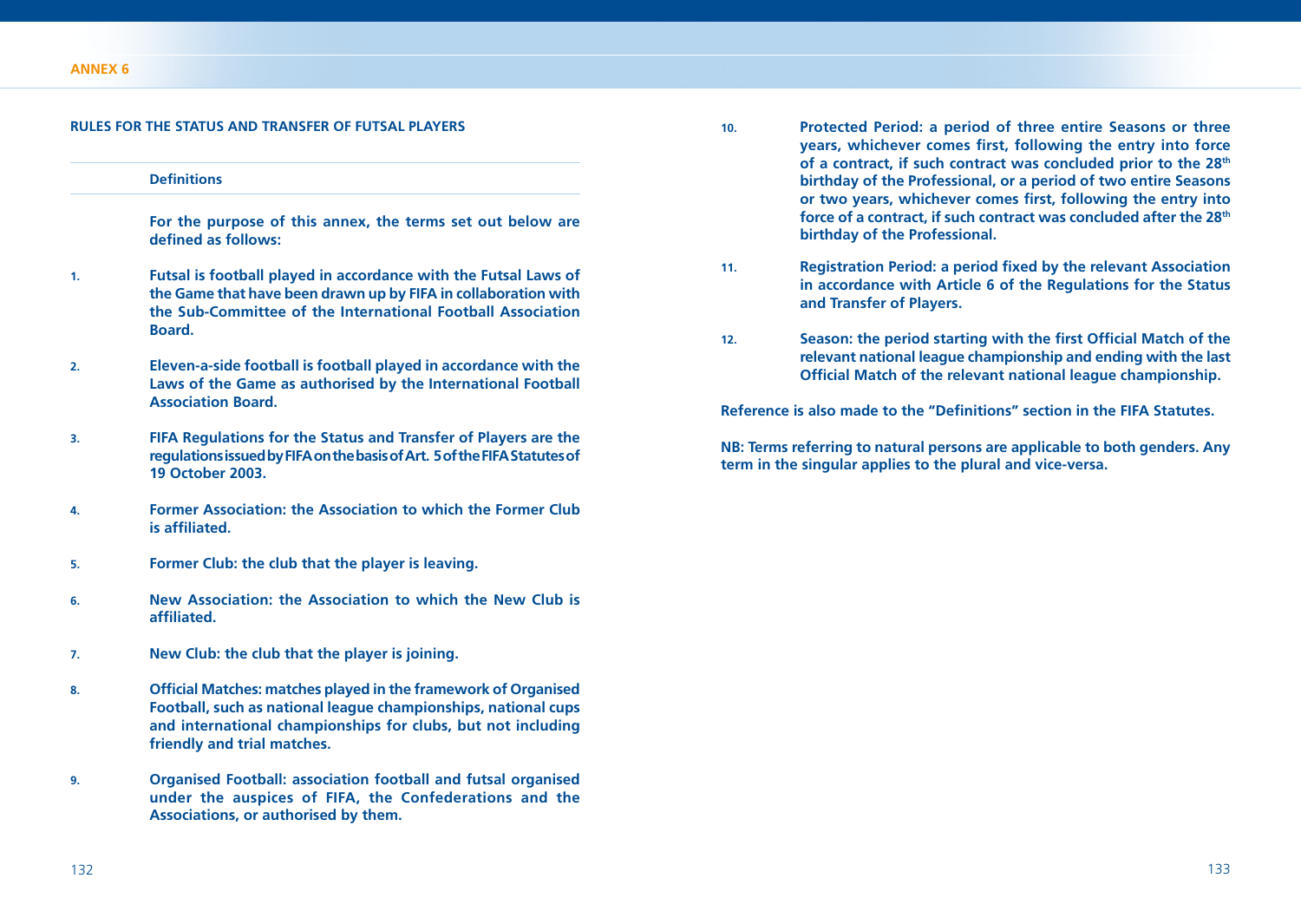ANNEX 6

## RULES FOR THE STATUS AND TRANSFER OF FUTSAL PLAYERS

### Definitions

**For the purpose of this annex, the terms set out below are defined as follows:**

1. **Futsal is football played in accordance with the Futsal Laws of the Game that have been drawn up by FIFA in collaboration with the Sub-Committee of the International Football Association Board.**

2. **Eleven-a-side football is football played in accordance with the Laws of the Game as authorised by the International Football Association Board.**

3. **FIFA Regulations for the Status and Transfer of Players are the regulations issued by FIFA on the basis of Art. 5 of the FIFA Statutes of 19 October 2003.**

4. **Former Association: the Association to which the Former Club is affiliated.**

5. **Former Club: the club that the player is leaving.**

6. **New Association: the Association to which the New Club is affiliated.**

7. **New Club: the club that the player is joining.**

8. **Official Matches: matches played in the framework of Organised Football, such as national league championships, national cups and international championships for clubs, but not including friendly and trial matches.**

9. **Organised Football: association football and futsal organised under the auspices of FIFA, the Confederations and the Associations, or authorised by them.**

10. **Protected Period: a period of three entire Seasons or three years, whichever comes first, following the entry into force of a contract, if such contract was concluded prior to the 28th birthday of the Professional, or a period of two entire Seasons or two years, whichever comes first, following the entry into force of a contract, if such contract was concluded after the 28th birthday of the Professional.**

11. **Registration Period: a period fixed by the relevant Association in accordance with Article 6 of the Regulations for the Status and Transfer of Players.**

12. **Season: the period starting with the first Official Match of the relevant national league championship and ending with the last Official Match of the relevant national league championship.**

**Reference is also made to the "Definitions" section in the FIFA Statutes.**

**NB: Terms referring to natural persons are applicable to both genders. Any term in the singular applies to the plural and vice-versa.**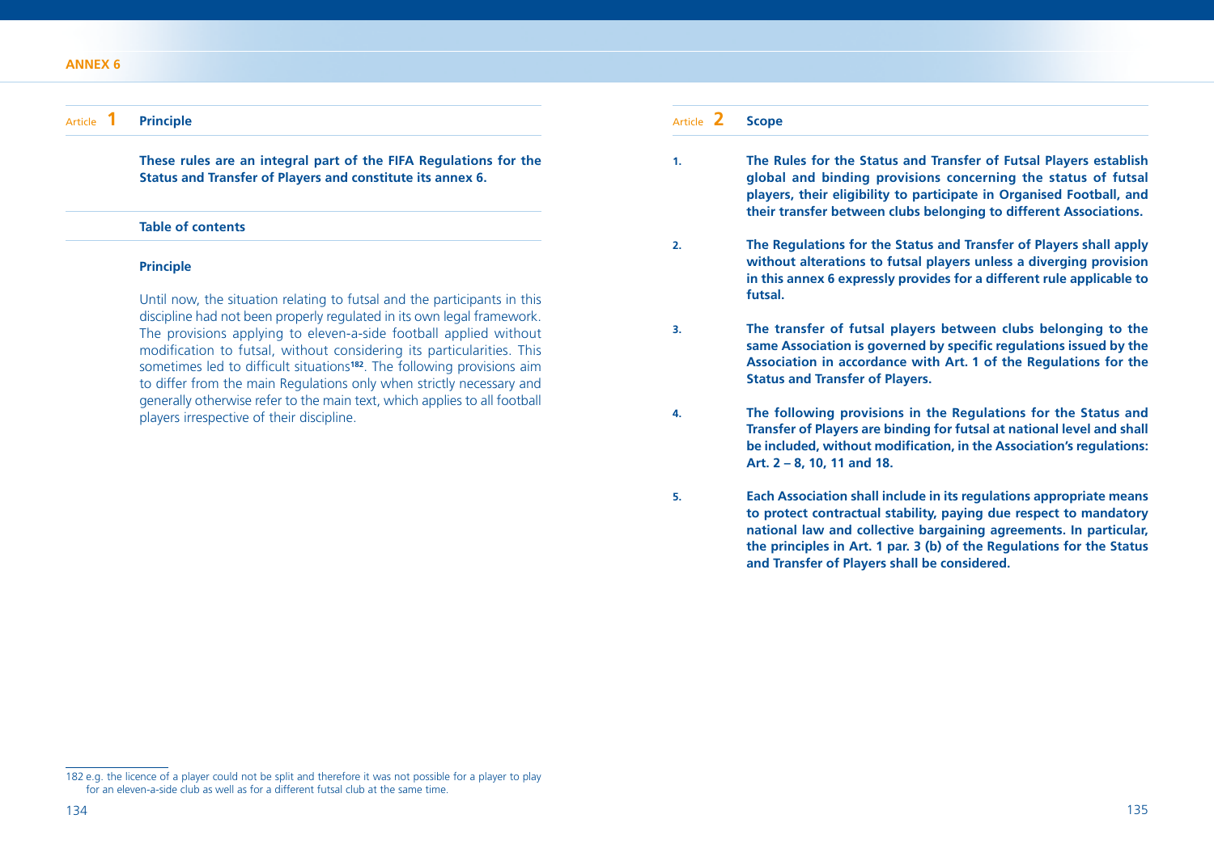# ANNEX 6

## Article 1 Principle

**These rules are an integral part of the FIFA Regulations for the Status and Transfer of Players and constitute its annex 6.**

### Table of contents

#### Principle

Until now, the situation relating to futsal and the participants in this discipline had not been properly regulated in its own legal framework. The provisions applying to eleven-a-side football applied without modification to futsal, without considering its particularities. This sometimes led to difficult situations[182]. The following provisions aim to differ from the main Regulations only when strictly necessary and generally otherwise refer to the main text, which applies to all football players irrespective of their discipline.

## Article 2 Scope

1. **The Rules for the Status and Transfer of Futsal Players establish global and binding provisions concerning the status of futsal players, their eligibility to participate in Organised Football, and their transfer between clubs belonging to different Associations.**

2. **The Regulations for the Status and Transfer of Players shall apply without alterations to futsal players unless a diverging provision in this annex 6 expressly provides for a different rule applicable to futsal.**

3. **The transfer of futsal players between clubs belonging to the same Association is governed by specific regulations issued by the Association in accordance with Art. 1 of the Regulations for the Status and Transfer of Players.**

4. **The following provisions in the Regulations for the Status and Transfer of Players are binding for futsal at national level and shall be included, without modification, in the Association's regulations: Art. 2 – 8, 10, 11 and 18.**

5. **Each Association shall include in its regulations appropriate means to protect contractual stability, paying due respect to mandatory national law and collective bargaining agreements. In particular, the principles in Art. 1 par. 3 (b) of the Regulations for the Status and Transfer of Players shall be considered.**

---

[182] e.g. the licence of a player could not be split and therefore it was not possible for a player to play for an eleven-a-side club as well as for a different futsal club at the same time.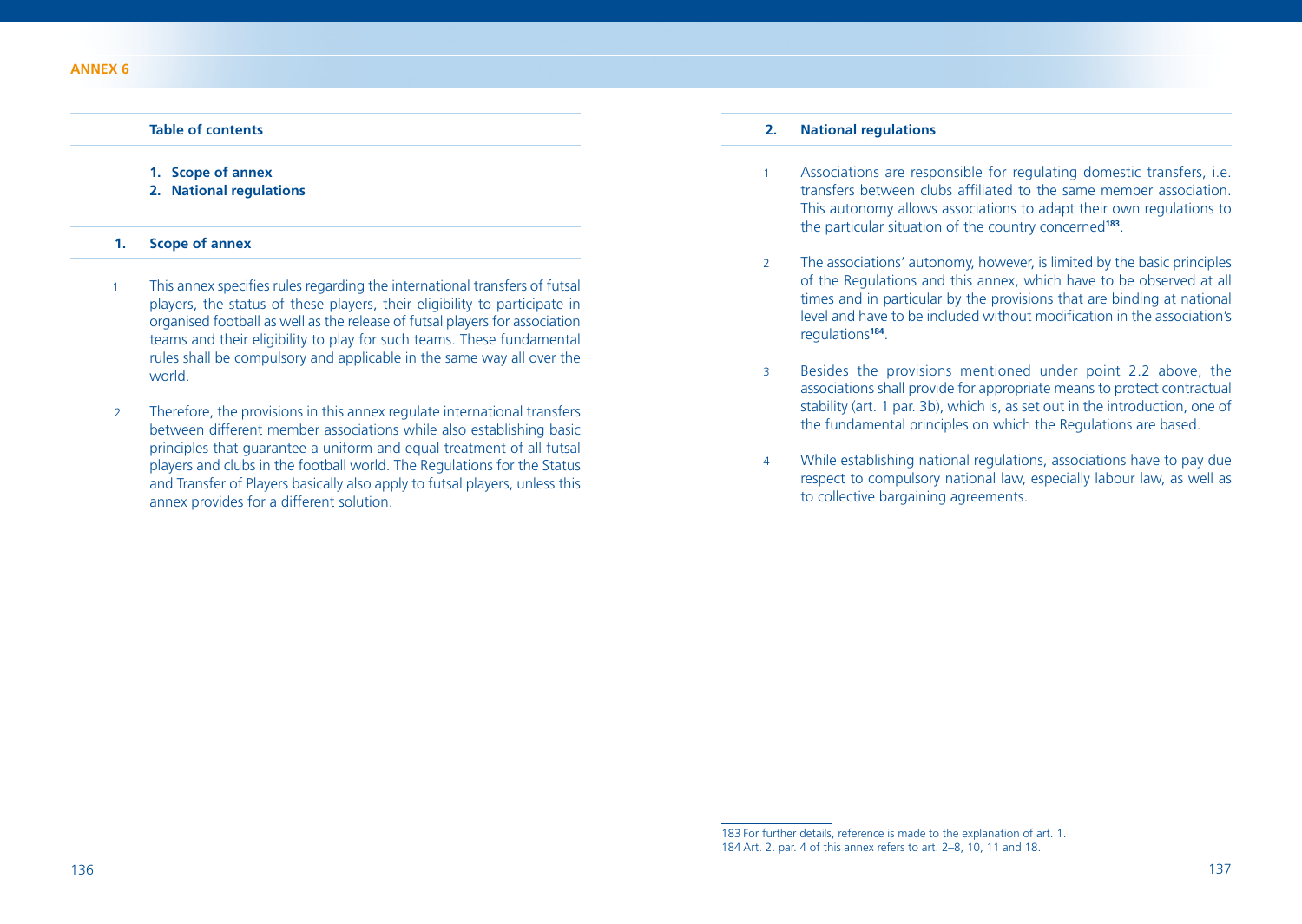**ANNEX 6**

### Table of contents

1. **Scope of annex**
2. **National regulations**

### 1. Scope of annex

1 This annex specifies rules regarding the international transfers of futsal players, the status of these players, their eligibility to participate in organised football as well as the release of futsal players for association teams and their eligibility to play for such teams. These fundamental rules shall be compulsory and applicable in the same way all over the world.

2 Therefore, the provisions in this annex regulate international transfers between different member associations while also establishing basic principles that guarantee a uniform and equal treatment of all futsal players and clubs in the football world. The Regulations for the Status and Transfer of Players basically also apply to futsal players, unless this annex provides for a different solution.

### 2. National regulations

1 Associations are responsible for regulating domestic transfers, i.e. transfers between clubs affiliated to the same member association. This autonomy allows associations to adapt their own regulations to the particular situation of the country concerned[183].

2 The associations' autonomy, however, is limited by the basic principles of the Regulations and this annex, which have to be observed at all times and in particular by the provisions that are binding at national level and have to be included without modification in the association's regulations[184].

3 Besides the provisions mentioned under point 2.2 above, the associations shall provide for appropriate means to protect contractual stability (art. 1 par. 3b), which is, as set out in the introduction, one of the fundamental principles on which the Regulations are based.

4 While establishing national regulations, associations have to pay due respect to compulsory national law, especially labour law, as well as to collective bargaining agreements.

---

183 For further details, reference is made to the explanation of art. 1.
184 Art. 2. par. 4 of this annex refers to art. 2–8, 10, 11 and 18.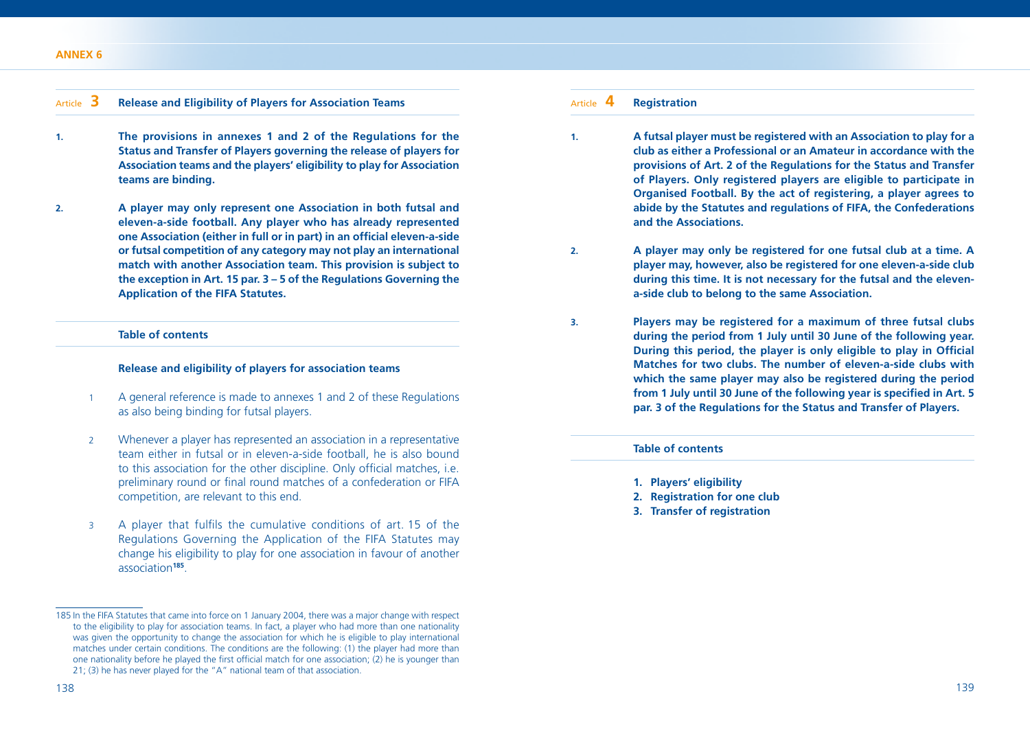## Article 3 Release and Eligibility of Players for Association Teams

**1.** **The provisions in annexes 1 and 2 of the Regulations for the Status and Transfer of Players governing the release of players for Association teams and the players' eligibility to play for Association teams are binding.**

**2.** **A player may only represent one Association in both futsal and eleven-a-side football. Any player who has already represented one Association (either in full or in part) in an official eleven-a-side or futsal competition of any category may not play an international match with another Association team. This provision is subject to the exception in Art. 15 par. 3 – 5 of the Regulations Governing the Application of the FIFA Statutes.**

### Table of contents

**Release and eligibility of players for association teams**

1 A general reference is made to annexes 1 and 2 of these Regulations as also being binding for futsal players.

2 Whenever a player has represented an association in a representative team either in futsal or in eleven-a-side football, he is also bound to this association for the other discipline. Only official matches, i.e. preliminary round or final round matches of a confederation or FIFA competition, are relevant to this end.

3 A player that fulfils the cumulative conditions of art. 15 of the Regulations Governing the Application of the FIFA Statutes may change his eligibility to play for one association in favour of another association[185].

185 In the FIFA Statutes that came into force on 1 January 2004, there was a major change with respect to the eligibility to play for association teams. In fact, a player who had more than one nationality was given the opportunity to change the association for which he is eligible to play international matches under certain conditions. The conditions are the following: (1) the player had more than one nationality before he played the first official match for one association; (2) he is younger than 21; (3) he has never played for the "A" national team of that association.

## Article 4 Registration

**1.** **A futsal player must be registered with an Association to play for a club as either a Professional or an Amateur in accordance with the provisions of Art. 2 of the Regulations for the Status and Transfer of Players. Only registered players are eligible to participate in Organised Football. By the act of registering, a player agrees to abide by the Statutes and regulations of FIFA, the Confederations and the Associations.**

**2.** **A player may only be registered for one futsal club at a time. A player may, however, also be registered for one eleven-a-side club during this time. It is not necessary for the futsal and the eleven-a-side club to belong to the same Association.**

**3.** **Players may be registered for a maximum of three futsal clubs during the period from 1 July until 30 June of the following year. During this period, the player is only eligible to play in Official Matches for two clubs. The number of eleven-a-side clubs with which the same player may also be registered during the period from 1 July until 30 June of the following year is specified in Art. 5 par. 3 of the Regulations for the Status and Transfer of Players.**

### Table of contents

1. **Players' eligibility**
2. **Registration for one club**
3. **Transfer of registration**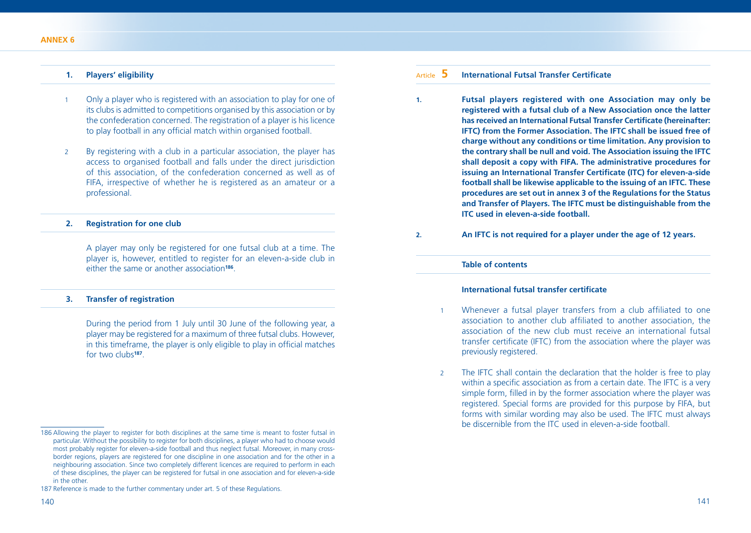### 1. Players' eligibility

1 Only a player who is registered with an association to play for one of its clubs is admitted to competitions organised by this association or by the confederation concerned. The registration of a player is his licence to play football in any official match within organised football.

2 By registering with a club in a particular association, the player has access to organised football and falls under the direct jurisdiction of this association, of the confederation concerned as well as of FIFA, irrespective of whether he is registered as an amateur or a professional.

### 2. Registration for one club

A player may only be registered for one futsal club at a time. The player is, however, entitled to register for an eleven-a-side club in either the same or another association[186].

### 3. Transfer of registration

During the period from 1 July until 30 June of the following year, a player may be registered for a maximum of three futsal clubs. However, in this timeframe, the player is only eligible to play in official matches for two clubs[187].

186 Allowing the player to register for both disciplines at the same time is meant to foster futsal in particular. Without the possibility to register for both disciplines, a player who had to choose would most probably register for eleven-a-side football and thus neglect futsal. Moreover, in many cross-border regions, players are registered for one discipline in one association and for the other in a neighbouring association. Since two completely different licences are required to perform in each of these disciplines, the player can be registered for futsal in one association and for eleven-a-side in the other.

187 Reference is made to the further commentary under art. 5 of these Regulations.

## Article 5 International Futsal Transfer Certificate

**1. Futsal players registered with one Association may only be registered with a futsal club of a New Association once the latter has received an International Futsal Transfer Certificate (hereinafter: IFTC) from the Former Association. The IFTC shall be issued free of charge without any conditions or time limitation. Any provision to the contrary shall be null and void. The Association issuing the IFTC shall deposit a copy with FIFA. The administrative procedures for issuing an International Transfer Certificate (ITC) for eleven-a-side football shall be likewise applicable to the issuing of an IFTC. These procedures are set out in annex 3 of the Regulations for the Status and Transfer of Players. The IFTC must be distinguishable from the ITC used in eleven-a-side football.**

**2. An IFTC is not required for a player under the age of 12 years.**

### Table of contents

#### International futsal transfer certificate

1 Whenever a futsal player transfers from a club affiliated to one association to another club affiliated to another association, the association of the new club must receive an international futsal transfer certificate (IFTC) from the association where the player was previously registered.

2 The IFTC shall contain the declaration that the holder is free to play within a specific association as from a certain date. The IFTC is a very simple form, filled in by the former association where the player was registered. Special forms are provided for this purpose by FIFA, but forms with similar wording may also be used. The IFTC must always be discernible from the ITC used in eleven-a-side football.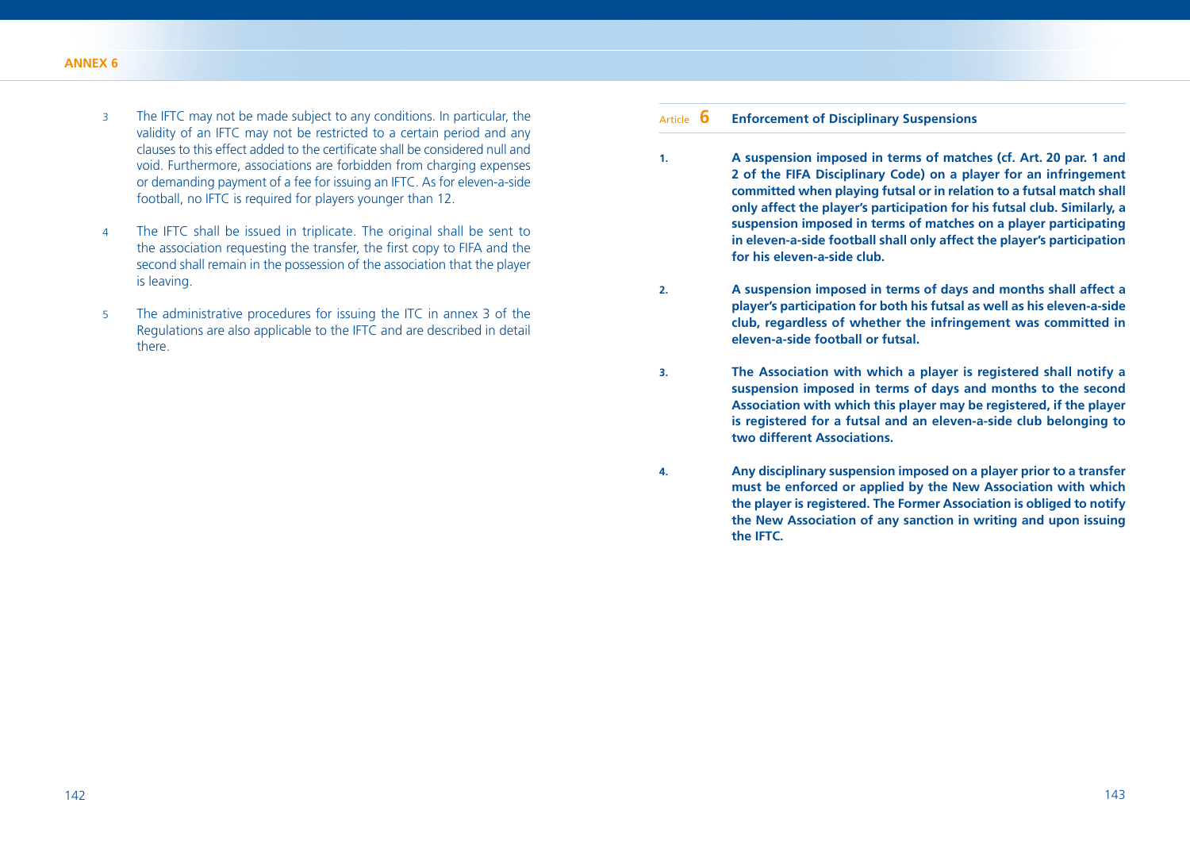3. The IFTC may not be made subject to any conditions. In particular, the validity of an IFTC may not be restricted to a certain period and any clauses to this effect added to the certificate shall be considered null and void. Furthermore, associations are forbidden from charging expenses or demanding payment of a fee for issuing an IFTC. As for eleven-a-side football, no IFTC is required for players younger than 12.

4. The IFTC shall be issued in triplicate. The original shall be sent to the association requesting the transfer, the first copy to FIFA and the second shall remain in the possession of the association that the player is leaving.

5. The administrative procedures for issuing the ITC in annex 3 of the Regulations are also applicable to the IFTC and are described in detail there.

## Article 6 Enforcement of Disciplinary Suspensions

**1.** **A suspension imposed in terms of matches (cf. Art. 20 par. 1 and 2 of the FIFA Disciplinary Code) on a player for an infringement committed when playing futsal or in relation to a futsal match shall only affect the player's participation for his futsal club. Similarly, a suspension imposed in terms of matches on a player participating in eleven-a-side football shall only affect the player's participation for his eleven-a-side club.**

**2.** **A suspension imposed in terms of days and months shall affect a player's participation for both his futsal as well as his eleven-a-side club, regardless of whether the infringement was committed in eleven-a-side football or futsal.**

**3.** **The Association with which a player is registered shall notify a suspension imposed in terms of days and months to the second Association with which this player may be registered, if the player is registered for a futsal and an eleven-a-side club belonging to two different Associations.**

**4.** **Any disciplinary suspension imposed on a player prior to a transfer must be enforced or applied by the New Association with which the player is registered. The Former Association is obliged to notify the New Association of any sanction in writing and upon issuing the IFTC.**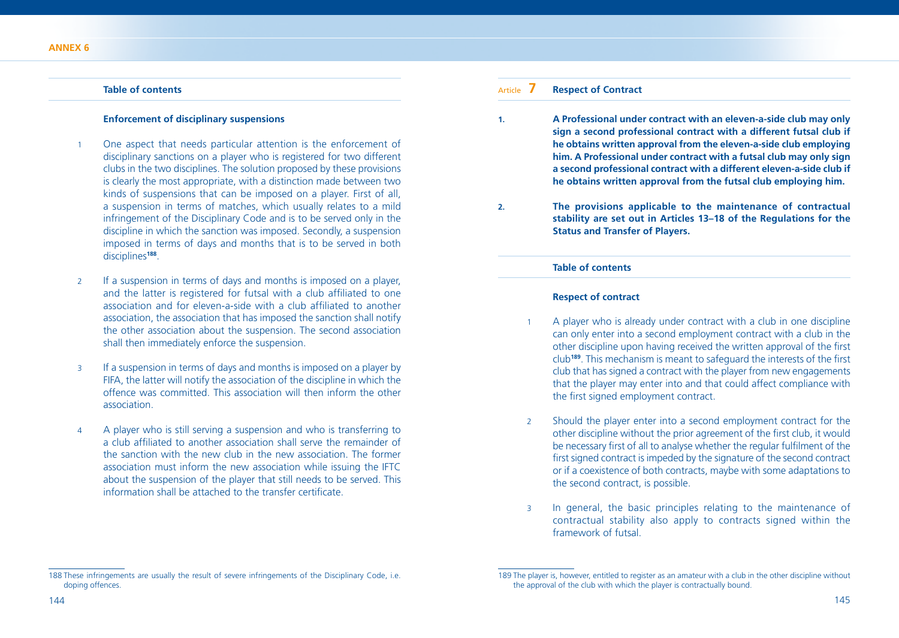#### Table of contents

**Enforcement of disciplinary suspensions**

1 One aspect that needs particular attention is the enforcement of disciplinary sanctions on a player who is registered for two different clubs in the two disciplines. The solution proposed by these provisions is clearly the most appropriate, with a distinction made between two kinds of suspensions that can be imposed on a player. First of all, a suspension in terms of matches, which usually relates to a mild infringement of the Disciplinary Code and is to be served only in the discipline in which the sanction was imposed. Secondly, a suspension imposed in terms of days and months that is to be served in both disciplines[188].

2 If a suspension in terms of days and months is imposed on a player, and the latter is registered for futsal with a club affiliated to one association and for eleven-a-side with a club affiliated to another association, the association that has imposed the sanction shall notify the other association about the suspension. The second association shall then immediately enforce the suspension.

3 If a suspension in terms of days and months is imposed on a player by FIFA, the latter will notify the association of the discipline in which the offence was committed. This association will then inform the other association.

4 A player who is still serving a suspension and who is transferring to a club affiliated to another association shall serve the remainder of the sanction with the new club in the new association. The former association must inform the new association while issuing the IFTC about the suspension of the player that still needs to be served. This information shall be attached to the transfer certificate.

188 These infringements are usually the result of severe infringements of the Disciplinary Code, i.e. doping offences.

## Article 7 Respect of Contract

**1. A Professional under contract with an eleven-a-side club may only sign a second professional contract with a different futsal club if he obtains written approval from the eleven-a-side club employing him. A Professional under contract with a futsal club may only sign a second professional contract with a different eleven-a-side club if he obtains written approval from the futsal club employing him.**

**2. The provisions applicable to the maintenance of contractual stability are set out in Articles 13–18 of the Regulations for the Status and Transfer of Players.**

#### Table of contents

**Respect of contract**

1 A player who is already under contract with a club in one discipline can only enter into a second employment contract with a club in the other discipline upon having received the written approval of the first club[189]. This mechanism is meant to safeguard the interests of the first club that has signed a contract with the player from new engagements that the player may enter into and that could affect compliance with the first signed employment contract.

2 Should the player enter into a second employment contract for the other discipline without the prior agreement of the first club, it would be necessary first of all to analyse whether the regular fulfilment of the first signed contract is impeded by the signature of the second contract or if a coexistence of both contracts, maybe with some adaptations to the second contract, is possible.

3 In general, the basic principles relating to the maintenance of contractual stability also apply to contracts signed within the framework of futsal.

189 The player is, however, entitled to register as an amateur with a club in the other discipline without the approval of the club with which the player is contractually bound.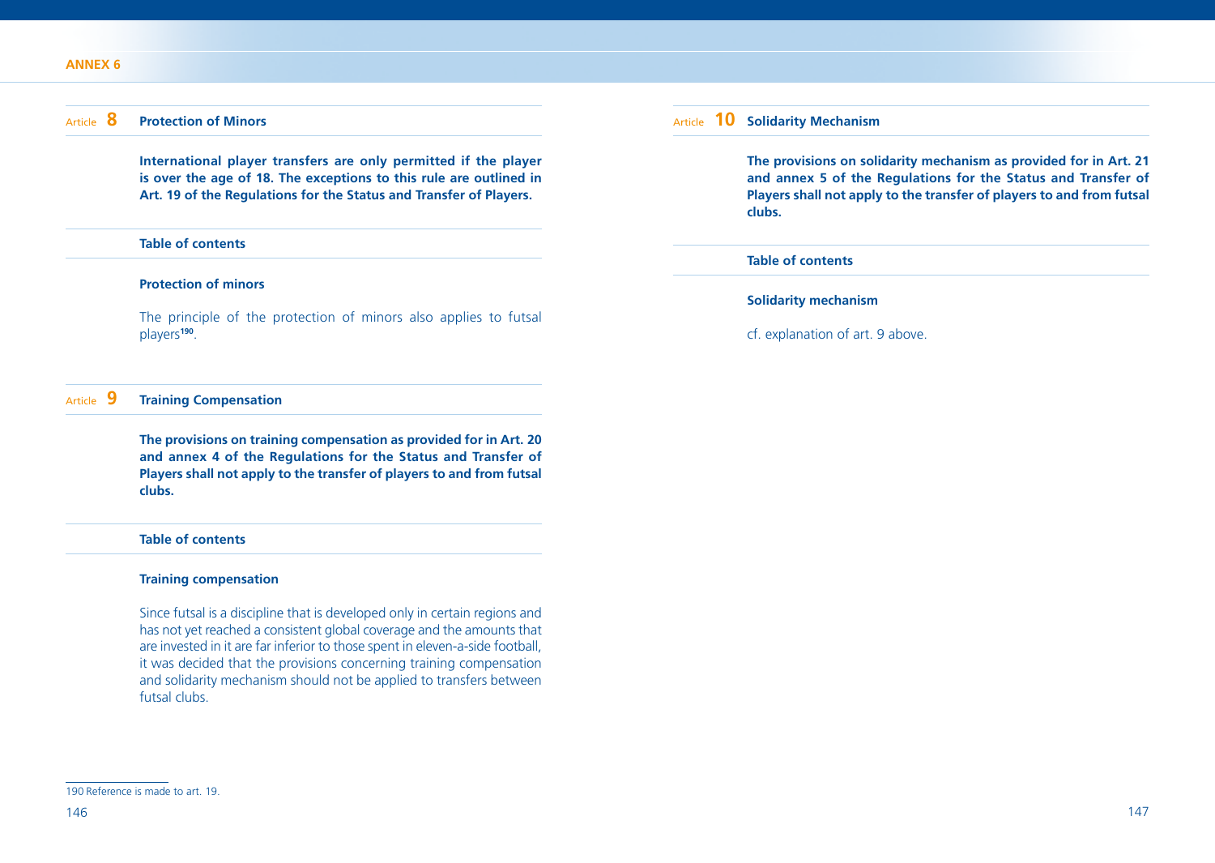## Article 8 Protection of Minors

**International player transfers are only permitted if the player is over the age of 18. The exceptions to this rule are outlined in Art. 19 of the Regulations for the Status and Transfer of Players.**

**Table of contents**

**Protection of minors**

The principle of the protection of minors also applies to futsal players[190].

## Article 9 Training Compensation

**The provisions on training compensation as provided for in Art. 20 and annex 4 of the Regulations for the Status and Transfer of Players shall not apply to the transfer of players to and from futsal clubs.**

**Table of contents**

**Training compensation**

Since futsal is a discipline that is developed only in certain regions and has not yet reached a consistent global coverage and the amounts that are invested in it are far inferior to those spent in eleven-a-side football, it was decided that the provisions concerning training compensation and solidarity mechanism should not be applied to transfers between futsal clubs.

## Article 10 Solidarity Mechanism

**The provisions on solidarity mechanism as provided for in Art. 21 and annex 5 of the Regulations for the Status and Transfer of Players shall not apply to the transfer of players to and from futsal clubs.**

**Table of contents**

**Solidarity mechanism**

cf. explanation of art. 9 above.

---

190 Reference is made to art. 19.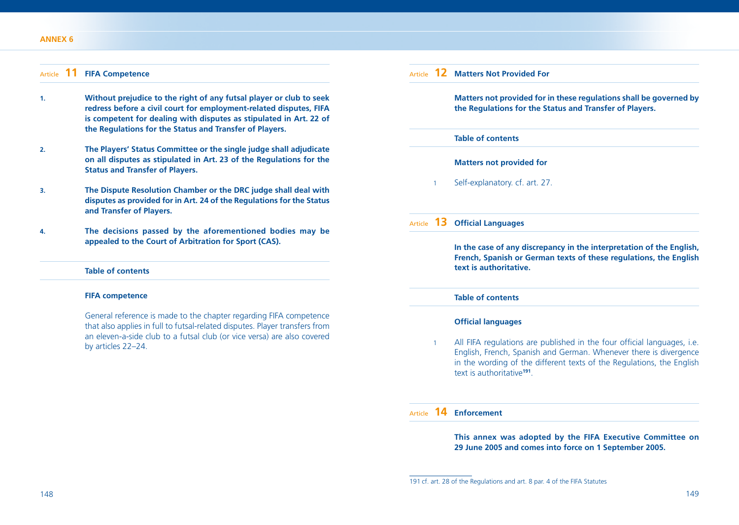## Article 11 FIFA Competence

1. **Without prejudice to the right of any futsal player or club to seek redress before a civil court for employment-related disputes, FIFA is competent for dealing with disputes as stipulated in Art. 22 of the Regulations for the Status and Transfer of Players.**

2. **The Players' Status Committee or the single judge shall adjudicate on all disputes as stipulated in Art. 23 of the Regulations for the Status and Transfer of Players.**

3. **The Dispute Resolution Chamber or the DRC judge shall deal with disputes as provided for in Art. 24 of the Regulations for the Status and Transfer of Players.**

4. **The decisions passed by the aforementioned bodies may be appealed to the Court of Arbitration for Sport (CAS).**

**Table of contents**

**FIFA competence**

General reference is made to the chapter regarding FIFA competence that also applies in full to futsal-related disputes. Player transfers from an eleven-a-side club to a futsal club (or vice versa) are also covered by articles 22–24.

## Article 12 Matters Not Provided For

**Matters not provided for in these regulations shall be governed by the Regulations for the Status and Transfer of Players.**

**Table of contents**

**Matters not provided for**

1 Self-explanatory. cf. art. 27.

## Article 13 Official Languages

**In the case of any discrepancy in the interpretation of the English, French, Spanish or German texts of these regulations, the English text is authoritative.**

**Table of contents**

**Official languages**

1 All FIFA regulations are published in the four official languages, i.e. English, French, Spanish and German. Whenever there is divergence in the wording of the different texts of the Regulations, the English text is authoritative[191].

## Article 14 Enforcement

**This annex was adopted by the FIFA Executive Committee on 29 June 2005 and comes into force on 1 September 2005.**

---

191 cf. art. 28 of the Regulations and art. 8 par. 4 of the FIFA Statutes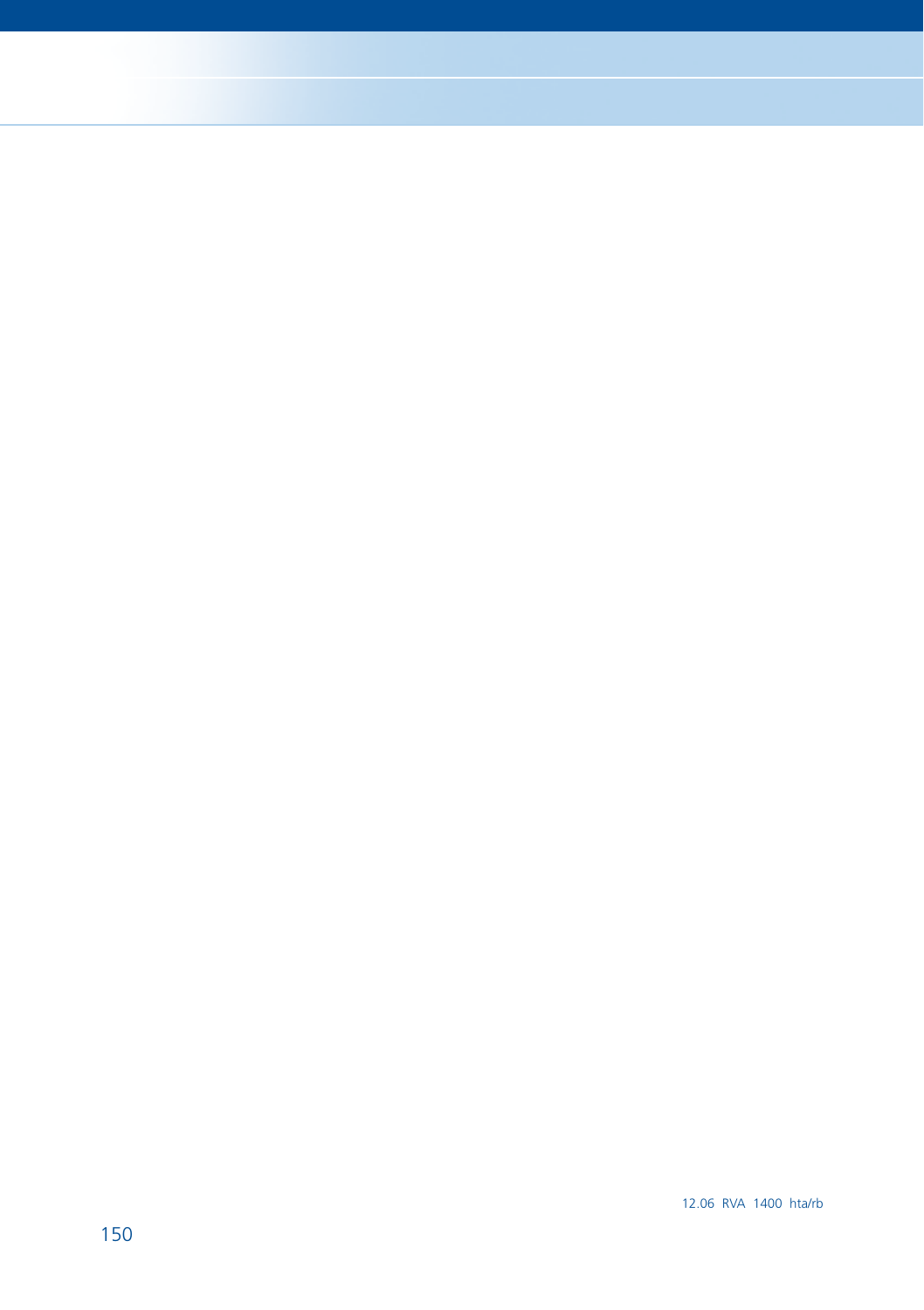12.06 RVA 1400 hta/rb